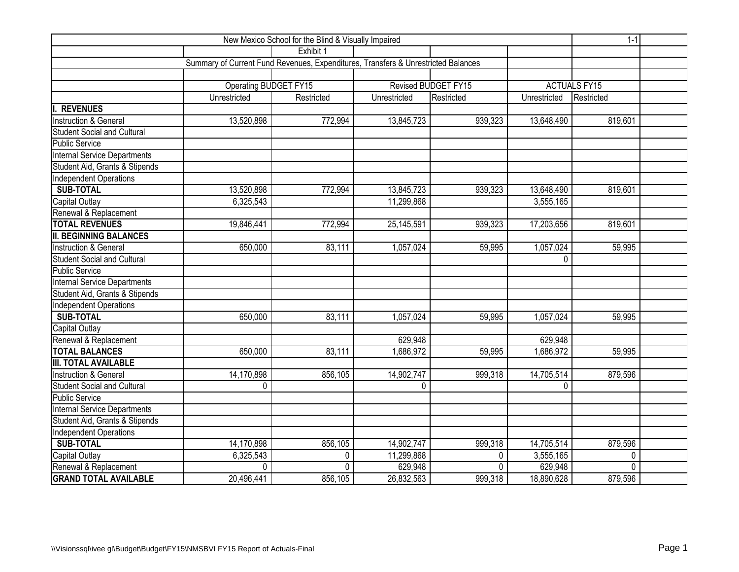New Mexico School for the Blind & Visually Impaired

1-1

Exhibit 1

Summary of Current Fund Revenues, Expenditures, Transfers & Unrestricted Balances

| | Operating BUDGET FY15 | | Revised BUDGET FY15 | | ACTUALS FY15 | |
|---|---|---|---|---|---|---|
| | Unrestricted | Restricted | Unrestricted | Restricted | Unrestricted | Restricted |
| **I. REVENUES** | | | | | | |
| Instruction & General | 13,520,898 | 772,994 | 13,845,723 | 939,323 | 13,648,490 | 819,601 |
| Student Social and Cultural | | | | | | |
| Public Service | | | | | | |
| Internal Service Departments | | | | | | |
| Student Aid, Grants & Stipends | | | | | | |
| Independent Operations | | | | | | |
| **SUB-TOTAL** | 13,520,898 | 772,994 | 13,845,723 | 939,323 | 13,648,490 | 819,601 |
| Capital Outlay | 6,325,543 | | 11,299,868 | | 3,555,165 | |
| Renewal & Replacement | | | | | | |
| **TOTAL REVENUES** | 19,846,441 | 772,994 | 25,145,591 | 939,323 | 17,203,656 | 819,601 |
| **II. BEGINNING BALANCES** | | | | | | |
| Instruction & General | 650,000 | 83,111 | 1,057,024 | 59,995 | 1,057,024 | 59,995 |
| Student Social and Cultural | | | | | 0 | |
| Public Service | | | | | | |
| Internal Service Departments | | | | | | |
| Student Aid, Grants & Stipends | | | | | | |
| Independent Operations | | | | | | |
| **SUB-TOTAL** | 650,000 | 83,111 | 1,057,024 | 59,995 | 1,057,024 | 59,995 |
| Capital Outlay | | | | | | |
| Renewal & Replacement | | | 629,948 | | 629,948 | |
| **TOTAL BALANCES** | 650,000 | 83,111 | 1,686,972 | 59,995 | 1,686,972 | 59,995 |
| **III. TOTAL AVAILABLE** | | | | | | |
| Instruction & General | 14,170,898 | 856,105 | 14,902,747 | 999,318 | 14,705,514 | 879,596 |
| Student Social and Cultural | 0 | | 0 | | 0 | |
| Public Service | | | | | | |
| Internal Service Departments | | | | | | |
| Student Aid, Grants & Stipends | | | | | | |
| Independent Operations | | | | | | |
| **SUB-TOTAL** | 14,170,898 | 856,105 | 14,902,747 | 999,318 | 14,705,514 | 879,596 |
| Capital Outlay | 6,325,543 | 0 | 11,299,868 | 0 | 3,555,165 | 0 |
| Renewal & Replacement | 0 | 0 | 629,948 | 0 | 629,948 | 0 |
| **GRAND TOTAL AVAILABLE** | 20,496,441 | 856,105 | 26,832,563 | 999,318 | 18,890,628 | 879,596 |

\\Visionssql\ivee gl\Budget\Budget\FY15\NMSBVI FY15 Report of Actuals-Final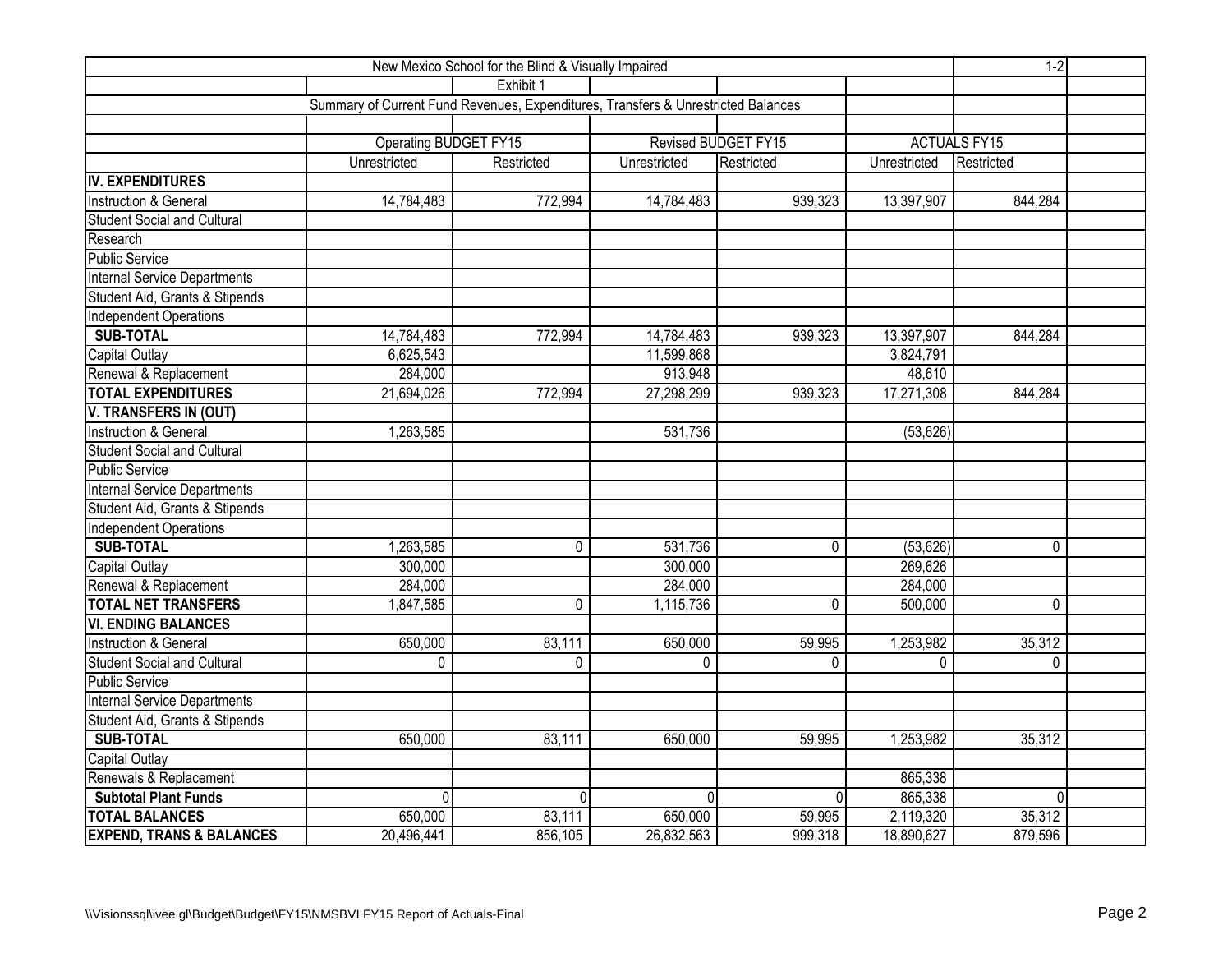New Mexico School for the Blind & Visually Impaired

Exhibit 1

Summary of Current Fund Revenues, Expenditures, Transfers & Unrestricted Balances

| | Operating BUDGET FY15 | | Revised BUDGET FY15 | | ACTUALS FY15 | |
|---|---|---|---|---|---|---|
| | Unrestricted | Restricted | Unrestricted | Restricted | Unrestricted | Restricted |
| **IV. EXPENDITURES** | | | | | | |
| Instruction & General | 14,784,483 | 772,994 | 14,784,483 | 939,323 | 13,397,907 | 844,284 |
| Student Social and Cultural | | | | | | |
| Research | | | | | | |
| Public Service | | | | | | |
| Internal Service Departments | | | | | | |
| Student Aid, Grants & Stipends | | | | | | |
| Independent Operations | | | | | | |
| **SUB-TOTAL** | 14,784,483 | 772,994 | 14,784,483 | 939,323 | 13,397,907 | 844,284 |
| Capital Outlay | 6,625,543 | | 11,599,868 | | 3,824,791 | |
| Renewal & Replacement | 284,000 | | 913,948 | | 48,610 | |
| **TOTAL EXPENDITURES** | 21,694,026 | 772,994 | 27,298,299 | 939,323 | 17,271,308 | 844,284 |
| **V. TRANSFERS IN (OUT)** | | | | | | |
| Instruction & General | 1,263,585 | | 531,736 | | (53,626) | |
| Student Social and Cultural | | | | | | |
| Public Service | | | | | | |
| Internal Service Departments | | | | | | |
| Student Aid, Grants & Stipends | | | | | | |
| Independent Operations | | | | | | |
| **SUB-TOTAL** | 1,263,585 | 0 | 531,736 | 0 | (53,626) | 0 |
| Capital Outlay | 300,000 | | 300,000 | | 269,626 | |
| Renewal & Replacement | 284,000 | | 284,000 | | 284,000 | |
| **TOTAL NET TRANSFERS** | 1,847,585 | 0 | 1,115,736 | 0 | 500,000 | 0 |
| **VI. ENDING BALANCES** | | | | | | |
| Instruction & General | 650,000 | 83,111 | 650,000 | 59,995 | 1,253,982 | 35,312 |
| Student Social and Cultural | 0 | 0 | 0 | 0 | 0 | 0 |
| Public Service | | | | | | |
| Internal Service Departments | | | | | | |
| Student Aid, Grants & Stipends | | | | | | |
| **SUB-TOTAL** | 650,000 | 83,111 | 650,000 | 59,995 | 1,253,982 | 35,312 |
| Capital Outlay | | | | | | |
| Renewals & Replacement | | | | | 865,338 | |
| **Subtotal Plant Funds** | 0 | 0 | 0 | 0 | 865,338 | 0 |
| **TOTAL BALANCES** | 650,000 | 83,111 | 650,000 | 59,995 | 2,119,320 | 35,312 |
| **EXPEND, TRANS & BALANCES** | 20,496,441 | 856,105 | 26,832,563 | 999,318 | 18,890,627 | 879,596 |

\\Visionssql\ivee gl\Budget\Budget\FY15\NMSBVI FY15 Report of Actuals-Final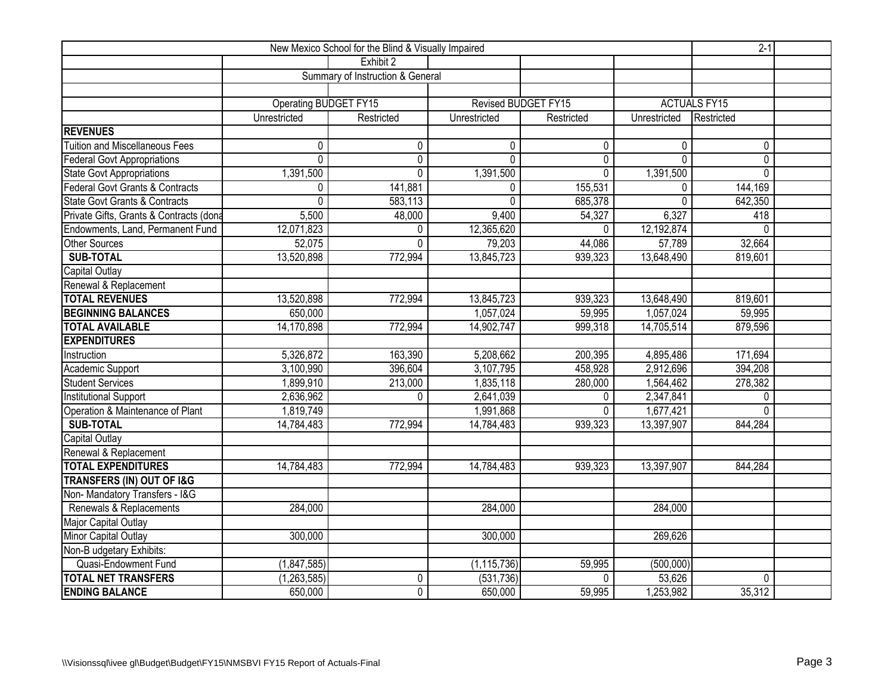| New Mexico School for the Blind & Visually Impaired | | | | | | |
|---|---|---|---|---|---|---|
| | | Exhibit 2 | | | | |
| | Summary of Instruction & General | | | | | |
| | Operating BUDGET FY15 | | Revised BUDGET FY15 | | ACTUALS FY15 | |
| | Unrestricted | Restricted | Unrestricted | Restricted | Unrestricted | Restricted |
| **REVENUES** | | | | | | |
| Tuition and Miscellaneous Fees | 0 | 0 | 0 | 0 | 0 | 0 |
| Federal Govt Appropriations | 0 | 0 | 0 | 0 | 0 | 0 |
| State Govt Appropriations | 1,391,500 | 0 | 1,391,500 | 0 | 1,391,500 | 0 |
| Federal Govt Grants & Contracts | 0 | 141,881 | 0 | 155,531 | 0 | 144,169 |
| State Govt Grants & Contracts | 0 | 583,113 | 0 | 685,378 | 0 | 642,350 |
| Private Gifts, Grants & Contracts (dona | 5,500 | 48,000 | 9,400 | 54,327 | 6,327 | 418 |
| Endowments, Land, Permanent Fund | 12,071,823 | 0 | 12,365,620 | 0 | 12,192,874 | 0 |
| Other Sources | 52,075 | 0 | 79,203 | 44,086 | 57,789 | 32,664 |
| **SUB-TOTAL** | 13,520,898 | 772,994 | 13,845,723 | 939,323 | 13,648,490 | 819,601 |
| Capital Outlay | | | | | | |
| Renewal & Replacement | | | | | | |
| **TOTAL REVENUES** | 13,520,898 | 772,994 | 13,845,723 | 939,323 | 13,648,490 | 819,601 |
| **BEGINNING BALANCES** | 650,000 | | 1,057,024 | 59,995 | 1,057,024 | 59,995 |
| **TOTAL AVAILABLE** | 14,170,898 | 772,994 | 14,902,747 | 999,318 | 14,705,514 | 879,596 |
| **EXPENDITURES** | | | | | | |
| Instruction | 5,326,872 | 163,390 | 5,208,662 | 200,395 | 4,895,486 | 171,694 |
| Academic Support | 3,100,990 | 396,604 | 3,107,795 | 458,928 | 2,912,696 | 394,208 |
| Student Services | 1,899,910 | 213,000 | 1,835,118 | 280,000 | 1,564,462 | 278,382 |
| Institutional Support | 2,636,962 | 0 | 2,641,039 | 0 | 2,347,841 | 0 |
| Operation & Maintenance of Plant | 1,819,749 | | 1,991,868 | 0 | 1,677,421 | 0 |
| **SUB-TOTAL** | 14,784,483 | 772,994 | 14,784,483 | 939,323 | 13,397,907 | 844,284 |
| Capital Outlay | | | | | | |
| Renewal & Replacement | | | | | | |
| **TOTAL EXPENDITURES** | 14,784,483 | 772,994 | 14,784,483 | 939,323 | 13,397,907 | 844,284 |
| **TRANSFERS (IN) OUT OF I&G** | | | | | | |
| Non- Mandatory Transfers - I&G | | | | | | |
| Renewals & Replacements | 284,000 | | 284,000 | | 284,000 | |
| Major Capital Outlay | | | | | | |
| Minor Capital Outlay | 300,000 | | 300,000 | | 269,626 | |
| Non-B udgetary Exhibits: | | | | | | |
| Quasi-Endowment Fund | (1,847,585) | | (1,115,736) | 59,995 | (500,000) | |
| **TOTAL NET TRANSFERS** | (1,263,585) | 0 | (531,736) | 0 | 53,626 | 0 |
| **ENDING BALANCE** | 650,000 | 0 | 650,000 | 59,995 | 1,253,982 | 35,312 |

\\Visionssql\ivee gl\Budget\Budget\FY15\NMSBVI FY15 Report of Actuals-Final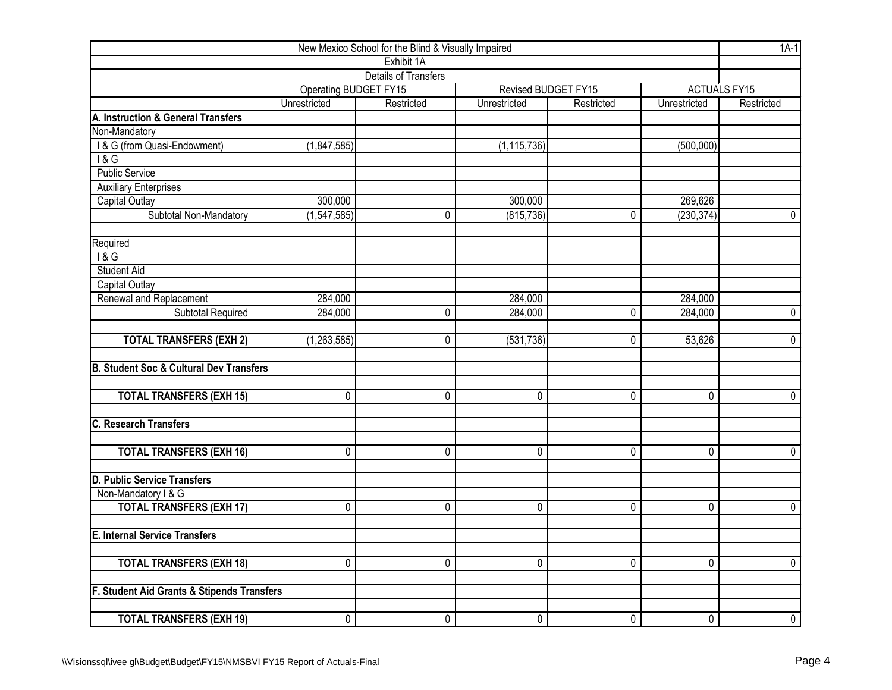| New Mexico School for the Blind & Visually Impaired | | | | | | 1A-1 |
|---|---|---|---|---|---|---|
| Exhibit 1A | | | | | | |
| Details of Transfers | | | | | | |
| | Operating BUDGET FY15 | | Revised BUDGET FY15 | | ACTUALS FY15 | |
| | Unrestricted | Restricted | Unrestricted | Restricted | Unrestricted | Restricted |
| **A. Instruction & General Transfers** | | | | | | |
| Non-Mandatory | | | | | | |
| I & G (from Quasi-Endowment) | (1,847,585) | | (1,115,736) | | (500,000) | |
| I & G | | | | | | |
| Public Service | | | | | | |
| Auxiliary Enterprises | | | | | | |
| Capital Outlay | 300,000 | | 300,000 | | 269,626 | |
| Subtotal Non-Mandatory | (1,547,585) | 0 | (815,736) | 0 | (230,374) | 0 |
| | | | | | | |
| Required | | | | | | |
| I & G | | | | | | |
| Student Aid | | | | | | |
| Capital Outlay | | | | | | |
| Renewal and Replacement | 284,000 | | 284,000 | | 284,000 | |
| Subtotal Required | 284,000 | 0 | 284,000 | 0 | 284,000 | 0 |
| | | | | | | |
| **TOTAL TRANSFERS (EXH 2)** | (1,263,585) | 0 | (531,736) | 0 | 53,626 | 0 |
| | | | | | | |
| **B. Student Soc & Cultural Dev Transfers** | | | | | | |
| | | | | | | |
| **TOTAL TRANSFERS (EXH 15)** | 0 | 0 | 0 | 0 | 0 | 0 |
| | | | | | | |
| **C. Research Transfers** | | | | | | |
| | | | | | | |
| **TOTAL TRANSFERS (EXH 16)** | 0 | 0 | 0 | 0 | 0 | 0 |
| | | | | | | |
| **D. Public Service Transfers** | | | | | | |
| Non-Mandatory I & G | | | | | | |
| **TOTAL TRANSFERS (EXH 17)** | 0 | 0 | 0 | 0 | 0 | 0 |
| | | | | | | |
| **E. Internal Service Transfers** | | | | | | |
| | | | | | | |
| **TOTAL TRANSFERS (EXH 18)** | 0 | 0 | 0 | 0 | 0 | 0 |
| | | | | | | |
| **F. Student Aid Grants & Stipends Transfers** | | | | | | |
| | | | | | | |
| **TOTAL TRANSFERS (EXH 19)** | 0 | 0 | 0 | 0 | 0 | 0 |

\\Visionssql\ivee gl\Budget\Budget\FY15\NMSBVI FY15 Report of Actuals-Final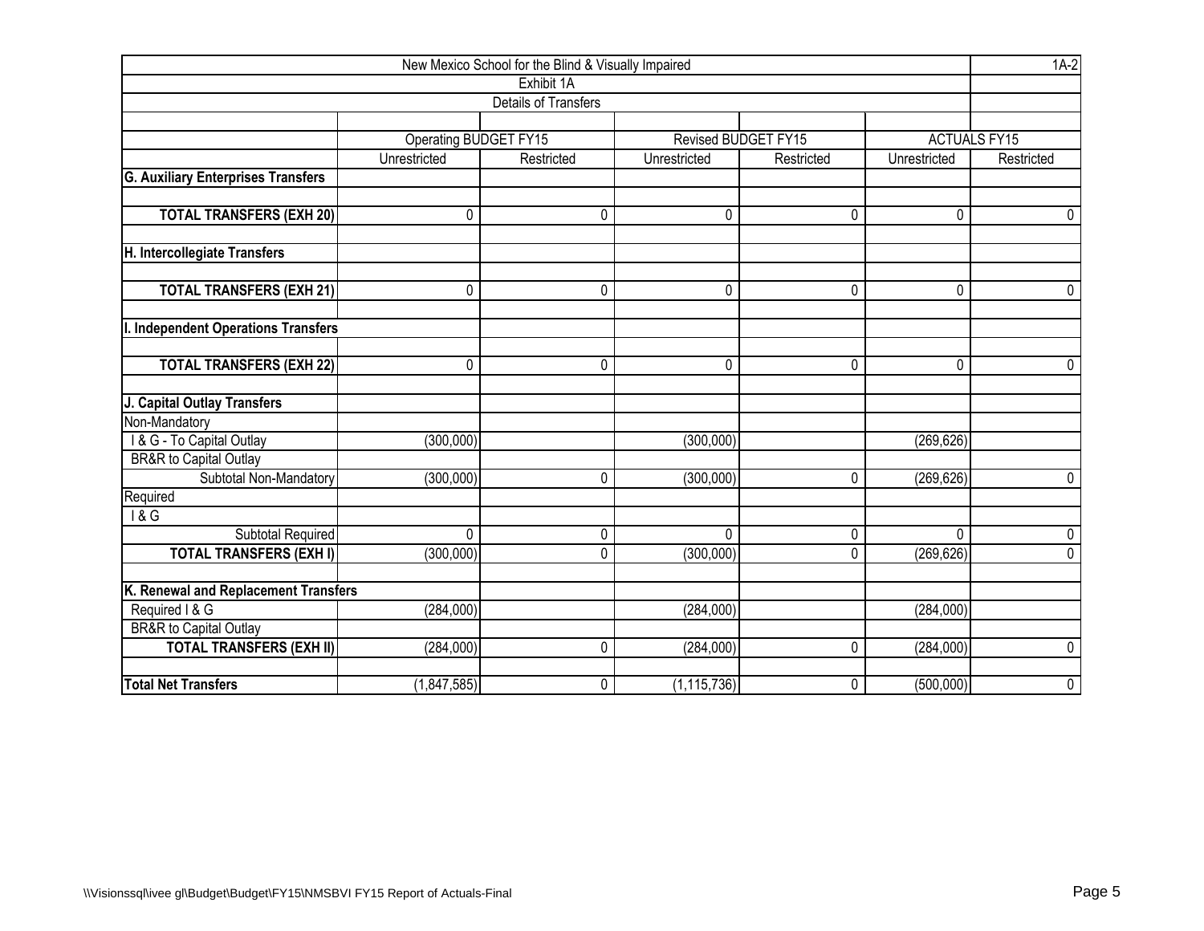New Mexico School for the Blind & Visually Impaired

Exhibit 1A

Details of Transfers

| | Operating BUDGET FY15 | | Revised BUDGET FY15 | | ACTUALS FY15 | |
|---|---|---|---|---|---|---|
| | Unrestricted | Restricted | Unrestricted | Restricted | Unrestricted | Restricted |
| **G. Auxiliary Enterprises Transfers** | | | | | | |
| | | | | | | |
| **TOTAL TRANSFERS (EXH 20)** | 0 | 0 | 0 | 0 | 0 | 0 |
| | | | | | | |
| **H. Intercollegiate Transfers** | | | | | | |
| | | | | | | |
| **TOTAL TRANSFERS (EXH 21)** | 0 | 0 | 0 | 0 | 0 | 0 |
| | | | | | | |
| **I. Independent Operations Transfers** | | | | | | |
| | | | | | | |
| **TOTAL TRANSFERS (EXH 22)** | 0 | 0 | 0 | 0 | 0 | 0 |
| | | | | | | |
| **J. Capital Outlay Transfers** | | | | | | |
| Non-Mandatory | | | | | | |
| I & G - To Capital Outlay | (300,000) | | (300,000) | | (269,626) | |
| BR&R to Capital Outlay | | | | | | |
| Subtotal Non-Mandatory | (300,000) | 0 | (300,000) | 0 | (269,626) | 0 |
| Required | | | | | | |
| I & G | | | | | | |
| Subtotal Required | 0 | 0 | 0 | 0 | 0 | 0 |
| **TOTAL TRANSFERS (EXH I)** | (300,000) | 0 | (300,000) | 0 | (269,626) | 0 |
| | | | | | | |
| **K. Renewal and Replacement Transfers** | | | | | | |
| Required I & G | (284,000) | | (284,000) | | (284,000) | |
| BR&R to Capital Outlay | | | | | | |
| **TOTAL TRANSFERS (EXH II)** | (284,000) | 0 | (284,000) | 0 | (284,000) | 0 |
| | | | | | | |
| **Total Net Transfers** | (1,847,585) | 0 | (1,115,736) | 0 | (500,000) | 0 |

\\Visionssql\ivee gl\Budget\Budget\FY15\NMSBVI FY15 Report of Actuals-Final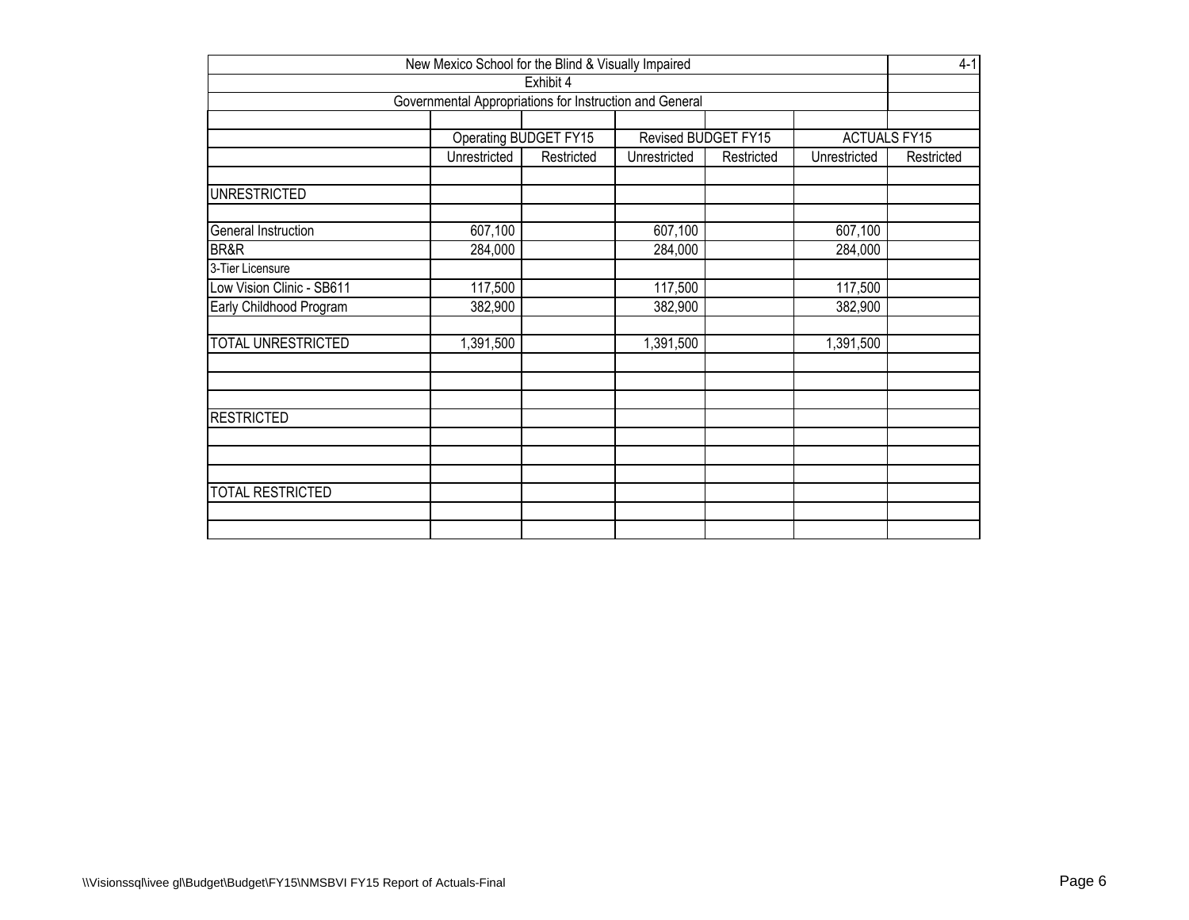New Mexico School for the Blind & Visually Impaired

4-1

Exhibit 4

Governmental Appropriations for Instruction and General

| | Operating BUDGET FY15 | | Revised BUDGET FY15 | | ACTUALS FY15 | |
|---|---|---|---|---|---|---|
| | Unrestricted | Restricted | Unrestricted | Restricted | Unrestricted | Restricted |
| | | | | | | |
| UNRESTRICTED | | | | | | |
| | | | | | | |
| General Instruction | 607,100 | | 607,100 | | 607,100 | |
| BR&R | 284,000 | | 284,000 | | 284,000 | |
| 3-Tier Licensure | | | | | | |
| Low Vision Clinic - SB611 | 117,500 | | 117,500 | | 117,500 | |
| Early Childhood Program | 382,900 | | 382,900 | | 382,900 | |
| | | | | | | |
| TOTAL UNRESTRICTED | 1,391,500 | | 1,391,500 | | 1,391,500 | |
| | | | | | | |
| | | | | | | |
| | | | | | | |
| RESTRICTED | | | | | | |
| | | | | | | |
| | | | | | | |
| | | | | | | |
| TOTAL RESTRICTED | | | | | | |
| | | | | | | |
| | | | | | | |

\\Visionssql\ivee gl\Budget\Budget\FY15\NMSBVI FY15 Report of Actuals-Final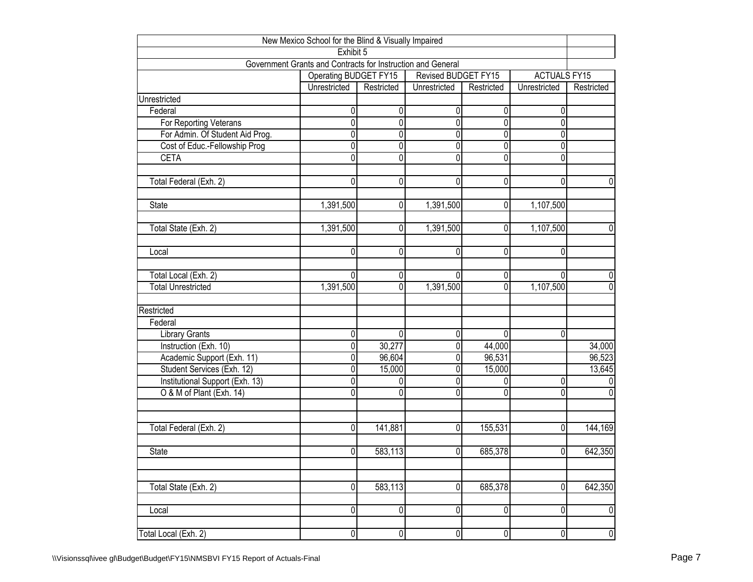| New Mexico School for the Blind & Visually Impaired | | | | | | |
|---|---|---|---|---|---|---|
| Exhibit 5 | | | | | | |
| Government Grants and Contracts for Instruction and General | | | | | | |
| | Operating BUDGET FY15 | | Revised BUDGET FY15 | | ACTUALS FY15 | |
| | Unrestricted | Restricted | Unrestricted | Restricted | Unrestricted | Restricted |
| Unrestricted | | | | | | |
| Federal | 0 | 0 | 0 | 0 | 0 | |
| For Reporting Veterans | 0 | 0 | 0 | 0 | 0 | |
| For Admin. Of Student Aid Prog. | 0 | 0 | 0 | 0 | 0 | |
| Cost of Educ.-Fellowship Prog | 0 | 0 | 0 | 0 | 0 | |
| CETA | 0 | 0 | 0 | 0 | 0 | |
| | | | | | | |
| Total Federal (Exh. 2) | 0 | 0 | 0 | 0 | 0 | 0 |
| | | | | | | |
| State | 1,391,500 | 0 | 1,391,500 | 0 | 1,107,500 | |
| | | | | | | |
| Total State (Exh. 2) | 1,391,500 | 0 | 1,391,500 | 0 | 1,107,500 | 0 |
| | | | | | | |
| Local | 0 | 0 | 0 | 0 | 0 | |
| | | | | | | |
| Total Local (Exh. 2) | 0 | 0 | 0 | 0 | 0 | 0 |
| Total Unrestricted | 1,391,500 | 0 | 1,391,500 | 0 | 1,107,500 | 0 |
| | | | | | | |
| Restricted | | | | | | |
| Federal | | | | | | |
| Library Grants | 0 | 0 | 0 | 0 | 0 | |
| Instruction (Exh. 10) | 0 | 30,277 | 0 | 44,000 | | 34,000 |
| Academic Support (Exh. 11) | 0 | 96,604 | 0 | 96,531 | | 96,523 |
| Student Services (Exh. 12) | 0 | 15,000 | 0 | 15,000 | | 13,645 |
| Institutional Support (Exh. 13) | 0 | 0 | 0 | 0 | 0 | 0 |
| O & M of Plant (Exh. 14) | 0 | 0 | 0 | 0 | 0 | 0 |
| | | | | | | |
| | | | | | | |
| Total Federal (Exh. 2) | 0 | 141,881 | 0 | 155,531 | 0 | 144,169 |
| | | | | | | |
| State | 0 | 583,113 | 0 | 685,378 | 0 | 642,350 |
| | | | | | | |
| | | | | | | |
| Total State (Exh. 2) | 0 | 583,113 | 0 | 685,378 | 0 | 642,350 |
| | | | | | | |
| Local | 0 | 0 | 0 | 0 | 0 | 0 |
| | | | | | | |
| Total Local (Exh. 2) | 0 | 0 | 0 | 0 | 0 | 0 |

\\Visionssql\ivee gl\Budget\Budget\FY15\NMSBVI FY15 Report of Actuals-Final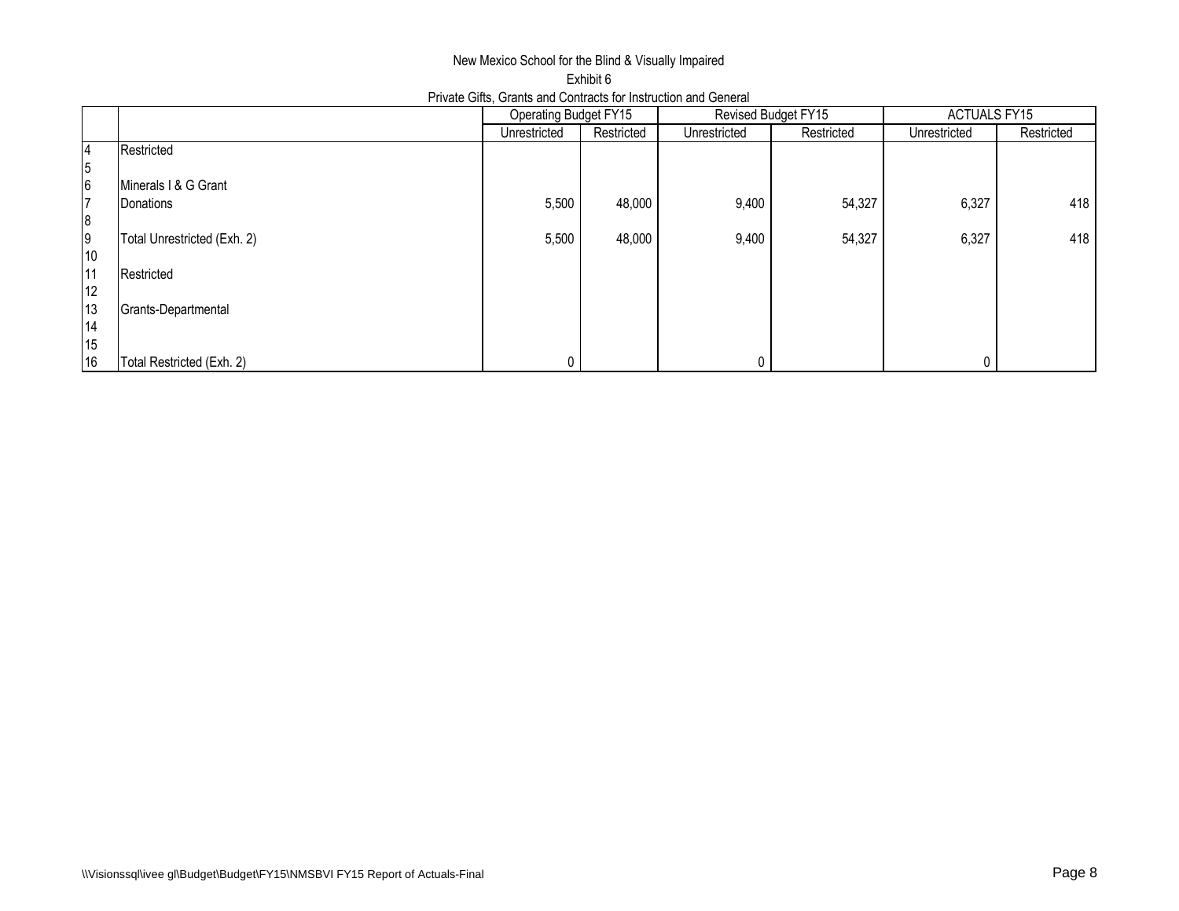New Mexico School for the Blind & Visually Impaired

Exhibit 6

Private Gifts, Grants and Contracts for Instruction and General

| | | Operating Budget FY15 | | Revised Budget FY15 | | ACTUALS FY15 | |
|---|---|---|---|---|---|---|---|
| | | Unrestricted | Restricted | Unrestricted | Restricted | Unrestricted | Restricted |
| 4 | Restricted | | | | | | |
| 5 | | | | | | | |
| 6 | Minerals I & G Grant | | | | | | |
| 7 | Donations | 5,500 | 48,000 | 9,400 | 54,327 | 6,327 | 418 |
| 8 | | | | | | | |
| 9 | Total Unrestricted (Exh. 2) | 5,500 | 48,000 | 9,400 | 54,327 | 6,327 | 418 |
| 10 | | | | | | | |
| 11 | Restricted | | | | | | |
| 12 | | | | | | | |
| 13 | Grants-Departmental | | | | | | |
| 14 | | | | | | | |
| 15 | | | | | | | |
| 16 | Total Restricted (Exh. 2) | 0 | | 0 | | 0 | |

\\Visionssql\ivee gl\Budget\Budget\FY15\NMSBVI FY15 Report of Actuals-Final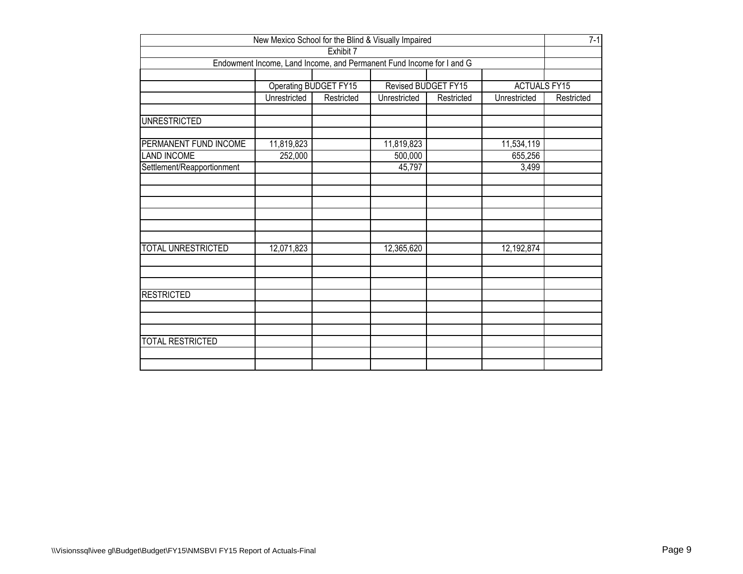New Mexico School for the Blind & Visually Impaired

7-1

Exhibit 7

Endowment Income, Land Income, and Permanent Fund Income for I and G

| | Operating BUDGET FY15 | | Revised BUDGET FY15 | | ACTUALS FY15 | |
|---|---|---|---|---|---|---|
| | Unrestricted | Restricted | Unrestricted | Restricted | Unrestricted | Restricted |
| UNRESTRICTED | | | | | | |
| PERMANENT FUND INCOME | 11,819,823 | | 11,819,823 | | 11,534,119 | |
| LAND INCOME | 252,000 | | 500,000 | | 655,256 | |
| Settlement/Reapportionment | | | 45,797 | | 3,499 | |
| TOTAL UNRESTRICTED | 12,071,823 | | 12,365,620 | | 12,192,874 | |
| RESTRICTED | | | | | | |
| TOTAL RESTRICTED | | | | | | |

\\Visionssql\ivee gl\Budget\Budget\FY15\NMSBVI FY15 Report of Actuals-Final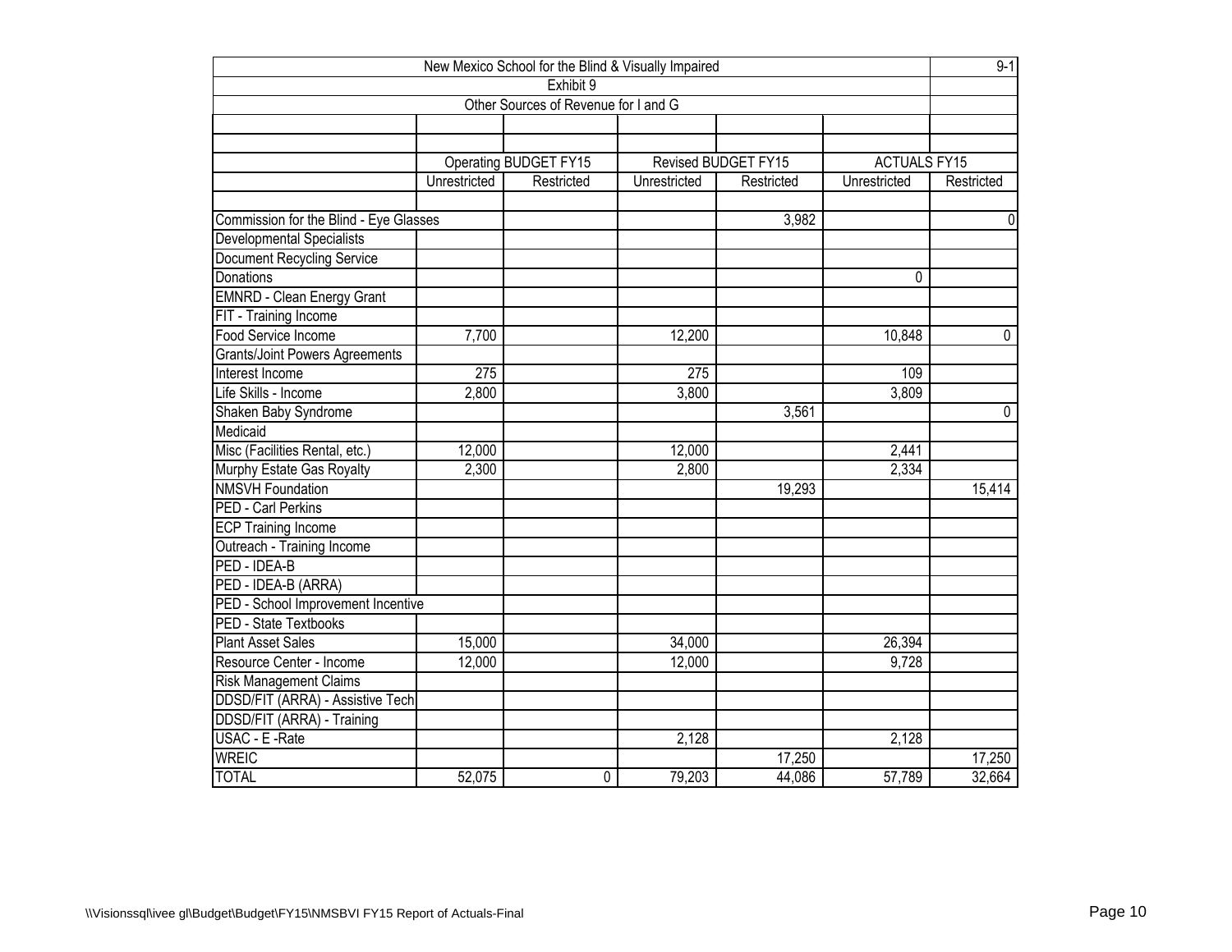# New Mexico School for the Blind & Visually Impaired

9-1

## Exhibit 9

### Other Sources of Revenue for I and G

| | Operating BUDGET FY15 | | Revised BUDGET FY15 | | ACTUALS FY15 | |
|---|---|---|---|---|---|---|
| | Unrestricted | Restricted | Unrestricted | Restricted | Unrestricted | Restricted |
| Commission for the Blind - Eye Glasses | | | | 3,982 | | 0 |
| Developmental Specialists | | | | | | |
| Document Recycling Service | | | | | | |
| Donations | | | | | 0 | |
| EMNRD - Clean Energy Grant | | | | | | |
| FIT - Training Income | | | | | | |
| Food Service Income | 7,700 | | 12,200 | | 10,848 | 0 |
| Grants/Joint Powers Agreements | | | | | | |
| Interest Income | 275 | | 275 | | 109 | |
| Life Skills - Income | 2,800 | | 3,800 | | 3,809 | |
| Shaken Baby Syndrome | | | | 3,561 | | 0 |
| Medicaid | | | | | | |
| Misc (Facilities Rental, etc.) | 12,000 | | 12,000 | | 2,441 | |
| Murphy Estate Gas Royalty | 2,300 | | 2,800 | | 2,334 | |
| NMSVH Foundation | | | | 19,293 | | 15,414 |
| PED - Carl Perkins | | | | | | |
| ECP Training Income | | | | | | |
| Outreach - Training Income | | | | | | |
| PED - IDEA-B | | | | | | |
| PED - IDEA-B (ARRA) | | | | | | |
| PED - School Improvement Incentive | | | | | | |
| PED - State Textbooks | | | | | | |
| Plant Asset Sales | 15,000 | | 34,000 | | 26,394 | |
| Resource Center - Income | 12,000 | | 12,000 | | 9,728 | |
| Risk Management Claims | | | | | | |
| DDSD/FIT (ARRA) - Assistive Tech | | | | | | |
| DDSD/FIT (ARRA) - Training | | | | | | |
| USAC - E -Rate | | | 2,128 | | 2,128 | |
| WREIC | | | | 17,250 | | 17,250 |
| TOTAL | 52,075 | 0 | 79,203 | 44,086 | 57,789 | 32,664 |

\\Visionssql\ivee gl\Budget\Budget\FY15\NMSBVI FY15 Report of Actuals-Final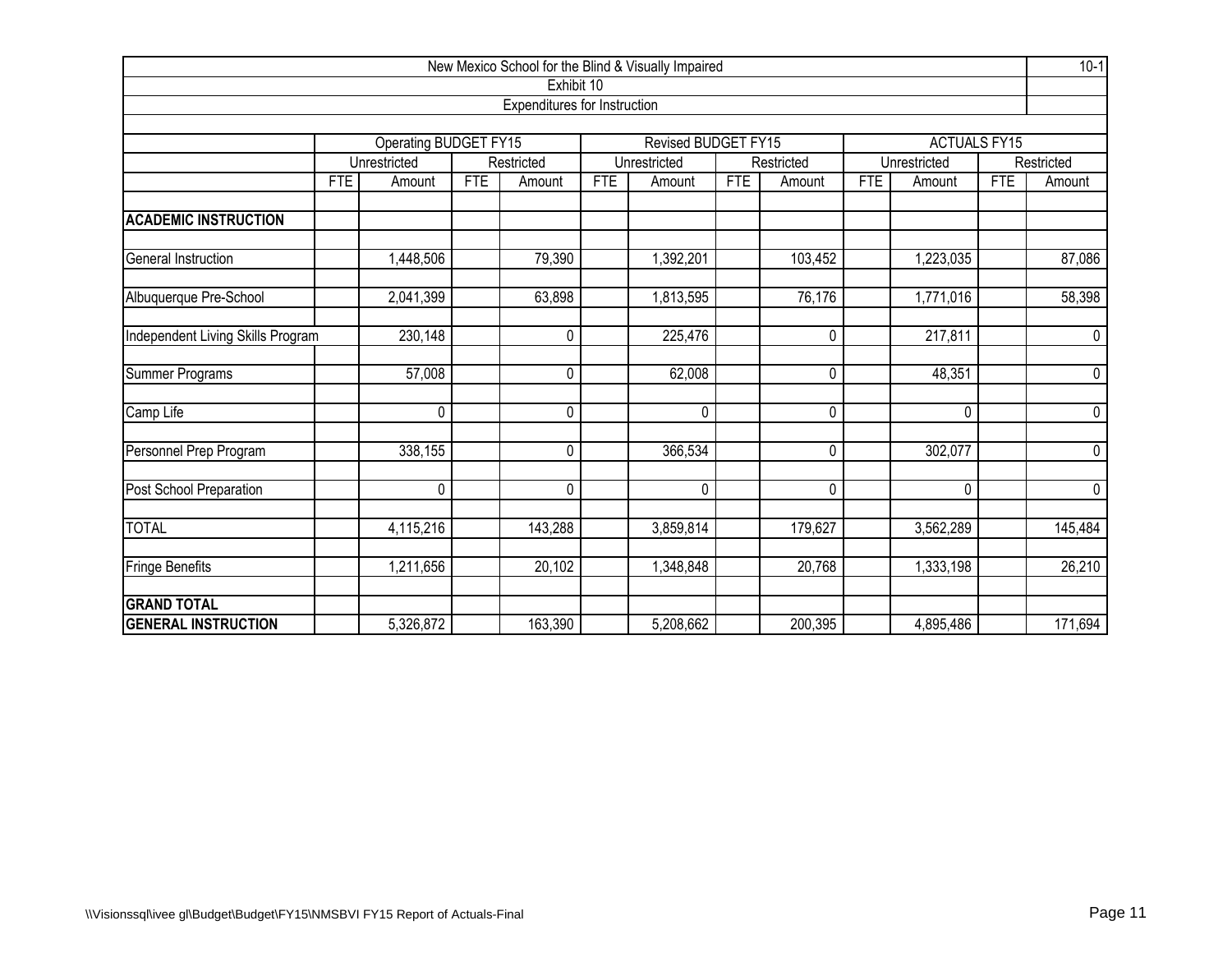# New Mexico School for the Blind & Visually Impaired

## Exhibit 10

## Expenditures for Instruction

| | Operating BUDGET FY15 | | | | Revised BUDGET FY15 | | | | ACTUALS FY15 | | | |
|---|---|---|---|---|---|---|---|---|---|---|---|---|
| | Unrestricted | | Restricted | | Unrestricted | | Restricted | | Unrestricted | | Restricted | |
| | FTE | Amount | FTE | Amount | FTE | Amount | FTE | Amount | FTE | Amount | FTE | Amount |
| **ACADEMIC INSTRUCTION** | | | | | | | | | | | | |
| General Instruction | | 1,448,506 | | 79,390 | | 1,392,201 | | 103,452 | | 1,223,035 | | 87,086 |
| Albuquerque Pre-School | | 2,041,399 | | 63,898 | | 1,813,595 | | 76,176 | | 1,771,016 | | 58,398 |
| Independent Living Skills Program | | 230,148 | | 0 | | 225,476 | | 0 | | 217,811 | | 0 |
| Summer Programs | | 57,008 | | 0 | | 62,008 | | 0 | | 48,351 | | 0 |
| Camp Life | | 0 | | 0 | | 0 | | 0 | | 0 | | 0 |
| Personnel Prep Program | | 338,155 | | 0 | | 366,534 | | 0 | | 302,077 | | 0 |
| Post School Preparation | | 0 | | 0 | | 0 | | 0 | | 0 | | 0 |
| TOTAL | | 4,115,216 | | 143,288 | | 3,859,814 | | 179,627 | | 3,562,289 | | 145,484 |
| Fringe Benefits | | 1,211,656 | | 20,102 | | 1,348,848 | | 20,768 | | 1,333,198 | | 26,210 |
| **GRAND TOTAL GENERAL INSTRUCTION** | | 5,326,872 | | 163,390 | | 5,208,662 | | 200,395 | | 4,895,486 | | 171,694 |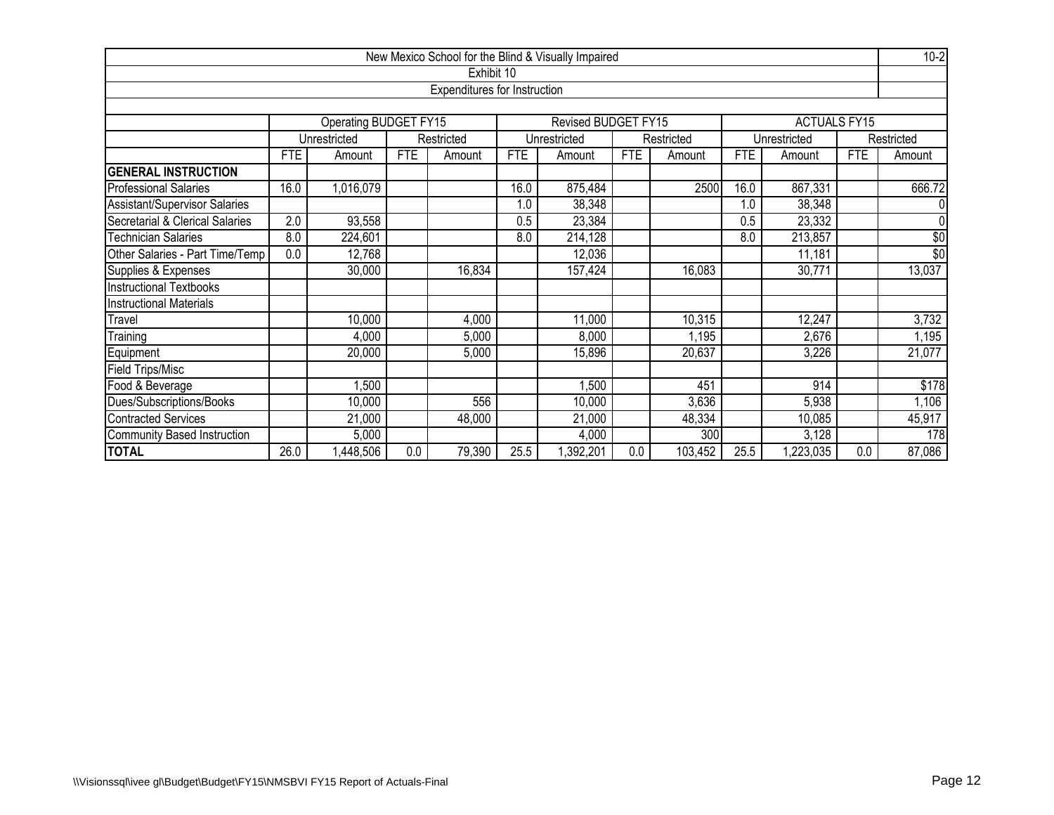# New Mexico School for the Blind & Visually Impaired

## Exhibit 10

### Expenditures for Instruction

| | Operating BUDGET FY15 | | | | Revised BUDGET FY15 | | | | ACTUALS FY15 | | | |
|---|---|---|---|---|---|---|---|---|---|---|---|---|
| | Unrestricted | | Restricted | | Unrestricted | | Restricted | | Unrestricted | | Restricted | |
| | FTE | Amount | FTE | Amount | FTE | Amount | FTE | Amount | FTE | Amount | FTE | Amount |
| **GENERAL INSTRUCTION** | | | | | | | | | | | | |
| Professional Salaries | 16.0 | 1,016,079 | | | 16.0 | 875,484 | | 2500 | 16.0 | 867,331 | | 666.72 |
| Assistant/Supervisor Salaries | | | | | 1.0 | 38,348 | | | 1.0 | 38,348 | | 0 |
| Secretarial & Clerical Salaries | 2.0 | 93,558 | | | 0.5 | 23,384 | | | 0.5 | 23,332 | | 0 |
| Technician Salaries | 8.0 | 224,601 | | | 8.0 | 214,128 | | | 8.0 | 213,857 | | $0 |
| Other Salaries - Part Time/Temp | 0.0 | 12,768 | | | | 12,036 | | | | 11,181 | | $0 |
| Supplies & Expenses | | 30,000 | | 16,834 | | 157,424 | | 16,083 | | 30,771 | | 13,037 |
| Instructional Textbooks | | | | | | | | | | | | |
| Instructional Materials | | | | | | | | | | | | |
| Travel | | 10,000 | | 4,000 | | 11,000 | | 10,315 | | 12,247 | | 3,732 |
| Training | | 4,000 | | 5,000 | | 8,000 | | 1,195 | | 2,676 | | 1,195 |
| Equipment | | 20,000 | | 5,000 | | 15,896 | | 20,637 | | 3,226 | | 21,077 |
| Field Trips/Misc | | | | | | | | | | | | |
| Food & Beverage | | 1,500 | | | | 1,500 | | 451 | | 914 | | $178 |
| Dues/Subscriptions/Books | | 10,000 | | 556 | | 10,000 | | 3,636 | | 5,938 | | 1,106 |
| Contracted Services | | 21,000 | | 48,000 | | 21,000 | | 48,334 | | 10,085 | | 45,917 |
| Community Based Instruction | | 5,000 | | | | 4,000 | | 300 | | 3,128 | | 178 |
| **TOTAL** | 26.0 | 1,448,506 | 0.0 | 79,390 | 25.5 | 1,392,201 | 0.0 | 103,452 | 25.5 | 1,223,035 | 0.0 | 87,086 |

\\Visionssql\ivee gl\Budget\Budget\FY15\NMSBVI FY15 Report of Actuals-Final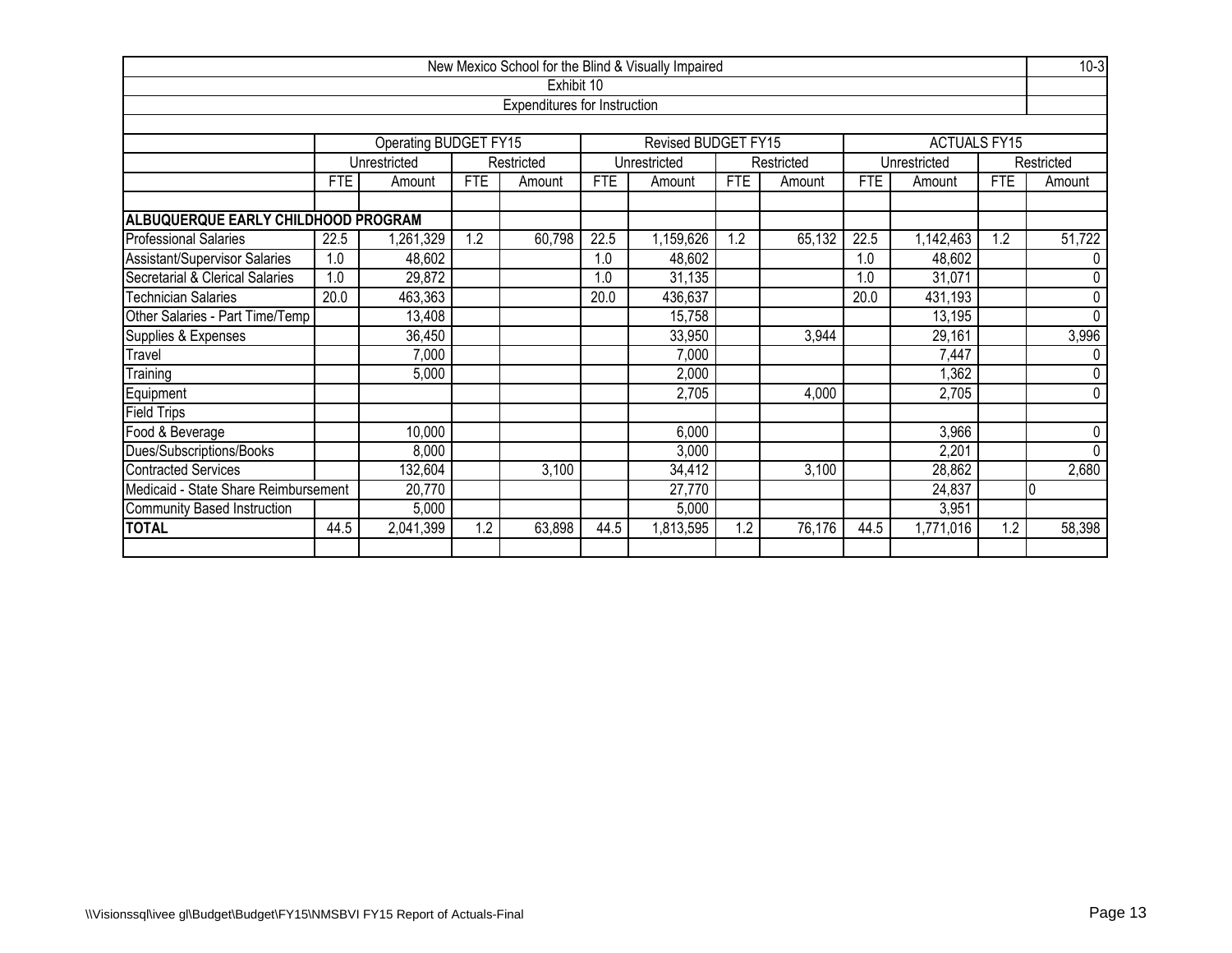| New Mexico School for the Blind & Visually Impaired | | | | | | | | | | | | |
|---|---|---|---|---|---|---|---|---|---|---|---|---|
| Exhibit 10 | | | | | | | | | | | | |
| Expenditures for Instruction | | | | | | | | | | | | |
| | Operating BUDGET FY15 | | | | Revised BUDGET FY15 | | | | ACTUALS FY15 | | | |
| | Unrestricted | | Restricted | | Unrestricted | | Restricted | | Unrestricted | | Restricted | |
| | FTE | Amount | FTE | Amount | FTE | Amount | FTE | Amount | FTE | Amount | FTE | Amount |
| **ALBUQUERQUE EARLY CHILDHOOD PROGRAM** | | | | | | | | | | | | |
| Professional Salaries | 22.5 | 1,261,329 | 1.2 | 60,798 | 22.5 | 1,159,626 | 1.2 | 65,132 | 22.5 | 1,142,463 | 1.2 | 51,722 |
| Assistant/Supervisor Salaries | 1.0 | 48,602 | | | 1.0 | 48,602 | | | 1.0 | 48,602 | | 0 |
| Secretarial & Clerical Salaries | 1.0 | 29,872 | | | 1.0 | 31,135 | | | 1.0 | 31,071 | | 0 |
| Technician Salaries | 20.0 | 463,363 | | | 20.0 | 436,637 | | | 20.0 | 431,193 | | 0 |
| Other Salaries - Part Time/Temp | | 13,408 | | | | 15,758 | | | | 13,195 | | 0 |
| Supplies & Expenses | | 36,450 | | | | 33,950 | | 3,944 | | 29,161 | | 3,996 |
| Travel | | 7,000 | | | | 7,000 | | | | 7,447 | | 0 |
| Training | | 5,000 | | | | 2,000 | | | | 1,362 | | 0 |
| Equipment | | | | | | 2,705 | | 4,000 | | 2,705 | | 0 |
| Field Trips | | | | | | | | | | | | |
| Food & Beverage | | 10,000 | | | | 6,000 | | | | 3,966 | | 0 |
| Dues/Subscriptions/Books | | 8,000 | | | | 3,000 | | | | 2,201 | | 0 |
| Contracted Services | | 132,604 | | 3,100 | | 34,412 | | 3,100 | | 28,862 | | 2,680 |
| Medicaid - State Share Reimbursement | | 20,770 | | | | 27,770 | | | | 24,837 | | 0 |
| Community Based Instruction | | 5,000 | | | | 5,000 | | | | 3,951 | | |
| **TOTAL** | 44.5 | 2,041,399 | 1.2 | 63,898 | 44.5 | 1,813,595 | 1.2 | 76,176 | 44.5 | 1,771,016 | 1.2 | 58,398 |

\\Visionssql\ivee gl\Budget\Budget\FY15\NMSBVI FY15 Report of Actuals-Final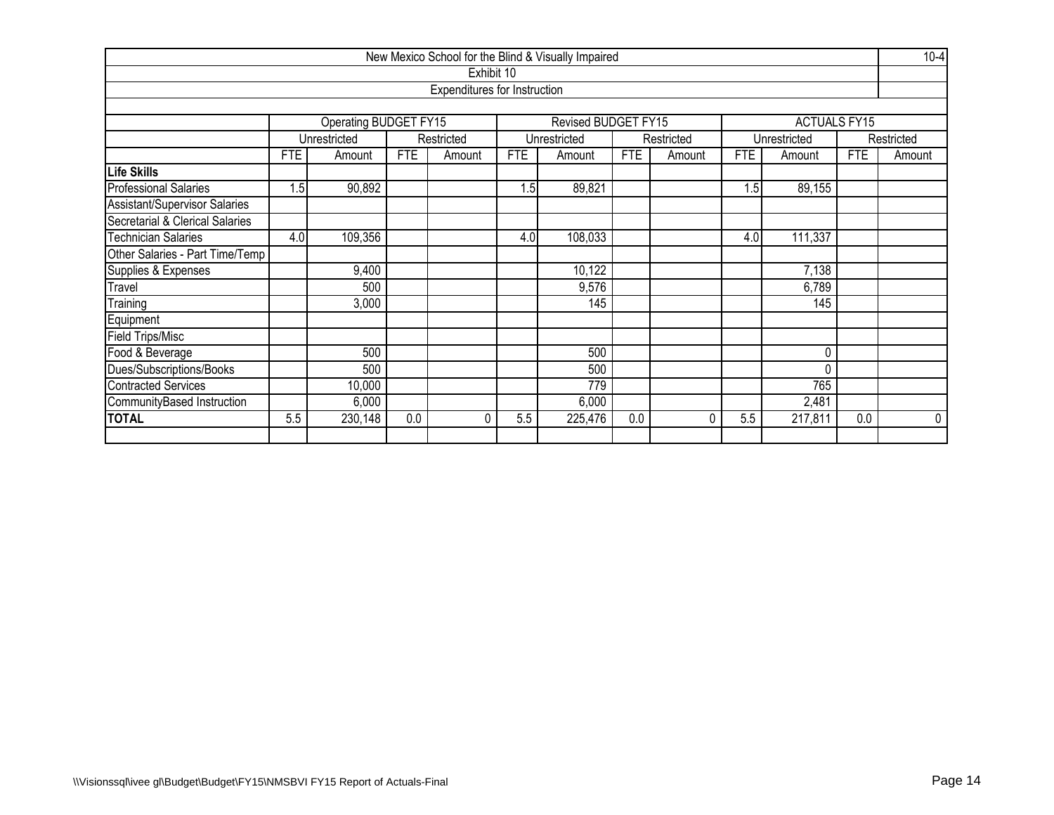| New Mexico School for the Blind & Visually Impaired | | | | | | | | | | | | |
|---|---|---|---|---|---|---|---|---|---|---|---|---|
| Exhibit 10 | | | | | | | | | | | | |
| Expenditures for Instruction | | | | | | | | | | | | |
| | Operating BUDGET FY15 | | | | Revised BUDGET FY15 | | | | ACTUALS FY15 | | | |
| | Unrestricted | | Restricted | | Unrestricted | | Restricted | | Unrestricted | | Restricted | |
| | FTE | Amount | FTE | Amount | FTE | Amount | FTE | Amount | FTE | Amount | FTE | Amount |
| **Life Skills** | | | | | | | | | | | | |
| Professional Salaries | 1.5 | 90,892 | | | 1.5 | 89,821 | | | 1.5 | 89,155 | | |
| Assistant/Supervisor Salaries | | | | | | | | | | | | |
| Secretarial & Clerical Salaries | | | | | | | | | | | | |
| Technician Salaries | 4.0 | 109,356 | | | 4.0 | 108,033 | | | 4.0 | 111,337 | | |
| Other Salaries - Part Time/Temp | | | | | | | | | | | | |
| Supplies & Expenses | | 9,400 | | | | 10,122 | | | | 7,138 | | |
| Travel | | 500 | | | | 9,576 | | | | 6,789 | | |
| Training | | 3,000 | | | | 145 | | | | 145 | | |
| Equipment | | | | | | | | | | | | |
| Field Trips/Misc | | | | | | | | | | | | |
| Food & Beverage | | 500 | | | | 500 | | | | 0 | | |
| Dues/Subscriptions/Books | | 500 | | | | 500 | | | | 0 | | |
| Contracted Services | | 10,000 | | | | 779 | | | | 765 | | |
| CommunityBased Instruction | | 6,000 | | | | 6,000 | | | | 2,481 | | |
| **TOTAL** | 5.5 | 230,148 | 0.0 | 0 | 5.5 | 225,476 | 0.0 | 0 | 5.5 | 217,811 | 0.0 | 0 |

\\Visionssql\ivee gl\Budget\Budget\FY15\NMSBVI FY15 Report of Actuals-Final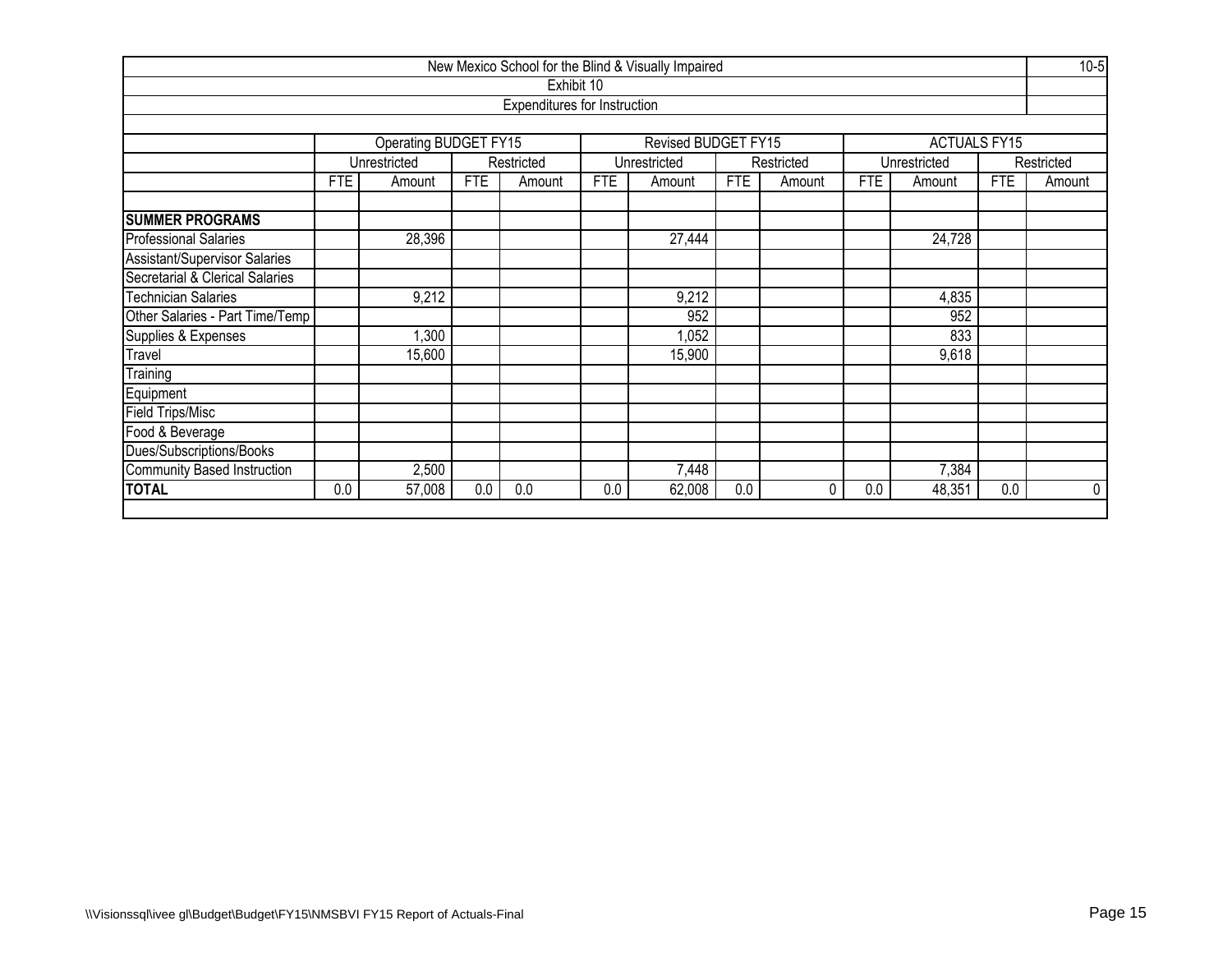New Mexico School for the Blind & Visually Impaired

Exhibit 10

Expenditures for Instruction

| | Operating BUDGET FY15 | | | | Revised BUDGET FY15 | | | | ACTUALS FY15 | | | |
|---|---|---|---|---|---|---|---|---|---|---|---|---|
| | Unrestricted | | Restricted | | Unrestricted | | Restricted | | Unrestricted | | Restricted | |
| | FTE | Amount | FTE | Amount | FTE | Amount | FTE | Amount | FTE | Amount | FTE | Amount |
| **SUMMER PROGRAMS** | | | | | | | | | | | | |
| Professional Salaries | | 28,396 | | | | 27,444 | | | | 24,728 | | |
| Assistant/Supervisor Salaries | | | | | | | | | | | | |
| Secretarial & Clerical Salaries | | | | | | | | | | | | |
| Technician Salaries | | 9,212 | | | | 9,212 | | | | 4,835 | | |
| Other Salaries - Part Time/Temp | | | | | | 952 | | | | 952 | | |
| Supplies & Expenses | | 1,300 | | | | 1,052 | | | | 833 | | |
| Travel | | 15,600 | | | | 15,900 | | | | 9,618 | | |
| Training | | | | | | | | | | | | |
| Equipment | | | | | | | | | | | | |
| Field Trips/Misc | | | | | | | | | | | | |
| Food & Beverage | | | | | | | | | | | | |
| Dues/Subscriptions/Books | | | | | | | | | | | | |
| Community Based Instruction | | 2,500 | | | | 7,448 | | | | 7,384 | | |
| **TOTAL** | 0.0 | 57,008 | 0.0 | 0.0 | 0.0 | 62,008 | 0.0 | 0 | 0.0 | 48,351 | 0.0 | 0 |

\\Visionssql\ivee gl\Budget\Budget\FY15\NMSBVI FY15 Report of Actuals-Final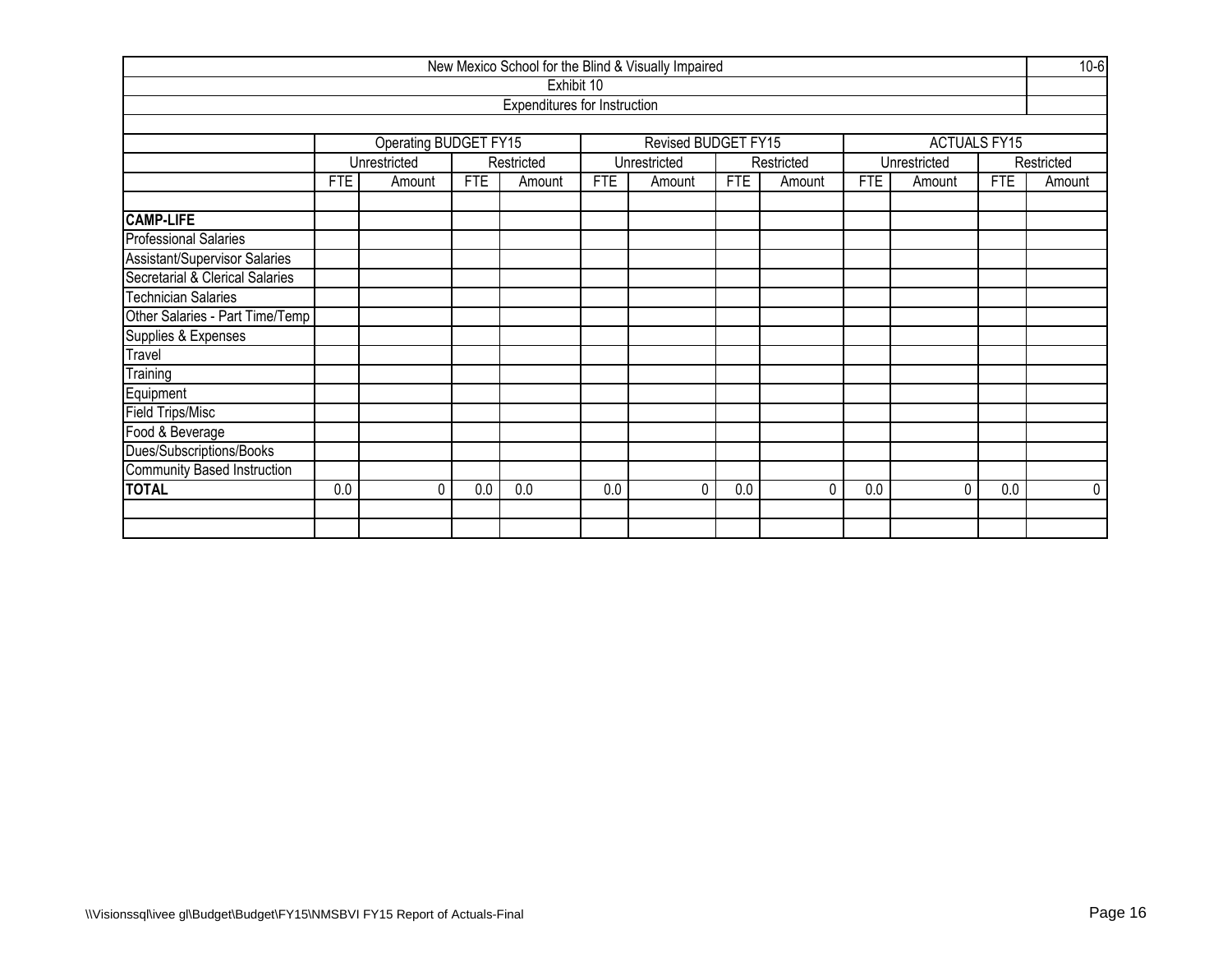| New Mexico School for the Blind & Visually Impaired | | | | | | | | | | | | | 10-6 |
|---|---|---|---|---|---|---|---|---|---|---|---|---|---|
| Exhibit 10 | | | | | | | | | | | | | |
| Expenditures for Instruction | | | | | | | | | | | | | |
| | Operating BUDGET FY15 | | | | Revised BUDGET FY15 | | | | ACTUALS FY15 | | | | |
| | Unrestricted | | Restricted | | Unrestricted | | Restricted | | Unrestricted | | Restricted | | |
| | FTE | Amount | FTE | Amount | FTE | Amount | FTE | Amount | FTE | Amount | FTE | Amount | |
| | | | | | | | | | | | | | |
| **CAMP-LIFE** | | | | | | | | | | | | | |
| Professional Salaries | | | | | | | | | | | | | |
| Assistant/Supervisor Salaries | | | | | | | | | | | | | |
| Secretarial & Clerical Salaries | | | | | | | | | | | | | |
| Technician Salaries | | | | | | | | | | | | | |
| Other Salaries - Part Time/Temp | | | | | | | | | | | | | |
| Supplies & Expenses | | | | | | | | | | | | | |
| Travel | | | | | | | | | | | | | |
| Training | | | | | | | | | | | | | |
| Equipment | | | | | | | | | | | | | |
| Field Trips/Misc | | | | | | | | | | | | | |
| Food & Beverage | | | | | | | | | | | | | |
| Dues/Subscriptions/Books | | | | | | | | | | | | | |
| Community Based Instruction | | | | | | | | | | | | | |
| **TOTAL** | 0.0 | 0 | 0.0 | 0.0 | 0.0 | 0 | 0.0 | 0 | 0.0 | 0 | 0.0 | 0 | |

\\Visionssql\ivee gl\Budget\Budget\FY15\NMSBVI FY15 Report of Actuals-Final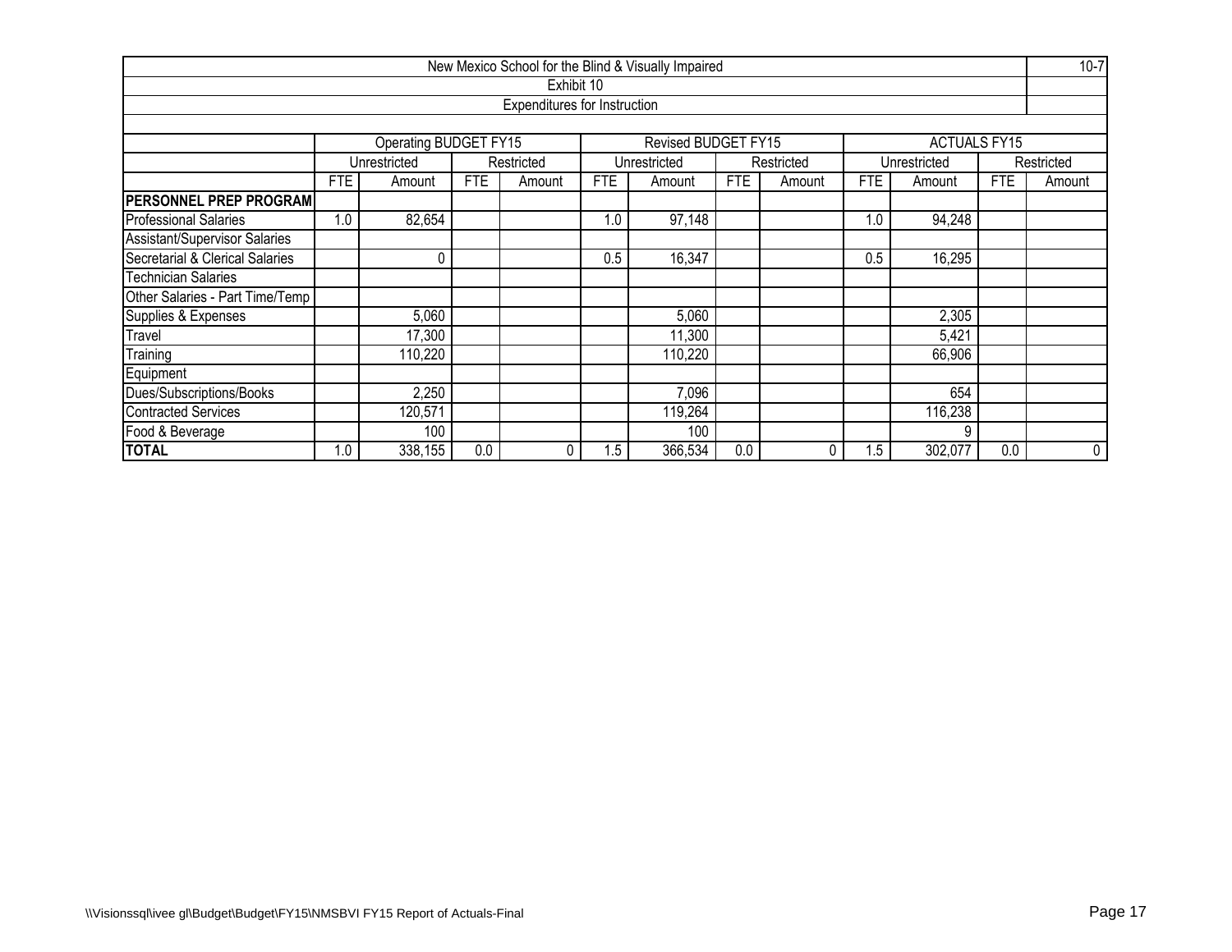| New Mexico School for the Blind & Visually Impaired | | | | | | | | | | | | |
|---|---|---|---|---|---|---|---|---|---|---|---|---|
| Exhibit 10 | | | | | | | | | | | | |
| Expenditures for Instruction | | | | | | | | | | | | |
| | Operating BUDGET FY15 | | | | Revised BUDGET FY15 | | | | ACTUALS FY15 | | | |
| | Unrestricted | | Restricted | | Unrestricted | | Restricted | | Unrestricted | | Restricted | |
| | FTE | Amount | FTE | Amount | FTE | Amount | FTE | Amount | FTE | Amount | FTE | Amount |
| **PERSONNEL PREP PROGRAM** | | | | | | | | | | | | |
| Professional Salaries | 1.0 | 82,654 | | | 1.0 | 97,148 | | | 1.0 | 94,248 | | |
| Assistant/Supervisor Salaries | | | | | | | | | | | | |
| Secretarial & Clerical Salaries | | 0 | | | 0.5 | 16,347 | | | 0.5 | 16,295 | | |
| Technician Salaries | | | | | | | | | | | | |
| Other Salaries - Part Time/Temp | | | | | | | | | | | | |
| Supplies & Expenses | | 5,060 | | | | 5,060 | | | | 2,305 | | |
| Travel | | 17,300 | | | | 11,300 | | | | 5,421 | | |
| Training | | 110,220 | | | | 110,220 | | | | 66,906 | | |
| Equipment | | | | | | | | | | | | |
| Dues/Subscriptions/Books | | 2,250 | | | | 7,096 | | | | 654 | | |
| Contracted Services | | 120,571 | | | | 119,264 | | | | 116,238 | | |
| Food & Beverage | | 100 | | | | 100 | | | | 9 | | |
| **TOTAL** | 1.0 | 338,155 | 0.0 | 0 | 1.5 | 366,534 | 0.0 | 0 | 1.5 | 302,077 | 0.0 | 0 |

\\Visionssql\ivee gl\Budget\Budget\FY15\NMSBVI FY15 Report of Actuals-Final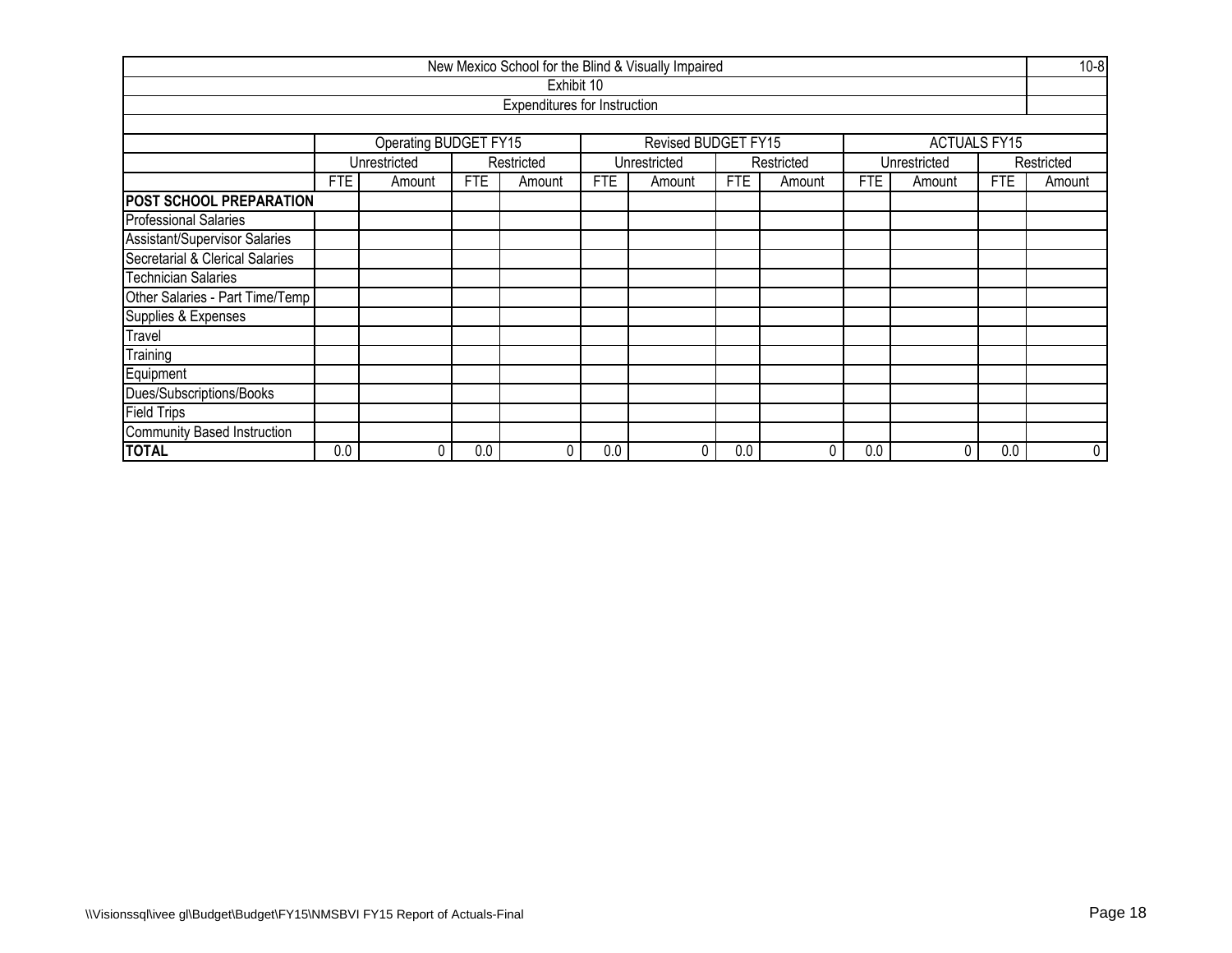# New Mexico School for the Blind & Visually Impaired

10-8

## Exhibit 10

### Expenditures for Instruction

| | Operating BUDGET FY15 | | | | Revised BUDGET FY15 | | | | ACTUALS FY15 | | | |
|---|---|---|---|---|---|---|---|---|---|---|---|---|
| | Unrestricted | | Restricted | | Unrestricted | | Restricted | | Unrestricted | | Restricted | |
| | FTE | Amount | FTE | Amount | FTE | Amount | FTE | Amount | FTE | Amount | FTE | Amount |
| **POST SCHOOL PREPARATION** | | | | | | | | | | | | |
| Professional Salaries | | | | | | | | | | | | |
| Assistant/Supervisor Salaries | | | | | | | | | | | | |
| Secretarial & Clerical Salaries | | | | | | | | | | | | |
| Technician Salaries | | | | | | | | | | | | |
| Other Salaries - Part Time/Temp | | | | | | | | | | | | |
| Supplies & Expenses | | | | | | | | | | | | |
| Travel | | | | | | | | | | | | |
| Training | | | | | | | | | | | | |
| Equipment | | | | | | | | | | | | |
| Dues/Subscriptions/Books | | | | | | | | | | | | |
| Field Trips | | | | | | | | | | | | |
| Community Based Instruction | | | | | | | | | | | | |
| **TOTAL** | 0.0 | 0 | 0.0 | 0 | 0.0 | 0 | 0.0 | 0 | 0.0 | 0 | 0.0 | 0 |

\\Visionssql\ivee gl\Budget\Budget\FY15\NMSBVI FY15 Report of Actuals-Final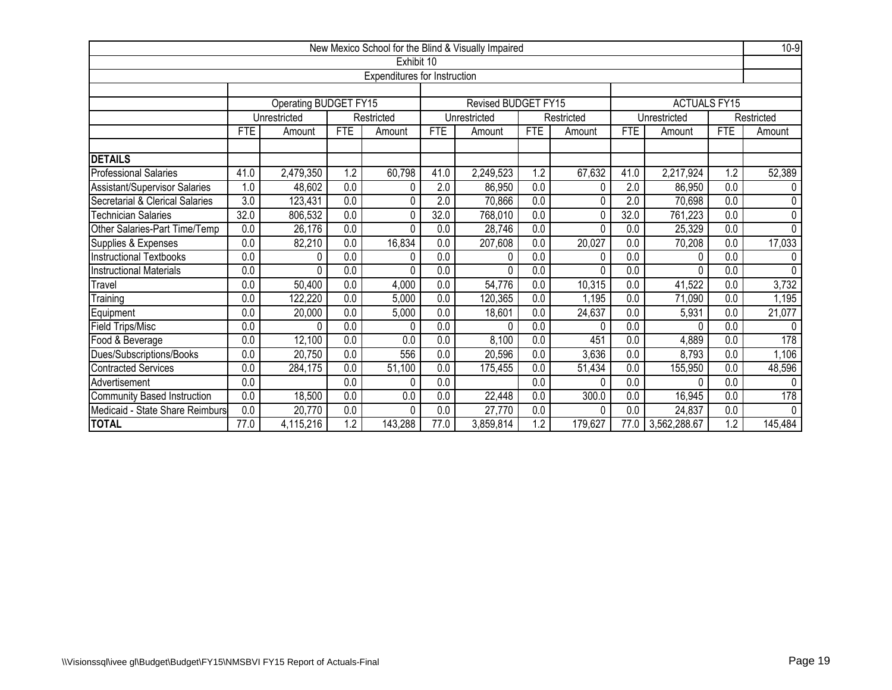# New Mexico School for the Blind & Visually Impaired

10-9

## Exhibit 10

### Expenditures for Instruction

| | Operating BUDGET FY15 | | | | Revised BUDGET FY15 | | | | ACTUALS FY15 | | | |
|---|---|---|---|---|---|---|---|---|---|---|---|---|
| | Unrestricted | | Restricted | | Unrestricted | | Restricted | | Unrestricted | | Restricted | |
| | FTE | Amount | FTE | Amount | FTE | Amount | FTE | Amount | FTE | Amount | FTE | Amount |
| **DETAILS** | | | | | | | | | | | | |
| Professional Salaries | 41.0 | 2,479,350 | 1.2 | 60,798 | 41.0 | 2,249,523 | 1.2 | 67,632 | 41.0 | 2,217,924 | 1.2 | 52,389 |
| Assistant/Supervisor Salaries | 1.0 | 48,602 | 0.0 | 0 | 2.0 | 86,950 | 0.0 | 0 | 2.0 | 86,950 | 0.0 | 0 |
| Secretarial & Clerical Salaries | 3.0 | 123,431 | 0.0 | 0 | 2.0 | 70,866 | 0.0 | 0 | 2.0 | 70,698 | 0.0 | 0 |
| Technician Salaries | 32.0 | 806,532 | 0.0 | 0 | 32.0 | 768,010 | 0.0 | 0 | 32.0 | 761,223 | 0.0 | 0 |
| Other Salaries-Part Time/Temp | 0.0 | 26,176 | 0.0 | 0 | 0.0 | 28,746 | 0.0 | 0 | 0.0 | 25,329 | 0.0 | 0 |
| Supplies & Expenses | 0.0 | 82,210 | 0.0 | 16,834 | 0.0 | 207,608 | 0.0 | 20,027 | 0.0 | 70,208 | 0.0 | 17,033 |
| Instructional Textbooks | 0.0 | 0 | 0.0 | 0 | 0.0 | 0 | 0.0 | 0 | 0.0 | 0 | 0.0 | 0 |
| Instructional Materials | 0.0 | 0 | 0.0 | 0 | 0.0 | 0 | 0.0 | 0 | 0.0 | 0 | 0.0 | 0 |
| Travel | 0.0 | 50,400 | 0.0 | 4,000 | 0.0 | 54,776 | 0.0 | 10,315 | 0.0 | 41,522 | 0.0 | 3,732 |
| Training | 0.0 | 122,220 | 0.0 | 5,000 | 0.0 | 120,365 | 0.0 | 1,195 | 0.0 | 71,090 | 0.0 | 1,195 |
| Equipment | 0.0 | 20,000 | 0.0 | 5,000 | 0.0 | 18,601 | 0.0 | 24,637 | 0.0 | 5,931 | 0.0 | 21,077 |
| Field Trips/Misc | 0.0 | 0 | 0.0 | 0 | 0.0 | 0 | 0.0 | 0 | 0.0 | 0 | 0.0 | 0 |
| Food & Beverage | 0.0 | 12,100 | 0.0 | 0.0 | 0.0 | 8,100 | 0.0 | 451 | 0.0 | 4,889 | 0.0 | 178 |
| Dues/Subscriptions/Books | 0.0 | 20,750 | 0.0 | 556 | 0.0 | 20,596 | 0.0 | 3,636 | 0.0 | 8,793 | 0.0 | 1,106 |
| Contracted Services | 0.0 | 284,175 | 0.0 | 51,100 | 0.0 | 175,455 | 0.0 | 51,434 | 0.0 | 155,950 | 0.0 | 48,596 |
| Advertisement | 0.0 | | 0.0 | 0 | 0.0 | | 0.0 | 0 | 0.0 | 0 | 0.0 | 0 |
| Community Based Instruction | 0.0 | 18,500 | 0.0 | 0.0 | 0.0 | 22,448 | 0.0 | 300.0 | 0.0 | 16,945 | 0.0 | 178 |
| Medicaid - State Share Reimburs | 0.0 | 20,770 | 0.0 | 0 | 0.0 | 27,770 | 0.0 | 0 | 0.0 | 24,837 | 0.0 | 0 |
| **TOTAL** | 77.0 | 4,115,216 | 1.2 | 143,288 | 77.0 | 3,859,814 | 1.2 | 179,627 | 77.0 | 3,562,288.67 | 1.2 | 145,484 |

\\Visionssql\ivee gl\Budget\Budget\FY15\NMSBVI FY15 Report of Actuals-Final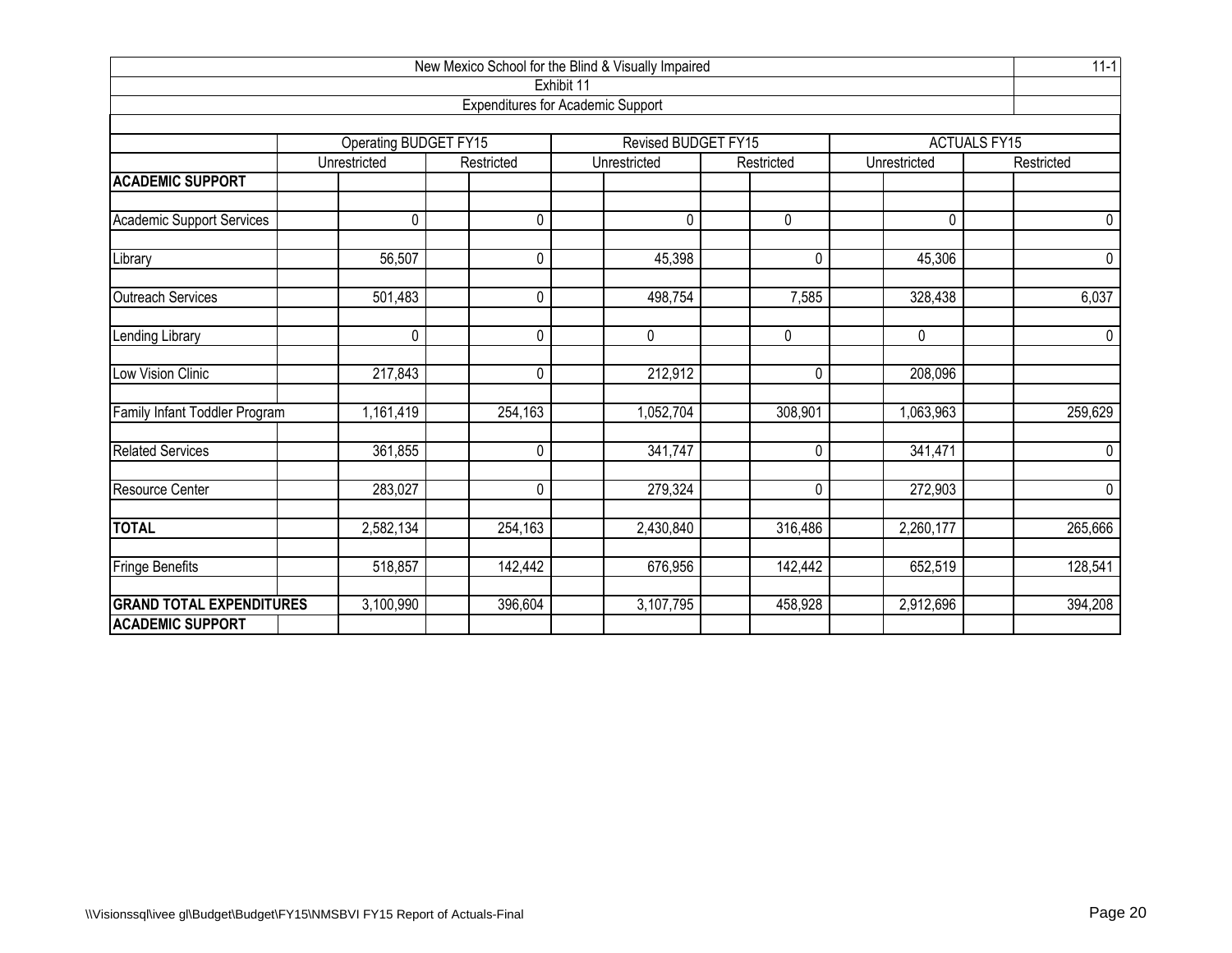New Mexico School for the Blind & Visually Impaired

Exhibit 11

Expenditures for Academic Support

| | Operating BUDGET FY15 | | Revised BUDGET FY15 | | ACTUALS FY15 | |
|---|---|---|---|---|---|---|
| | Unrestricted | Restricted | Unrestricted | Restricted | Unrestricted | Restricted |
| **ACADEMIC SUPPORT** | | | | | | |
| Academic Support Services | 0 | 0 | 0 | 0 | 0 | 0 |
| Library | 56,507 | 0 | 45,398 | 0 | 45,306 | 0 |
| Outreach Services | 501,483 | 0 | 498,754 | 7,585 | 328,438 | 6,037 |
| Lending Library | 0 | 0 | 0 | 0 | 0 | 0 |
| Low Vision Clinic | 217,843 | 0 | 212,912 | 0 | 208,096 | |
| Family Infant Toddler Program | 1,161,419 | 254,163 | 1,052,704 | 308,901 | 1,063,963 | 259,629 |
| Related Services | 361,855 | 0 | 341,747 | 0 | 341,471 | 0 |
| Resource Center | 283,027 | 0 | 279,324 | 0 | 272,903 | 0 |
| **TOTAL** | 2,582,134 | 254,163 | 2,430,840 | 316,486 | 2,260,177 | 265,666 |
| Fringe Benefits | 518,857 | 142,442 | 676,956 | 142,442 | 652,519 | 128,541 |
| **GRAND TOTAL EXPENDITURES ACADEMIC SUPPORT** | 3,100,990 | 396,604 | 3,107,795 | 458,928 | 2,912,696 | 394,208 |

\\Visionssql\ivee gl\Budget\Budget\FY15\NMSBVI FY15 Report of Actuals-Final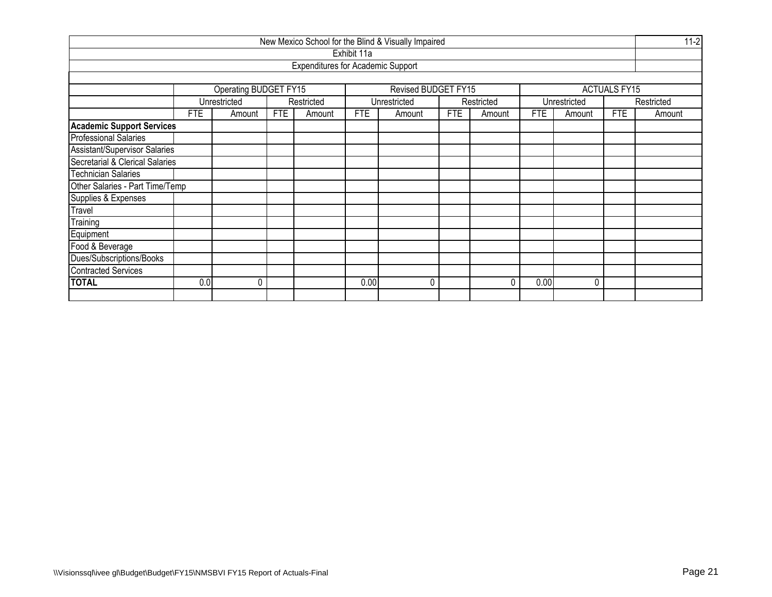| New Mexico School for the Blind & Visually Impaired | | | | | | | | | | | | | 11-2 |
|---|---|---|---|---|---|---|---|---|---|---|---|---|---|
| Exhibit 11a | | | | | | | | | | | | | |
| Expenditures for Academic Support | | | | | | | | | | | | | |
| | Operating BUDGET FY15 | | | | Revised BUDGET FY15 | | | | ACTUALS FY15 | | | | |
| | Unrestricted | | Restricted | | Unrestricted | | Restricted | | Unrestricted | | Restricted | | |
| | FTE | Amount | FTE | Amount | FTE | Amount | FTE | Amount | FTE | Amount | FTE | Amount | |
| **Academic Support Services** | | | | | | | | | | | | | |
| Professional Salaries | | | | | | | | | | | | | |
| Assistant/Supervisor Salaries | | | | | | | | | | | | | |
| Secretarial & Clerical Salaries | | | | | | | | | | | | | |
| Technician Salaries | | | | | | | | | | | | | |
| Other Salaries - Part Time/Temp | | | | | | | | | | | | | |
| Supplies & Expenses | | | | | | | | | | | | | |
| Travel | | | | | | | | | | | | | |
| Training | | | | | | | | | | | | | |
| Equipment | | | | | | | | | | | | | |
| Food & Beverage | | | | | | | | | | | | | |
| Dues/Subscriptions/Books | | | | | | | | | | | | | |
| Contracted Services | | | | | | | | | | | | | |
| **TOTAL** | 0.0 | 0 | | | 0.00 | 0 | | 0 | 0.00 | 0 | | | |
| | | | | | | | | | | | | | |

\\Visionssql\ivee gl\Budget\Budget\FY15\NMSBVI FY15 Report of Actuals-Final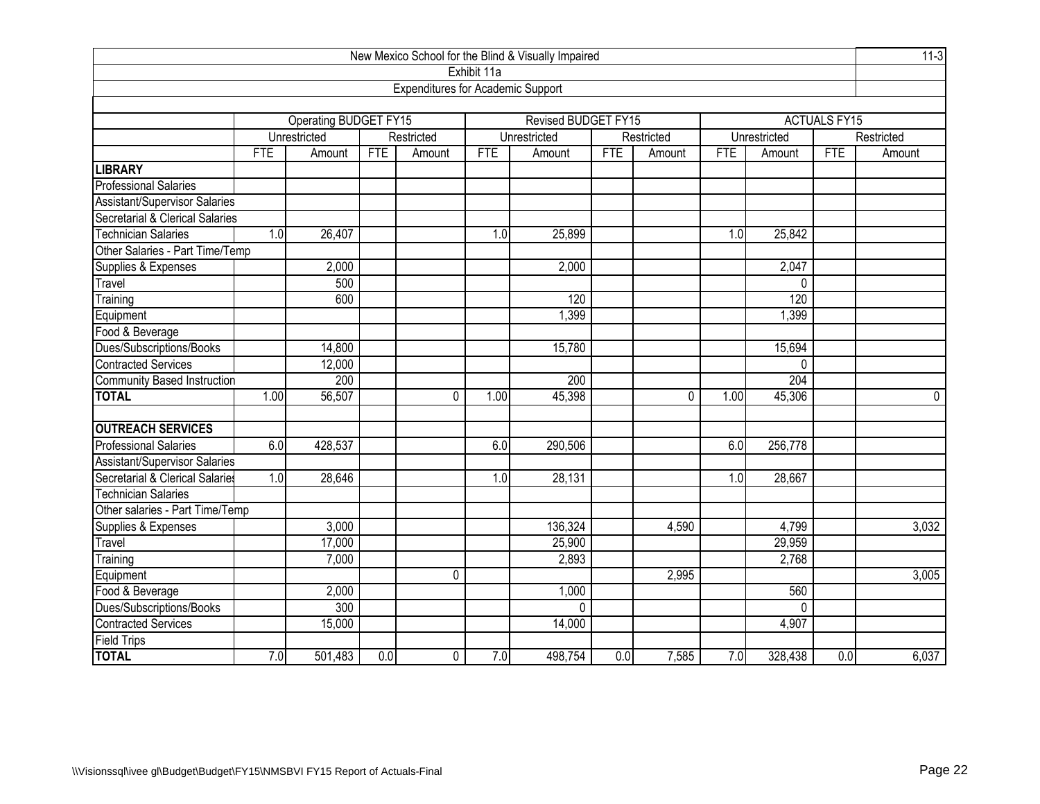# New Mexico School for the Blind & Visually Impaired

## Exhibit 11a

## Expenditures for Academic Support

11-3

| | Operating BUDGET FY15 | | | | Revised BUDGET FY15 | | | | ACTUALS FY15 | | | |
|---|---|---|---|---|---|---|---|---|---|---|---|---|
| | Unrestricted | | Restricted | | Unrestricted | | Restricted | | Unrestricted | | Restricted | |
| | FTE | Amount | FTE | Amount | FTE | Amount | FTE | Amount | FTE | Amount | FTE | Amount |
| **LIBRARY** | | | | | | | | | | | | |
| Professional Salaries | | | | | | | | | | | | |
| Assistant/Supervisor Salaries | | | | | | | | | | | | |
| Secretarial & Clerical Salaries | | | | | | | | | | | | |
| Technician Salaries | 1.0 | 26,407 | | | 1.0 | 25,899 | | | 1.0 | 25,842 | | |
| Other Salaries - Part Time/Temp | | | | | | | | | | | | |
| Supplies & Expenses | | 2,000 | | | | 2,000 | | | | 2,047 | | |
| Travel | | 500 | | | | | | | | 0 | | |
| Training | | 600 | | | | 120 | | | | 120 | | |
| Equipment | | | | | | 1,399 | | | | 1,399 | | |
| Food & Beverage | | | | | | | | | | | | |
| Dues/Subscriptions/Books | | 14,800 | | | | 15,780 | | | | 15,694 | | |
| Contracted Services | | 12,000 | | | | | | | | 0 | | |
| Community Based Instruction | | 200 | | | | 200 | | | | 204 | | |
| **TOTAL** | 1.00 | 56,507 | | 0 | 1.00 | 45,398 | | 0 | 1.00 | 45,306 | | 0 |
| | | | | | | | | | | | | |
| **OUTREACH SERVICES** | | | | | | | | | | | | |
| Professional Salaries | 6.0 | 428,537 | | | 6.0 | 290,506 | | | 6.0 | 256,778 | | |
| Assistant/Supervisor Salaries | | | | | | | | | | | | |
| Secretarial & Clerical Salaries | 1.0 | 28,646 | | | 1.0 | 28,131 | | | 1.0 | 28,667 | | |
| Technician Salaries | | | | | | | | | | | | |
| Other salaries - Part Time/Temp | | | | | | | | | | | | |
| Supplies & Expenses | | 3,000 | | | | 136,324 | | 4,590 | | 4,799 | | 3,032 |
| Travel | | 17,000 | | | | 25,900 | | | | 29,959 | | |
| Training | | 7,000 | | | | 2,893 | | | | 2,768 | | |
| Equipment | | | | 0 | | | | 2,995 | | | | 3,005 |
| Food & Beverage | | 2,000 | | | | 1,000 | | | | 560 | | |
| Dues/Subscriptions/Books | | 300 | | | | 0 | | | | 0 | | |
| Contracted Services | | 15,000 | | | | 14,000 | | | | 4,907 | | |
| Field Trips | | | | | | | | | | | | |
| **TOTAL** | 7.0 | 501,483 | 0.0 | 0 | 7.0 | 498,754 | 0.0 | 7,585 | 7.0 | 328,438 | 0.0 | 6,037 |

\\Visionssql\ivee gl\Budget\Budget\FY15\NMSBVI FY15 Report of Actuals-Final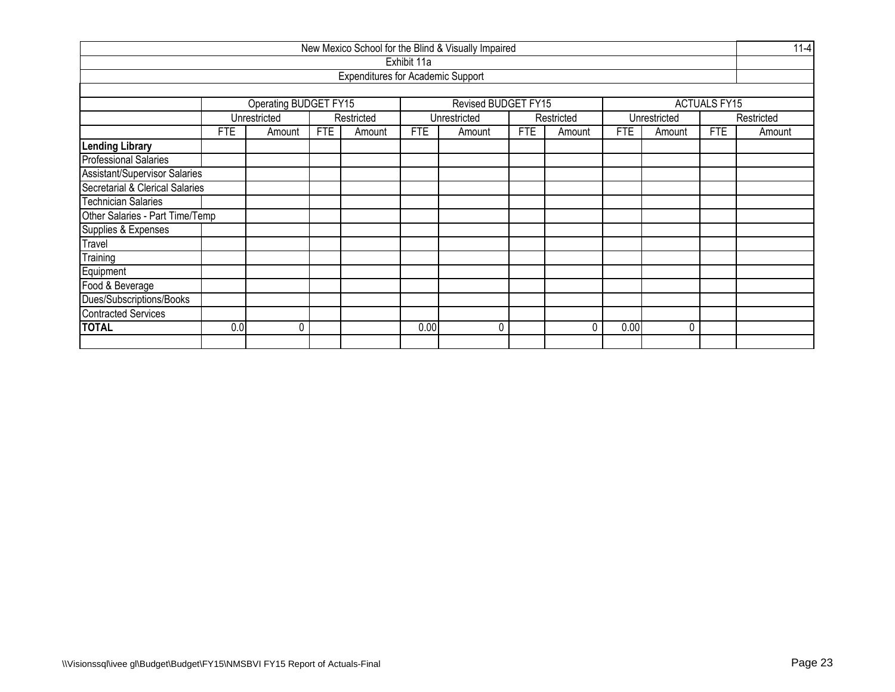| New Mexico School for the Blind & Visually Impaired | | | | | | | | | | | | | 11-4 |
|---|---|---|---|---|---|---|---|---|---|---|---|---|---|
| Exhibit 11a | | | | | | | | | | | | | |
| Expenditures for Academic Support | | | | | | | | | | | | | |
| | Operating BUDGET FY15 | | | | Revised BUDGET FY15 | | | | ACTUALS FY15 | | | | |
| | Unrestricted | | Restricted | | Unrestricted | | Restricted | | Unrestricted | | Restricted | | |
| | FTE | Amount | FTE | Amount | FTE | Amount | FTE | Amount | FTE | Amount | FTE | Amount | |
| **Lending Library** | | | | | | | | | | | | | |
| Professional Salaries | | | | | | | | | | | | | |
| Assistant/Supervisor Salaries | | | | | | | | | | | | | |
| Secretarial & Clerical Salaries | | | | | | | | | | | | | |
| Technician Salaries | | | | | | | | | | | | | |
| Other Salaries - Part Time/Temp | | | | | | | | | | | | | |
| Supplies & Expenses | | | | | | | | | | | | | |
| Travel | | | | | | | | | | | | | |
| Training | | | | | | | | | | | | | |
| Equipment | | | | | | | | | | | | | |
| Food & Beverage | | | | | | | | | | | | | |
| Dues/Subscriptions/Books | | | | | | | | | | | | | |
| Contracted Services | | | | | | | | | | | | | |
| **TOTAL** | 0.0 | 0 | | | 0.00 | 0 | | 0 | 0.00 | 0 | | | |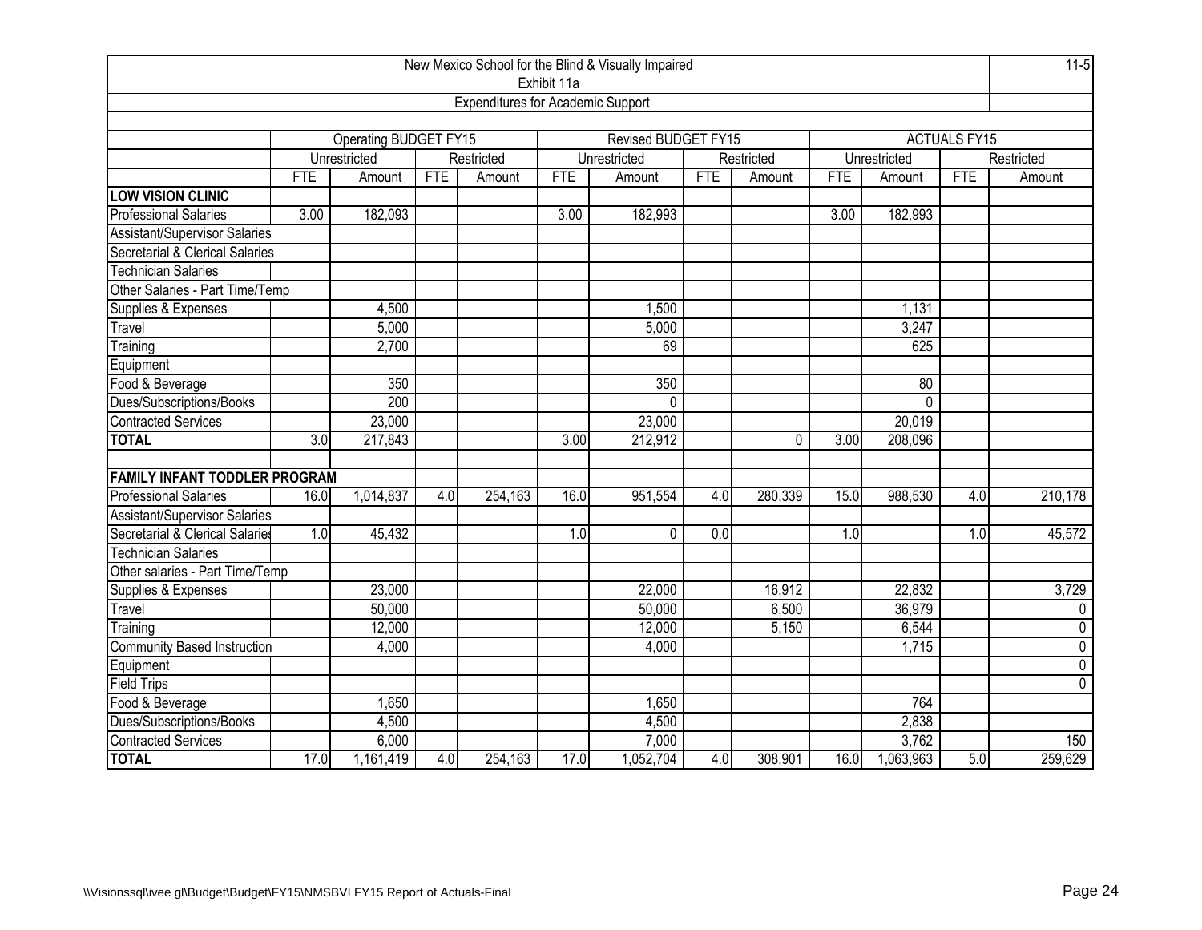| New Mexico School for the Blind & Visually Impaired | | | | | | | | | | | | |
|---|---|---|---|---|---|---|---|---|---|---|---|---|
| Exhibit 11a | | | | | | | | | | | | |
| Expenditures for Academic Support | | | | | | | | | | | | |
| | Operating BUDGET FY15 | | | | Revised BUDGET FY15 | | | | ACTUALS FY15 | | | |
| | Unrestricted | | Restricted | | Unrestricted | | Restricted | | Unrestricted | | Restricted | |
| | FTE | Amount | FTE | Amount | FTE | Amount | FTE | Amount | FTE | Amount | FTE | Amount |
| **LOW VISION CLINIC** | | | | | | | | | | | | |
| Professional Salaries | 3.00 | 182,093 | | | 3.00 | 182,993 | | | 3.00 | 182,993 | | |
| Assistant/Supervisor Salaries | | | | | | | | | | | | |
| Secretarial & Clerical Salaries | | | | | | | | | | | | |
| Technician Salaries | | | | | | | | | | | | |
| Other Salaries - Part Time/Temp | | | | | | | | | | | | |
| Supplies & Expenses | | 4,500 | | | | 1,500 | | | | 1,131 | | |
| Travel | | 5,000 | | | | 5,000 | | | | 3,247 | | |
| Training | | 2,700 | | | | 69 | | | | 625 | | |
| Equipment | | | | | | | | | | | | |
| Food & Beverage | | 350 | | | | 350 | | | | 80 | | |
| Dues/Subscriptions/Books | | 200 | | | | 0 | | | | 0 | | |
| Contracted Services | | 23,000 | | | | 23,000 | | | | 20,019 | | |
| **TOTAL** | 3.0 | 217,843 | | | 3.00 | 212,912 | | 0 | 3.00 | 208,096 | | |
| | | | | | | | | | | | | |
| **FAMILY INFANT TODDLER PROGRAM** | | | | | | | | | | | | |
| Professional Salaries | 16.0 | 1,014,837 | 4.0 | 254,163 | 16.0 | 951,554 | 4.0 | 280,339 | 15.0 | 988,530 | 4.0 | 210,178 |
| Assistant/Supervisor Salaries | | | | | | | | | | | | |
| Secretarial & Clerical Salaries | 1.0 | 45,432 | | | 1.0 | 0 | 0.0 | | 1.0 | | 1.0 | 45,572 |
| Technician Salaries | | | | | | | | | | | | |
| Other salaries - Part Time/Temp | | | | | | | | | | | | |
| Supplies & Expenses | | 23,000 | | | | 22,000 | | 16,912 | | 22,832 | | 3,729 |
| Travel | | 50,000 | | | | 50,000 | | 6,500 | | 36,979 | | 0 |
| Training | | 12,000 | | | | 12,000 | | 5,150 | | 6,544 | | 0 |
| Community Based Instruction | | 4,000 | | | | 4,000 | | | | 1,715 | | 0 |
| Equipment | | | | | | | | | | | | 0 |
| Field Trips | | | | | | | | | | | | 0 |
| Food & Beverage | | 1,650 | | | | 1,650 | | | | 764 | | |
| Dues/Subscriptions/Books | | 4,500 | | | | 4,500 | | | | 2,838 | | |
| Contracted Services | | 6,000 | | | | 7,000 | | | | 3,762 | | 150 |
| **TOTAL** | 17.0 | 1,161,419 | 4.0 | 254,163 | 17.0 | 1,052,704 | 4.0 | 308,901 | 16.0 | 1,063,963 | 5.0 | 259,629 |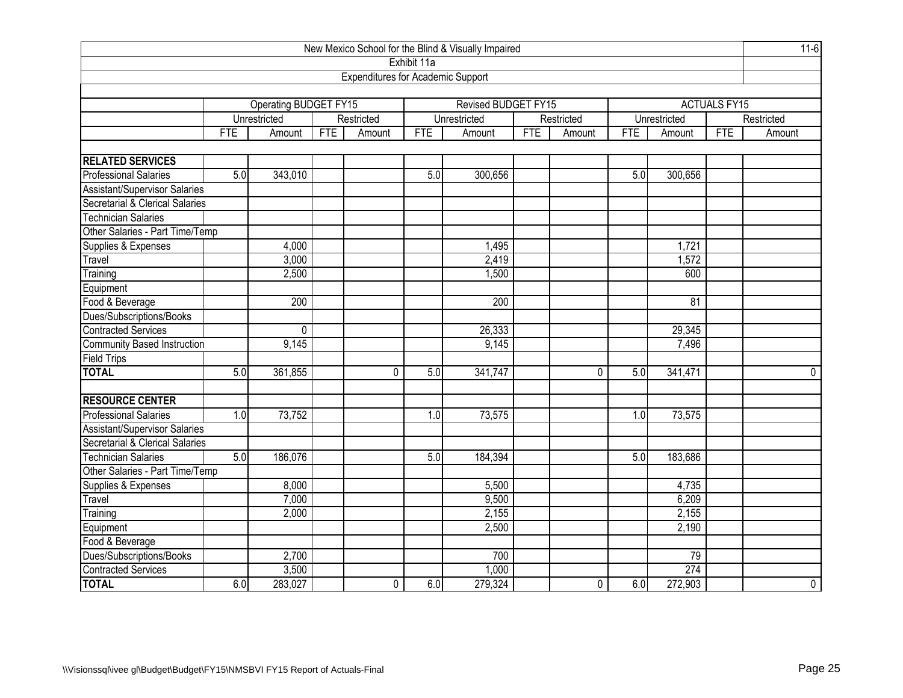New Mexico School for the Blind & Visually Impaired

Exhibit 11a

Expenditures for Academic Support

11-6

| | Operating BUDGET FY15 | | | | Revised BUDGET FY15 | | | | ACTUALS FY15 | | | |
|---|---|---|---|---|---|---|---|---|---|---|---|---|
| | Unrestricted | | Restricted | | Unrestricted | | Restricted | | Unrestricted | | Restricted | |
| | FTE | Amount | FTE | Amount | FTE | Amount | FTE | Amount | FTE | Amount | FTE | Amount |
| **RELATED SERVICES** | | | | | | | | | | | | |
| Professional Salaries | 5.0 | 343,010 | | | 5.0 | 300,656 | | | 5.0 | 300,656 | | |
| Assistant/Supervisor Salaries | | | | | | | | | | | | |
| Secretarial & Clerical Salaries | | | | | | | | | | | | |
| Technician Salaries | | | | | | | | | | | | |
| Other Salaries - Part Time/Temp | | | | | | | | | | | | |
| Supplies & Expenses | | 4,000 | | | | 1,495 | | | | 1,721 | | |
| Travel | | 3,000 | | | | 2,419 | | | | 1,572 | | |
| Training | | 2,500 | | | | 1,500 | | | | 600 | | |
| Equipment | | | | | | | | | | | | |
| Food & Beverage | | 200 | | | | 200 | | | | 81 | | |
| Dues/Subscriptions/Books | | | | | | | | | | | | |
| Contracted Services | | 0 | | | | 26,333 | | | | 29,345 | | |
| Community Based Instruction | | 9,145 | | | | 9,145 | | | | 7,496 | | |
| Field Trips | | | | | | | | | | | | |
| **TOTAL** | 5.0 | 361,855 | | 0 | 5.0 | 341,747 | | 0 | 5.0 | 341,471 | | 0 |
| **RESOURCE CENTER** | | | | | | | | | | | | |
| Professional Salaries | 1.0 | 73,752 | | | 1.0 | 73,575 | | | 1.0 | 73,575 | | |
| Assistant/Supervisor Salaries | | | | | | | | | | | | |
| Secretarial & Clerical Salaries | | | | | | | | | | | | |
| Technician Salaries | 5.0 | 186,076 | | | 5.0 | 184,394 | | | 5.0 | 183,686 | | |
| Other Salaries - Part Time/Temp | | | | | | | | | | | | |
| Supplies & Expenses | | 8,000 | | | | 5,500 | | | | 4,735 | | |
| Travel | | 7,000 | | | | 9,500 | | | | 6,209 | | |
| Training | | 2,000 | | | | 2,155 | | | | 2,155 | | |
| Equipment | | | | | | 2,500 | | | | 2,190 | | |
| Food & Beverage | | | | | | | | | | | | |
| Dues/Subscriptions/Books | | 2,700 | | | | 700 | | | | 79 | | |
| Contracted Services | | 3,500 | | | | 1,000 | | | | 274 | | |
| **TOTAL** | 6.0 | 283,027 | | 0 | 6.0 | 279,324 | | 0 | 6.0 | 272,903 | | 0 |

\\Visionssql\ivee gl\Budget\Budget\FY15\NMSBVI FY15 Report of Actuals-Final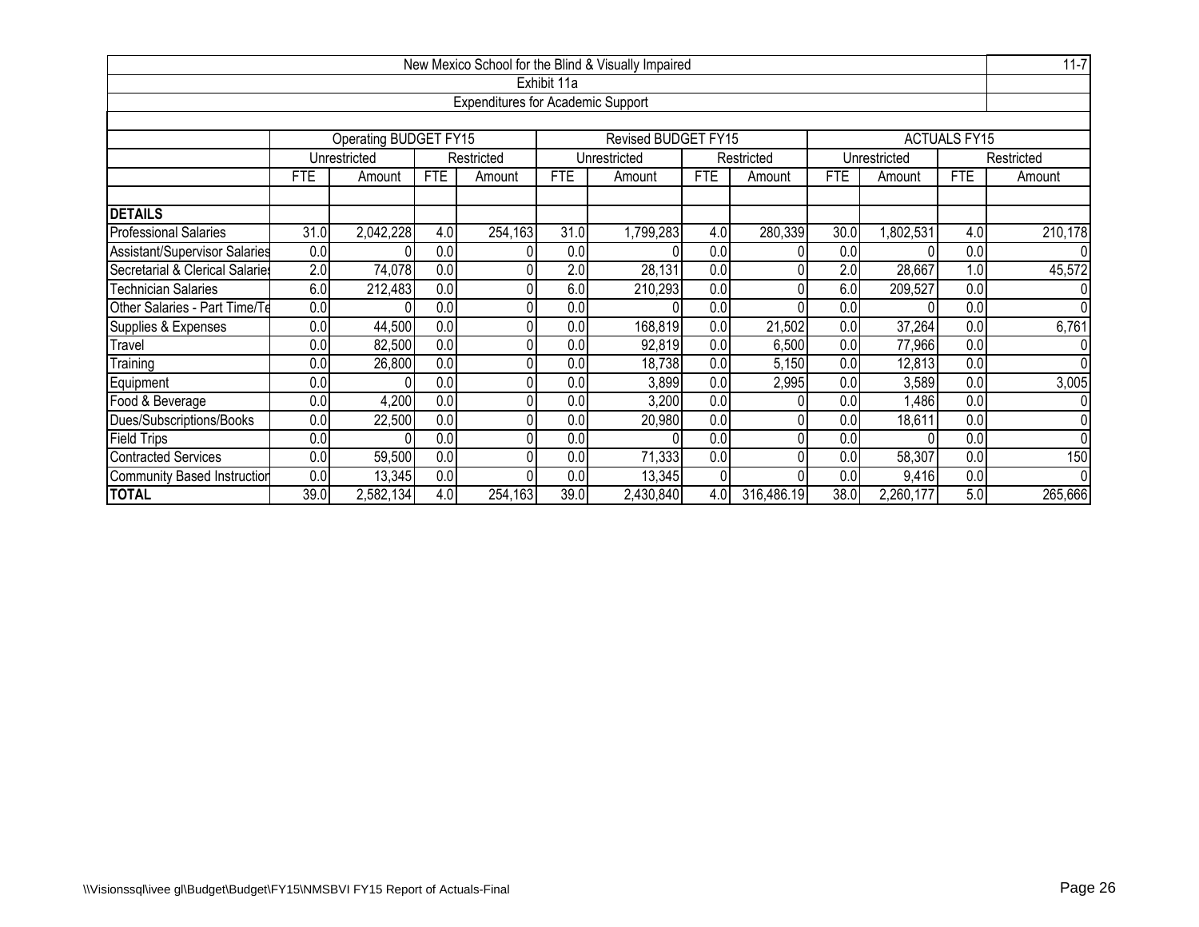# New Mexico School for the Blind & Visually Impaired

11-7

## Exhibit 11a

### Expenditures for Academic Support

| | Operating BUDGET FY15 | | | | Revised BUDGET FY15 | | | | ACTUALS FY15 | | | |
|---|---|---|---|---|---|---|---|---|---|---|---|---|
| | Unrestricted | | Restricted | | Unrestricted | | Restricted | | Unrestricted | | Restricted | |
| | FTE | Amount | FTE | Amount | FTE | Amount | FTE | Amount | FTE | Amount | FTE | Amount |
| **DETAILS** | | | | | | | | | | | | |
| Professional Salaries | 31.0 | 2,042,228 | 4.0 | 254,163 | 31.0 | 1,799,283 | 4.0 | 280,339 | 30.0 | 1,802,531 | 4.0 | 210,178 |
| Assistant/Supervisor Salaries | 0.0 | 0 | 0.0 | 0 | 0.0 | 0 | 0.0 | 0 | 0.0 | 0 | 0.0 | 0 |
| Secretarial & Clerical Salaries | 2.0 | 74,078 | 0.0 | 0 | 2.0 | 28,131 | 0.0 | 0 | 2.0 | 28,667 | 1.0 | 45,572 |
| Technician Salaries | 6.0 | 212,483 | 0.0 | 0 | 6.0 | 210,293 | 0.0 | 0 | 6.0 | 209,527 | 0.0 | 0 |
| Other Salaries - Part Time/Te | 0.0 | 0 | 0.0 | 0 | 0.0 | 0 | 0.0 | 0 | 0.0 | 0 | 0.0 | 0 |
| Supplies & Expenses | 0.0 | 44,500 | 0.0 | 0 | 0.0 | 168,819 | 0.0 | 21,502 | 0.0 | 37,264 | 0.0 | 6,761 |
| Travel | 0.0 | 82,500 | 0.0 | 0 | 0.0 | 92,819 | 0.0 | 6,500 | 0.0 | 77,966 | 0.0 | 0 |
| Training | 0.0 | 26,800 | 0.0 | 0 | 0.0 | 18,738 | 0.0 | 5,150 | 0.0 | 12,813 | 0.0 | 0 |
| Equipment | 0.0 | 0 | 0.0 | 0 | 0.0 | 3,899 | 0.0 | 2,995 | 0.0 | 3,589 | 0.0 | 3,005 |
| Food & Beverage | 0.0 | 4,200 | 0.0 | 0 | 0.0 | 3,200 | 0.0 | 0 | 0.0 | 1,486 | 0.0 | 0 |
| Dues/Subscriptions/Books | 0.0 | 22,500 | 0.0 | 0 | 0.0 | 20,980 | 0.0 | 0 | 0.0 | 18,611 | 0.0 | 0 |
| Field Trips | 0.0 | 0 | 0.0 | 0 | 0.0 | 0 | 0.0 | 0 | 0.0 | 0 | 0.0 | 0 |
| Contracted Services | 0.0 | 59,500 | 0.0 | 0 | 0.0 | 71,333 | 0.0 | 0 | 0.0 | 58,307 | 0.0 | 150 |
| Community Based Instruction | 0.0 | 13,345 | 0.0 | 0 | 0.0 | 13,345 | 0 | 0 | 0.0 | 9,416 | 0.0 | 0 |
| **TOTAL** | 39.0 | 2,582,134 | 4.0 | 254,163 | 39.0 | 2,430,840 | 4.0 | 316,486.19 | 38.0 | 2,260,177 | 5.0 | 265,666 |

\\Visionssql\ivee gl\Budget\Budget\FY15\NMSBVI FY15 Report of Actuals-Final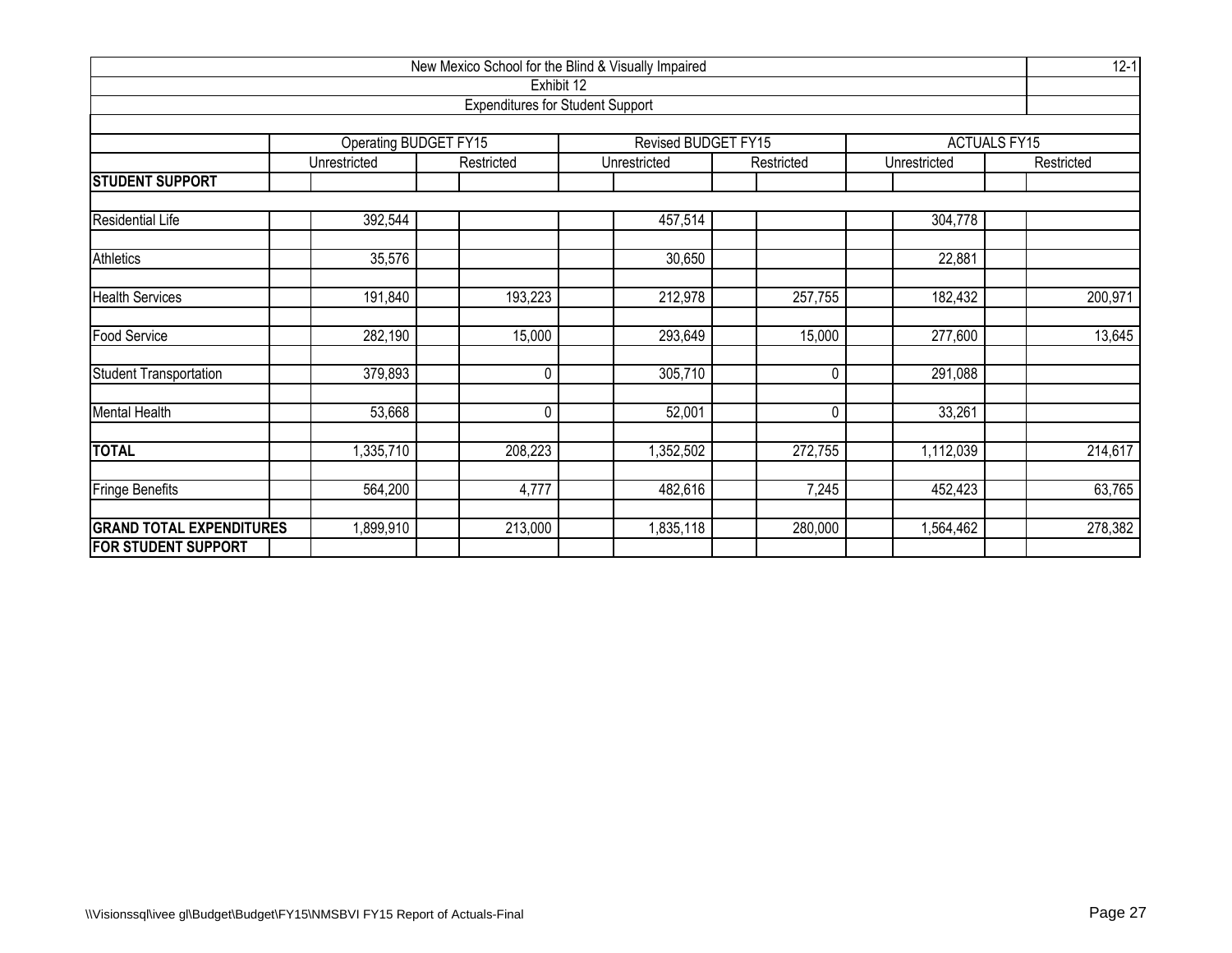New Mexico School for the Blind & Visually Impaired

Exhibit 12

Expenditures for Student Support

12-1

| | Operating BUDGET FY15 | | Revised BUDGET FY15 | | ACTUALS FY15 | |
|---|---|---|---|---|---|---|
| | Unrestricted | Restricted | Unrestricted | Restricted | Unrestricted | Restricted |
| **STUDENT SUPPORT** | | | | | | |
| Residential Life | 392,544 | | 457,514 | | 304,778 | |
| Athletics | 35,576 | | 30,650 | | 22,881 | |
| Health Services | 191,840 | 193,223 | 212,978 | 257,755 | 182,432 | 200,971 |
| Food Service | 282,190 | 15,000 | 293,649 | 15,000 | 277,600 | 13,645 |
| Student Transportation | 379,893 | 0 | 305,710 | 0 | 291,088 | |
| Mental Health | 53,668 | 0 | 52,001 | 0 | 33,261 | |
| **TOTAL** | 1,335,710 | 208,223 | 1,352,502 | 272,755 | 1,112,039 | 214,617 |
| Fringe Benefits | 564,200 | 4,777 | 482,616 | 7,245 | 452,423 | 63,765 |
| **GRAND TOTAL EXPENDITURES FOR STUDENT SUPPORT** | 1,899,910 | 213,000 | 1,835,118 | 280,000 | 1,564,462 | 278,382 |

\\Visionssql\ivee gl\Budget\Budget\FY15\NMSBVI FY15 Report of Actuals-Final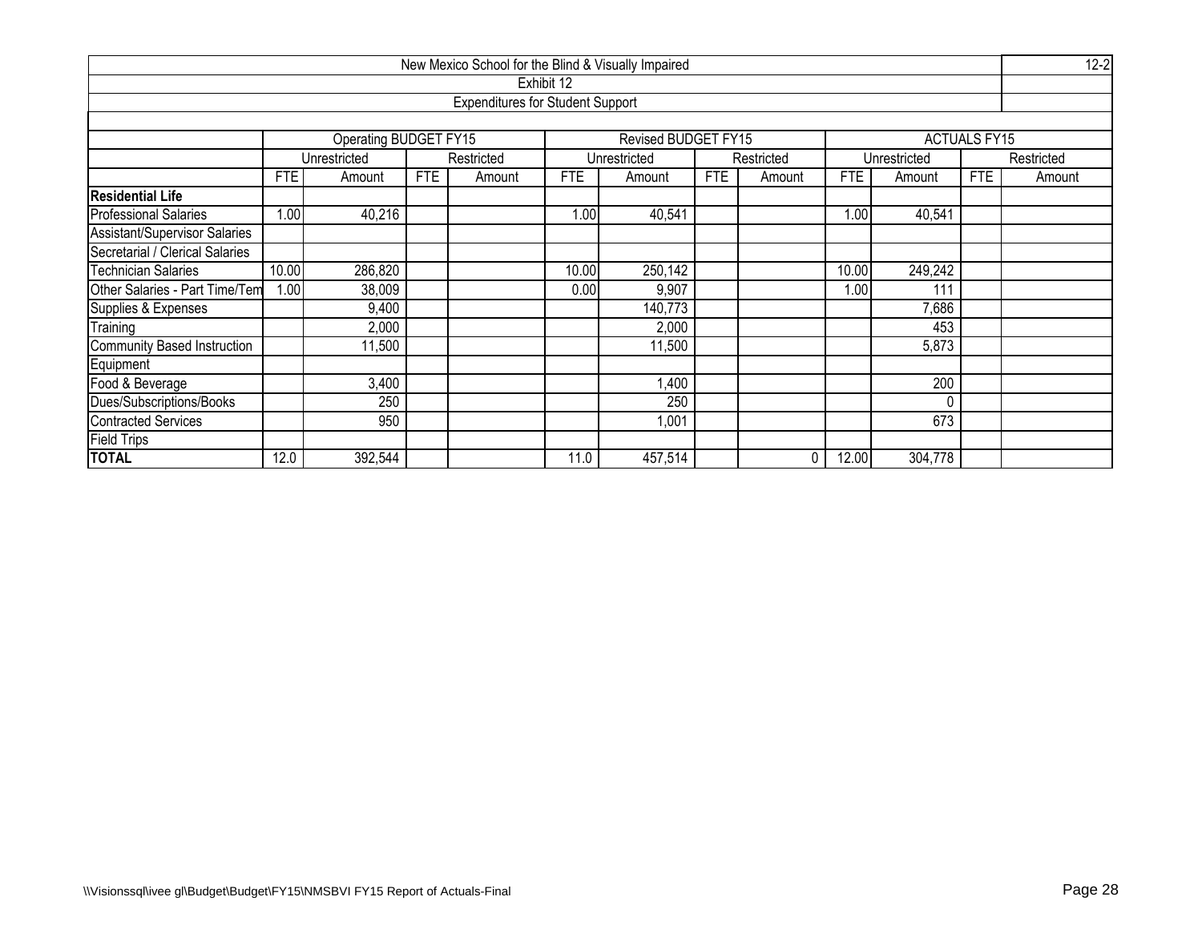| New Mexico School for the Blind & Visually Impaired | | | | | | | | | | | | | 12-2 |
|---|---|---|---|---|---|---|---|---|---|---|---|---|---|
| Exhibit 12 | | | | | | | | | | | | | |
| Expenditures for Student Support | | | | | | | | | | | | | |
| | Operating BUDGET FY15 | | | | Revised BUDGET FY15 | | | | ACTUALS FY15 | | | | |
| | Unrestricted | | Restricted | | Unrestricted | | Restricted | | Unrestricted | | Restricted | | |
| | FTE | Amount | FTE | Amount | FTE | Amount | FTE | Amount | FTE | Amount | FTE | Amount | |
| **Residential Life** | | | | | | | | | | | | | |
| Professional Salaries | 1.00 | 40,216 | | | 1.00 | 40,541 | | | 1.00 | 40,541 | | | |
| Assistant/Supervisor Salaries | | | | | | | | | | | | | |
| Secretarial / Clerical Salaries | | | | | | | | | | | | | |
| Technician Salaries | 10.00 | 286,820 | | | 10.00 | 250,142 | | | 10.00 | 249,242 | | | |
| Other Salaries - Part Time/Tem | 1.00 | 38,009 | | | 0.00 | 9,907 | | | 1.00 | 111 | | | |
| Supplies & Expenses | | 9,400 | | | | 140,773 | | | | 7,686 | | | |
| Training | | 2,000 | | | | 2,000 | | | | 453 | | | |
| Community Based Instruction | | 11,500 | | | | 11,500 | | | | 5,873 | | | |
| Equipment | | | | | | | | | | | | | |
| Food & Beverage | | 3,400 | | | | 1,400 | | | | 200 | | | |
| Dues/Subscriptions/Books | | 250 | | | | 250 | | | | 0 | | | |
| Contracted Services | | 950 | | | | 1,001 | | | | 673 | | | |
| Field Trips | | | | | | | | | | | | | |
| **TOTAL** | 12.0 | 392,544 | | | 11.0 | 457,514 | | 0 | 12.00 | 304,778 | | | |

\\Visionssql\ivee gl\Budget\Budget\FY15\NMSBVI FY15 Report of Actuals-Final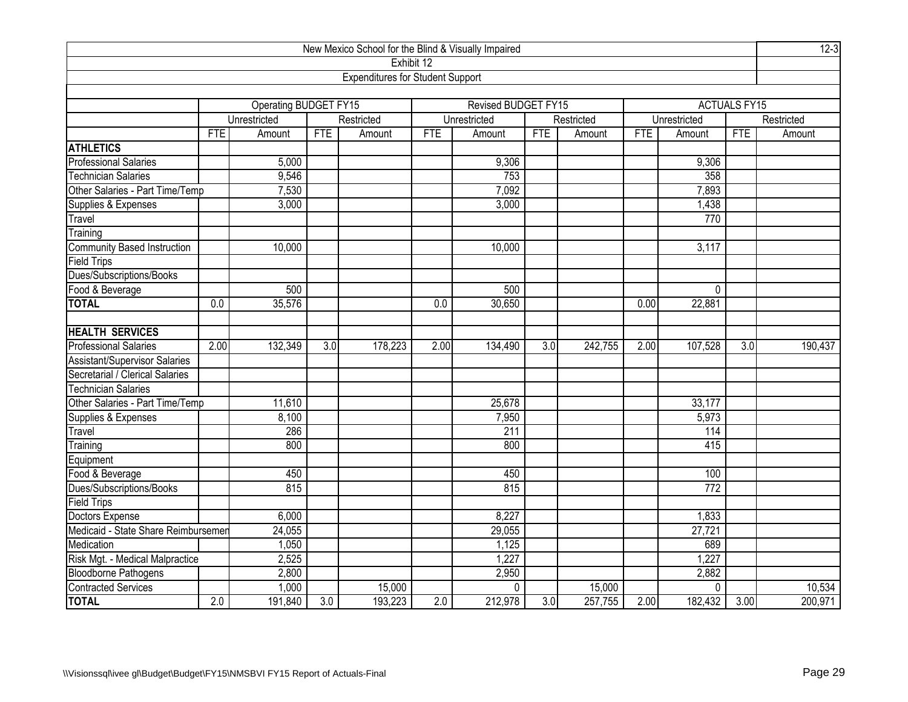| New Mexico School for the Blind & Visually Impaired | | | | | | | | | | | | | 12-3 |
|---|---|---|---|---|---|---|---|---|---|---|---|---|---|
| Exhibit 12 | | | | | | | | | | | | | |
| Expenditures for Student Support | | | | | | | | | | | | | |
| | Operating BUDGET FY15 | | | | Revised BUDGET FY15 | | | | ACTUALS FY15 | | | | |
| | Unrestricted | | Restricted | | Unrestricted | | Restricted | | Unrestricted | | Restricted | | |
| | FTE | Amount | FTE | Amount | FTE | Amount | FTE | Amount | FTE | Amount | FTE | Amount | |
| **ATHLETICS** | | | | | | | | | | | | | |
| Professional Salaries | | 5,000 | | | | 9,306 | | | | 9,306 | | | |
| Technician Salaries | | 9,546 | | | | 753 | | | | 358 | | | |
| Other Salaries - Part Time/Temp | | 7,530 | | | | 7,092 | | | | 7,893 | | | |
| Supplies & Expenses | | 3,000 | | | | 3,000 | | | | 1,438 | | | |
| Travel | | | | | | | | | | 770 | | | |
| Training | | | | | | | | | | | | | |
| Community Based Instruction | | 10,000 | | | | 10,000 | | | | 3,117 | | | |
| Field Trips | | | | | | | | | | | | | |
| Dues/Subscriptions/Books | | | | | | | | | | | | | |
| Food & Beverage | | 500 | | | | 500 | | | | 0 | | | |
| **TOTAL** | 0.0 | 35,576 | | | 0.0 | 30,650 | | | 0.00 | 22,881 | | | |
| | | | | | | | | | | | | | |
| **HEALTH SERVICES** | | | | | | | | | | | | | |
| Professional Salaries | 2.00 | 132,349 | 3.0 | 178,223 | 2.00 | 134,490 | 3.0 | 242,755 | 2.00 | 107,528 | 3.0 | 190,437 | |
| Assistant/Supervisor Salaries | | | | | | | | | | | | | |
| Secretarial / Clerical Salaries | | | | | | | | | | | | | |
| Technician Salaries | | | | | | | | | | | | | |
| Other Salaries - Part Time/Temp | | 11,610 | | | | 25,678 | | | | 33,177 | | | |
| Supplies & Expenses | | 8,100 | | | | 7,950 | | | | 5,973 | | | |
| Travel | | 286 | | | | 211 | | | | 114 | | | |
| Training | | 800 | | | | 800 | | | | 415 | | | |
| Equipment | | | | | | | | | | | | | |
| Food & Beverage | | 450 | | | | 450 | | | | 100 | | | |
| Dues/Subscriptions/Books | | 815 | | | | 815 | | | | 772 | | | |
| Field Trips | | | | | | | | | | | | | |
| Doctors Expense | | 6,000 | | | | 8,227 | | | | 1,833 | | | |
| Medicaid - State Share Reimbursemen | | 24,055 | | | | 29,055 | | | | 27,721 | | | |
| Medication | | 1,050 | | | | 1,125 | | | | 689 | | | |
| Risk Mgt. - Medical Malpractice | | 2,525 | | | | 1,227 | | | | 1,227 | | | |
| Bloodborne Pathogens | | 2,800 | | | | 2,950 | | | | 2,882 | | | |
| Contracted Services | | 1,000 | | 15,000 | | 0 | | 15,000 | | 0 | | 10,534 | |
| **TOTAL** | 2.0 | 191,840 | 3.0 | 193,223 | 2.0 | 212,978 | 3.0 | 257,755 | 2.00 | 182,432 | 3.00 | 200,971 | |

\\Visionssql\ivee gl\Budget\Budget\FY15\NMSBVI FY15 Report of Actuals-Final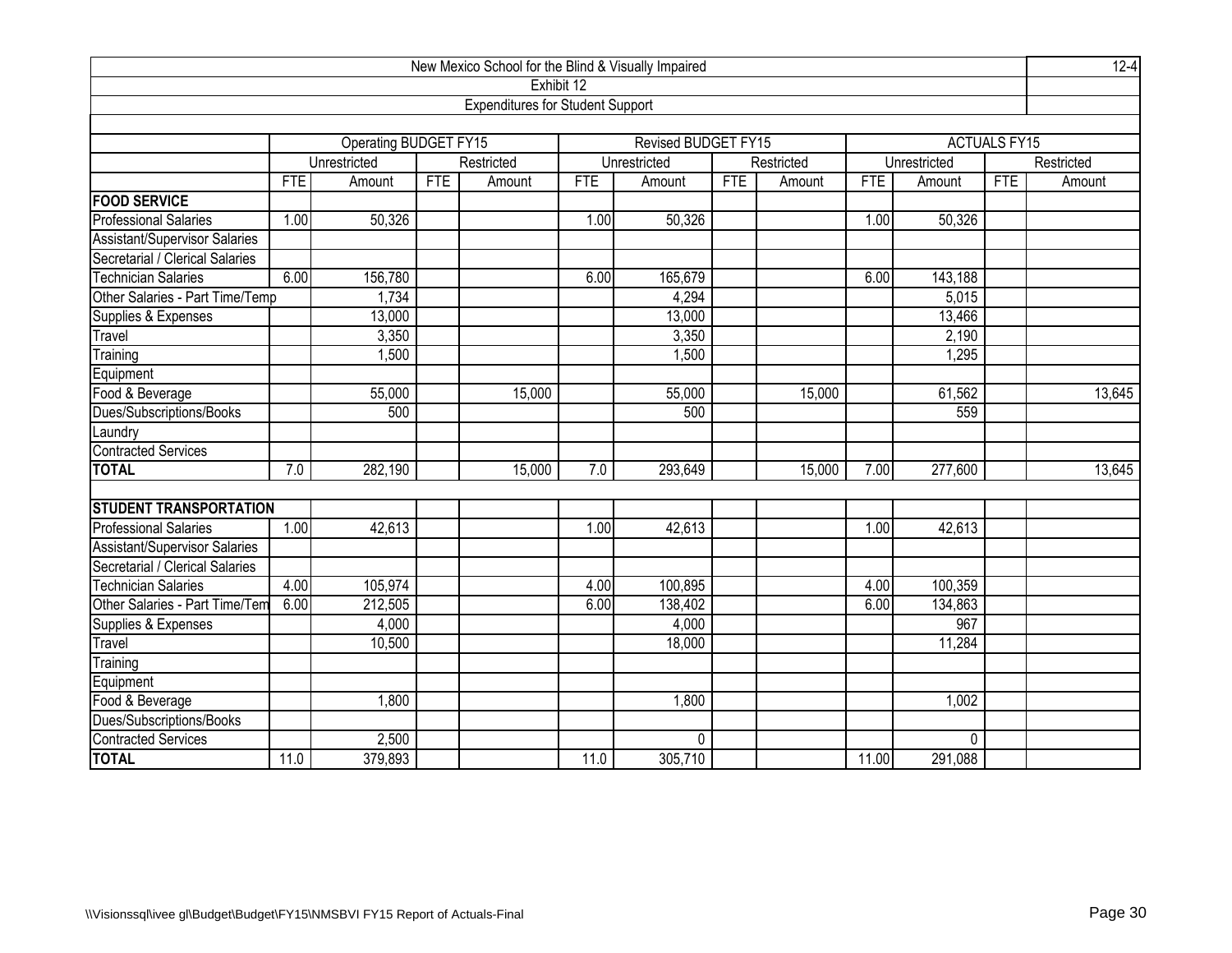# New Mexico School for the Blind & Visually Impaired

12-4

## Exhibit 12

### Expenditures for Student Support

| | Operating BUDGET FY15 | | | | Revised BUDGET FY15 | | | | ACTUALS FY15 | | | |
|---|---|---|---|---|---|---|---|---|---|---|---|---|
| | Unrestricted | | Restricted | | Unrestricted | | Restricted | | Unrestricted | | Restricted | |
| | FTE | Amount | FTE | Amount | FTE | Amount | FTE | Amount | FTE | Amount | FTE | Amount |
| **FOOD SERVICE** | | | | | | | | | | | | |
| Professional Salaries | 1.00 | 50,326 | | | 1.00 | 50,326 | | | 1.00 | 50,326 | | |
| Assistant/Supervisor Salaries | | | | | | | | | | | | |
| Secretarial / Clerical Salaries | | | | | | | | | | | | |
| Technician Salaries | 6.00 | 156,780 | | | 6.00 | 165,679 | | | 6.00 | 143,188 | | |
| Other Salaries - Part Time/Temp | | 1,734 | | | | 4,294 | | | | 5,015 | | |
| Supplies & Expenses | | 13,000 | | | | 13,000 | | | | 13,466 | | |
| Travel | | 3,350 | | | | 3,350 | | | | 2,190 | | |
| Training | | 1,500 | | | | 1,500 | | | | 1,295 | | |
| Equipment | | | | | | | | | | | | |
| Food & Beverage | | 55,000 | | 15,000 | | 55,000 | | 15,000 | | 61,562 | | 13,645 |
| Dues/Subscriptions/Books | | 500 | | | | 500 | | | | 559 | | |
| Laundry | | | | | | | | | | | | |
| Contracted Services | | | | | | | | | | | | |
| **TOTAL** | 7.0 | 282,190 | | 15,000 | 7.0 | 293,649 | | 15,000 | 7.00 | 277,600 | | 13,645 |
| | | | | | | | | | | | | |
| **STUDENT TRANSPORTATION** | | | | | | | | | | | | |
| Professional Salaries | 1.00 | 42,613 | | | 1.00 | 42,613 | | | 1.00 | 42,613 | | |
| Assistant/Supervisor Salaries | | | | | | | | | | | | |
| Secretarial / Clerical Salaries | | | | | | | | | | | | |
| Technician Salaries | 4.00 | 105,974 | | | 4.00 | 100,895 | | | 4.00 | 100,359 | | |
| Other Salaries - Part Time/Tem | 6.00 | 212,505 | | | 6.00 | 138,402 | | | 6.00 | 134,863 | | |
| Supplies & Expenses | | 4,000 | | | | 4,000 | | | | 967 | | |
| Travel | | 10,500 | | | | 18,000 | | | | 11,284 | | |
| Training | | | | | | | | | | | | |
| Equipment | | | | | | | | | | | | |
| Food & Beverage | | 1,800 | | | | 1,800 | | | | 1,002 | | |
| Dues/Subscriptions/Books | | | | | | | | | | | | |
| Contracted Services | | 2,500 | | | | 0 | | | | 0 | | |
| **TOTAL** | 11.0 | 379,893 | | | 11.0 | 305,710 | | | 11.00 | 291,088 | | |

\\Visionssql\ivee gl\Budget\Budget\FY15\NMSBVI FY15 Report of Actuals-Final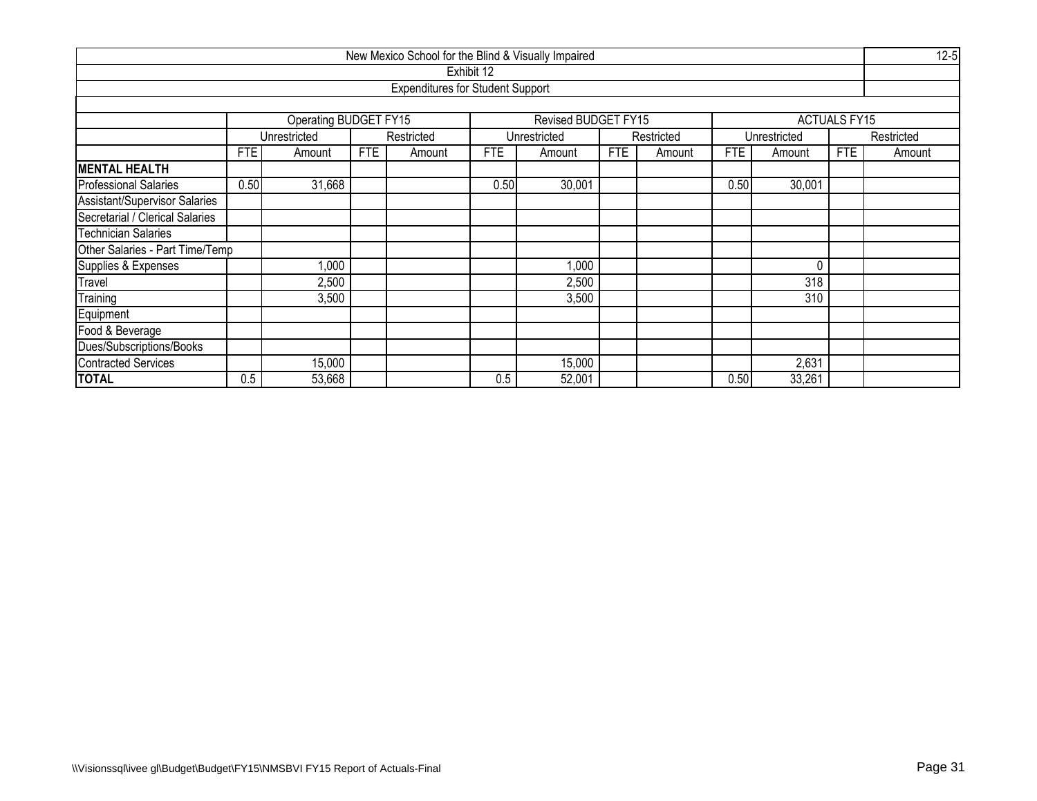| New Mexico School for the Blind & Visually Impaired | | | | | | | | | | | | | 12-5 |
|---|---|---|---|---|---|---|---|---|---|---|---|---|---|
| Exhibit 12 | | | | | | | | | | | | | |
| Expenditures for Student Support | | | | | | | | | | | | | |
| | Operating BUDGET FY15 | | | | Revised BUDGET FY15 | | | | ACTUALS FY15 | | | | |
| | Unrestricted | | Restricted | | Unrestricted | | Restricted | | Unrestricted | | Restricted | | |
| | FTE | Amount | FTE | Amount | FTE | Amount | FTE | Amount | FTE | Amount | FTE | Amount | |
| **MENTAL HEALTH** | | | | | | | | | | | | | |
| Professional Salaries | 0.50 | 31,668 | | | 0.50 | 30,001 | | | 0.50 | 30,001 | | | |
| Assistant/Supervisor Salaries | | | | | | | | | | | | | |
| Secretarial / Clerical Salaries | | | | | | | | | | | | | |
| Technician Salaries | | | | | | | | | | | | | |
| Other Salaries - Part Time/Temp | | | | | | | | | | | | | |
| Supplies & Expenses | | 1,000 | | | | 1,000 | | | | 0 | | | |
| Travel | | 2,500 | | | | 2,500 | | | | 318 | | | |
| Training | | 3,500 | | | | 3,500 | | | | 310 | | | |
| Equipment | | | | | | | | | | | | | |
| Food & Beverage | | | | | | | | | | | | | |
| Dues/Subscriptions/Books | | | | | | | | | | | | | |
| Contracted Services | | 15,000 | | | | 15,000 | | | | 2,631 | | | |
| **TOTAL** | 0.5 | 53,668 | | | 0.5 | 52,001 | | | 0.50 | 33,261 | | | |

\\Visionssql\ivee gl\Budget\Budget\FY15\NMSBVI FY15 Report of Actuals-Final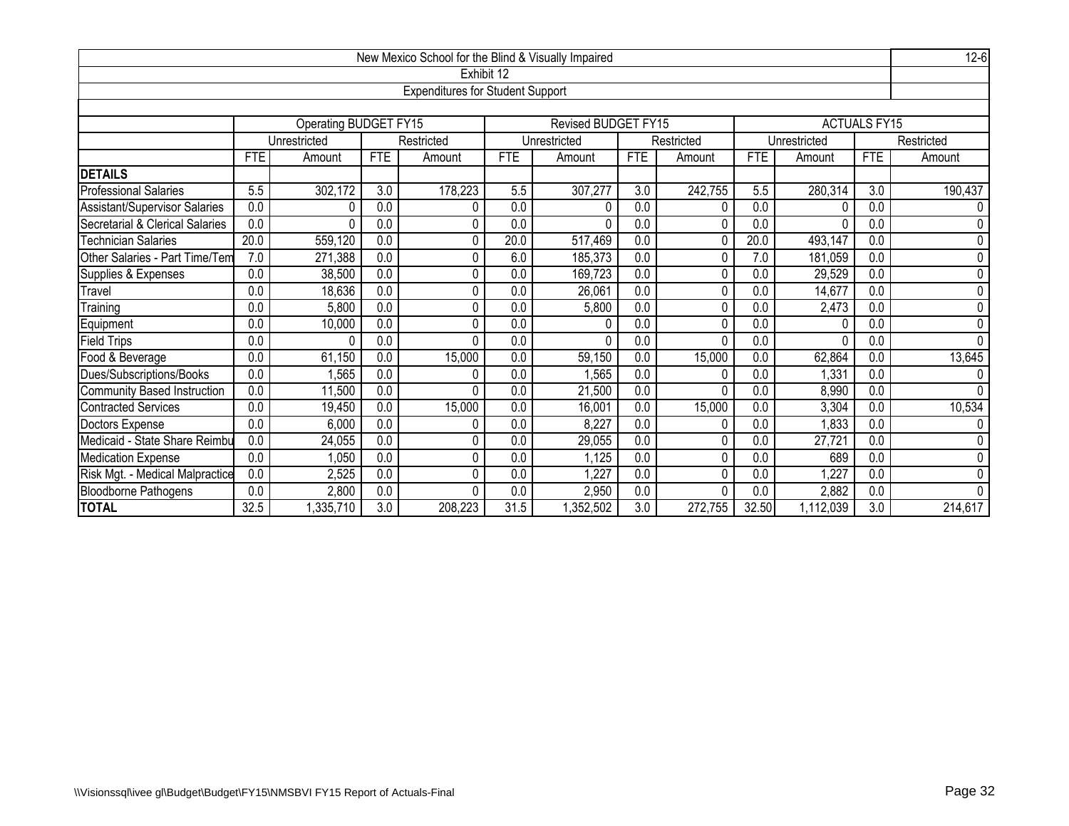New Mexico School for the Blind & Visually Impaired

12-6

Exhibit 12

Expenditures for Student Support

| | Operating BUDGET FY15 | | | | Revised BUDGET FY15 | | | | ACTUALS FY15 | | | |
|---|---|---|---|---|---|---|---|---|---|---|---|---|
| | Unrestricted | | Restricted | | Unrestricted | | Restricted | | Unrestricted | | Restricted | |
| | FTE | Amount | FTE | Amount | FTE | Amount | FTE | Amount | FTE | Amount | FTE | Amount |
| **DETAILS** | | | | | | | | | | | | |
| Professional Salaries | 5.5 | 302,172 | 3.0 | 178,223 | 5.5 | 307,277 | 3.0 | 242,755 | 5.5 | 280,314 | 3.0 | 190,437 |
| Assistant/Supervisor Salaries | 0.0 | 0 | 0.0 | 0 | 0.0 | 0 | 0.0 | 0 | 0.0 | 0 | 0.0 | 0 |
| Secretarial & Clerical Salaries | 0.0 | 0 | 0.0 | 0 | 0.0 | 0 | 0.0 | 0 | 0.0 | 0 | 0.0 | 0 |
| Technician Salaries | 20.0 | 559,120 | 0.0 | 0 | 20.0 | 517,469 | 0.0 | 0 | 20.0 | 493,147 | 0.0 | 0 |
| Other Salaries - Part Time/Tem | 7.0 | 271,388 | 0.0 | 0 | 6.0 | 185,373 | 0.0 | 0 | 7.0 | 181,059 | 0.0 | 0 |
| Supplies & Expenses | 0.0 | 38,500 | 0.0 | 0 | 0.0 | 169,723 | 0.0 | 0 | 0.0 | 29,529 | 0.0 | 0 |
| Travel | 0.0 | 18,636 | 0.0 | 0 | 0.0 | 26,061 | 0.0 | 0 | 0.0 | 14,677 | 0.0 | 0 |
| Training | 0.0 | 5,800 | 0.0 | 0 | 0.0 | 5,800 | 0.0 | 0 | 0.0 | 2,473 | 0.0 | 0 |
| Equipment | 0.0 | 10,000 | 0.0 | 0 | 0.0 | 0 | 0.0 | 0 | 0.0 | 0 | 0.0 | 0 |
| Field Trips | 0.0 | 0 | 0.0 | 0 | 0.0 | 0 | 0.0 | 0 | 0.0 | 0 | 0.0 | 0 |
| Food & Beverage | 0.0 | 61,150 | 0.0 | 15,000 | 0.0 | 59,150 | 0.0 | 15,000 | 0.0 | 62,864 | 0.0 | 13,645 |
| Dues/Subscriptions/Books | 0.0 | 1,565 | 0.0 | 0 | 0.0 | 1,565 | 0.0 | 0 | 0.0 | 1,331 | 0.0 | 0 |
| Community Based Instruction | 0.0 | 11,500 | 0.0 | 0 | 0.0 | 21,500 | 0.0 | 0 | 0.0 | 8,990 | 0.0 | 0 |
| Contracted Services | 0.0 | 19,450 | 0.0 | 15,000 | 0.0 | 16,001 | 0.0 | 15,000 | 0.0 | 3,304 | 0.0 | 10,534 |
| Doctors Expense | 0.0 | 6,000 | 0.0 | 0 | 0.0 | 8,227 | 0.0 | 0 | 0.0 | 1,833 | 0.0 | 0 |
| Medicaid - State Share Reimbu | 0.0 | 24,055 | 0.0 | 0 | 0.0 | 29,055 | 0.0 | 0 | 0.0 | 27,721 | 0.0 | 0 |
| Medication Expense | 0.0 | 1,050 | 0.0 | 0 | 0.0 | 1,125 | 0.0 | 0 | 0.0 | 689 | 0.0 | 0 |
| Risk Mgt. - Medical Malpractice | 0.0 | 2,525 | 0.0 | 0 | 0.0 | 1,227 | 0.0 | 0 | 0.0 | 1,227 | 0.0 | 0 |
| Bloodborne Pathogens | 0.0 | 2,800 | 0.0 | 0 | 0.0 | 2,950 | 0.0 | 0 | 0.0 | 2,882 | 0.0 | 0 |
| **TOTAL** | 32.5 | 1,335,710 | 3.0 | 208,223 | 31.5 | 1,352,502 | 3.0 | 272,755 | 32.50 | 1,112,039 | 3.0 | 214,617 |

\\Visionssql\ivee gl\Budget\Budget\FY15\NMSBVI FY15 Report of Actuals-Final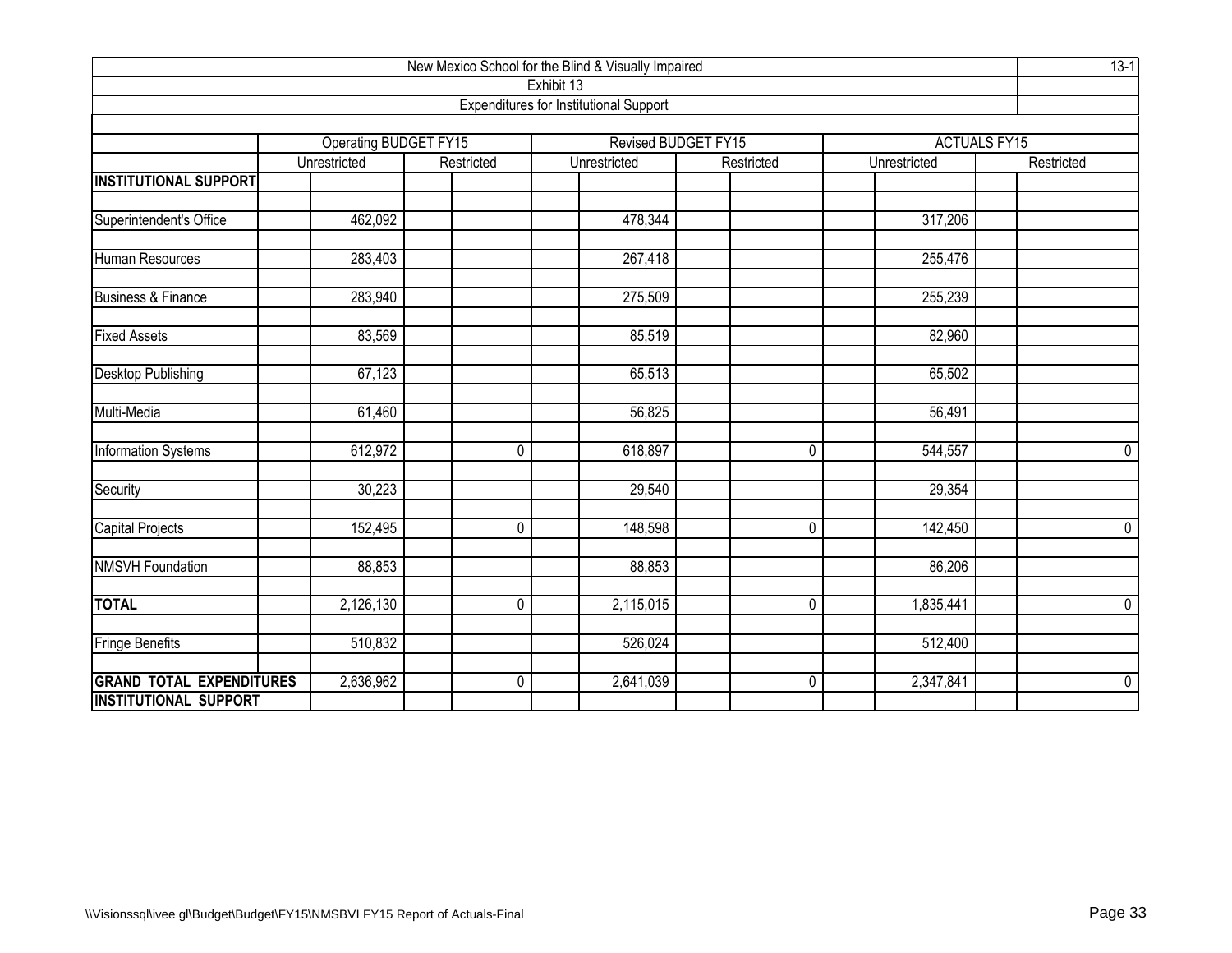New Mexico School for the Blind & Visually Impaired

13-1

Exhibit 13

Expenditures for Institutional Support

| | Operating BUDGET FY15 | | Revised BUDGET FY15 | | ACTUALS FY15 | |
|---|---|---|---|---|---|---|
| | Unrestricted | Restricted | Unrestricted | Restricted | Unrestricted | Restricted |
| **INSTITUTIONAL SUPPORT** | | | | | | |
| Superintendent's Office | 462,092 | | 478,344 | | 317,206 | |
| Human Resources | 283,403 | | 267,418 | | 255,476 | |
| Business & Finance | 283,940 | | 275,509 | | 255,239 | |
| Fixed Assets | 83,569 | | 85,519 | | 82,960 | |
| Desktop Publishing | 67,123 | | 65,513 | | 65,502 | |
| Multi-Media | 61,460 | | 56,825 | | 56,491 | |
| Information Systems | 612,972 | 0 | 618,897 | 0 | 544,557 | 0 |
| Security | 30,223 | | 29,540 | | 29,354 | |
| Capital Projects | 152,495 | 0 | 148,598 | 0 | 142,450 | 0 |
| NMSVH Foundation | 88,853 | | 88,853 | | 86,206 | |
| **TOTAL** | 2,126,130 | 0 | 2,115,015 | 0 | 1,835,441 | 0 |
| Fringe Benefits | 510,832 | | 526,024 | | 512,400 | |
| **GRAND TOTAL EXPENDITURES INSTITUTIONAL SUPPORT** | 2,636,962 | 0 | 2,641,039 | 0 | 2,347,841 | 0 |

\\Visionssql\ivee gl\Budget\Budget\FY15\NMSBVI FY15 Report of Actuals-Final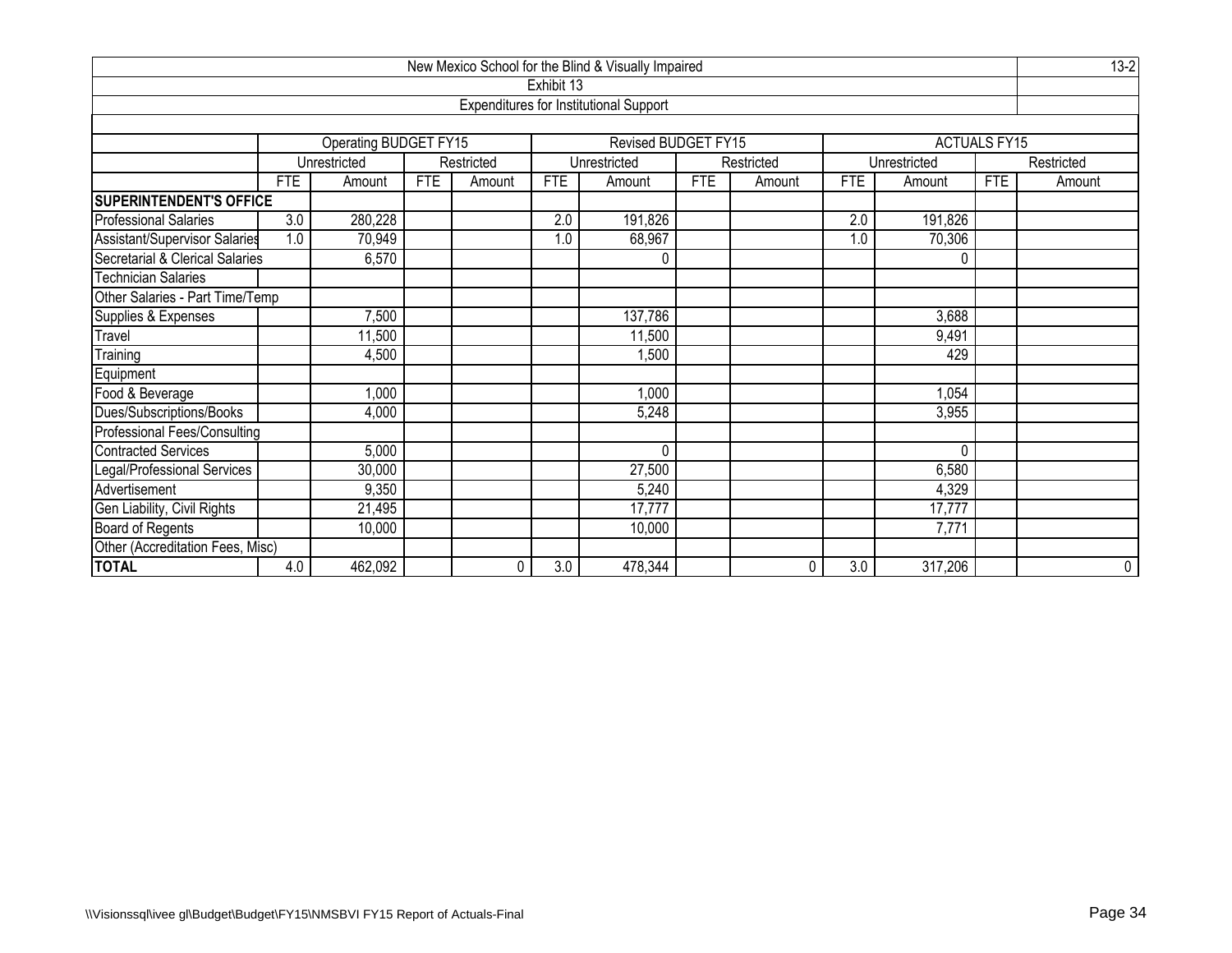# New Mexico School for the Blind & Visually Impaired

## Exhibit 13

### Expenditures for Institutional Support

| | Operating BUDGET FY15 | | | | Revised BUDGET FY15 | | | | ACTUALS FY15 | | | |
|---|---|---|---|---|---|---|---|---|---|---|---|---|
| | Unrestricted | | Restricted | | Unrestricted | | Restricted | | Unrestricted | | Restricted | |
| | FTE | Amount | FTE | Amount | FTE | Amount | FTE | Amount | FTE | Amount | FTE | Amount |
| **SUPERINTENDENT'S OFFICE** | | | | | | | | | | | | |
| Professional Salaries | 3.0 | 280,228 | | | 2.0 | 191,826 | | | 2.0 | 191,826 | | |
| Assistant/Supervisor Salaries | 1.0 | 70,949 | | | 1.0 | 68,967 | | | 1.0 | 70,306 | | |
| Secretarial & Clerical Salaries | | 6,570 | | | | 0 | | | | 0 | | |
| Technician Salaries | | | | | | | | | | | | |
| Other Salaries - Part Time/Temp | | | | | | | | | | | | |
| Supplies & Expenses | | 7,500 | | | | 137,786 | | | | 3,688 | | |
| Travel | | 11,500 | | | | 11,500 | | | | 9,491 | | |
| Training | | 4,500 | | | | 1,500 | | | | 429 | | |
| Equipment | | | | | | | | | | | | |
| Food & Beverage | | 1,000 | | | | 1,000 | | | | 1,054 | | |
| Dues/Subscriptions/Books | | 4,000 | | | | 5,248 | | | | 3,955 | | |
| Professional Fees/Consulting | | | | | | | | | | | | |
| Contracted Services | | 5,000 | | | | 0 | | | | 0 | | |
| Legal/Professional Services | | 30,000 | | | | 27,500 | | | | 6,580 | | |
| Advertisement | | 9,350 | | | | 5,240 | | | | 4,329 | | |
| Gen Liability, Civil Rights | | 21,495 | | | | 17,777 | | | | 17,777 | | |
| Board of Regents | | 10,000 | | | | 10,000 | | | | 7,771 | | |
| Other (Accreditation Fees, Misc) | | | | | | | | | | | | |
| **TOTAL** | 4.0 | 462,092 | | 0 | 3.0 | 478,344 | | 0 | 3.0 | 317,206 | | 0 |

\\Visionssql\ivee gl\Budget\Budget\FY15\NMSBVI FY15 Report of Actuals-Final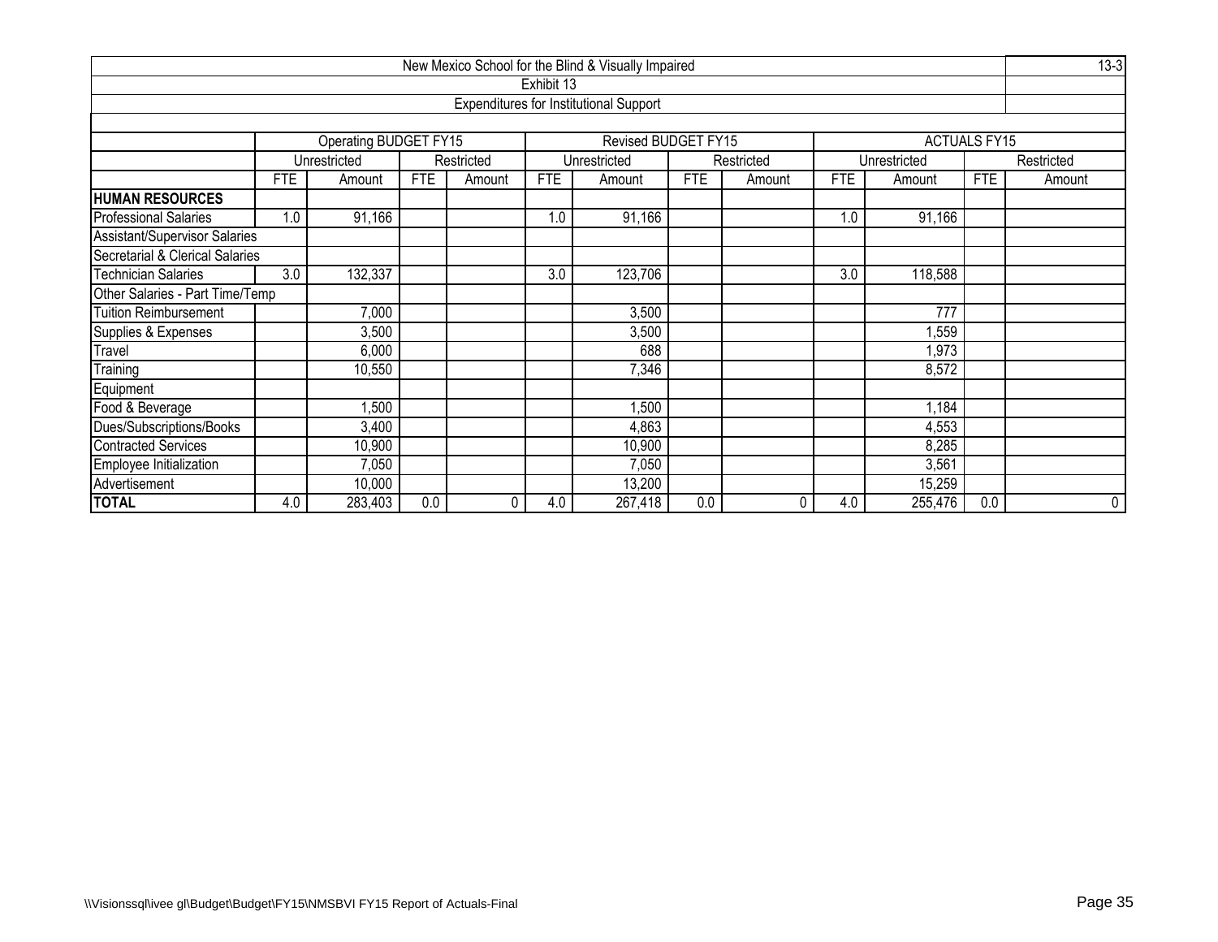| New Mexico School for the Blind & Visually Impaired | | | | | | | | | | | | | 13-3 |
|---|---|---|---|---|---|---|---|---|---|---|---|---|---|
| Exhibit 13 | | | | | | | | | | | | | |
| Expenditures for Institutional Support | | | | | | | | | | | | | |
| | Operating BUDGET FY15 | | | | Revised BUDGET FY15 | | | | ACTUALS FY15 | | | | |
| | Unrestricted | | Restricted | | Unrestricted | | Restricted | | Unrestricted | | Restricted | | |
| | FTE | Amount | FTE | Amount | FTE | Amount | FTE | Amount | FTE | Amount | FTE | Amount | |
| **HUMAN RESOURCES** | | | | | | | | | | | | | |
| Professional Salaries | 1.0 | 91,166 | | | 1.0 | 91,166 | | | 1.0 | 91,166 | | | |
| Assistant/Supervisor Salaries | | | | | | | | | | | | | |
| Secretarial & Clerical Salaries | | | | | | | | | | | | | |
| Technician Salaries | 3.0 | 132,337 | | | 3.0 | 123,706 | | | 3.0 | 118,588 | | | |
| Other Salaries - Part Time/Temp | | | | | | | | | | | | | |
| Tuition Reimbursement | | 7,000 | | | | 3,500 | | | | 777 | | | |
| Supplies & Expenses | | 3,500 | | | | 3,500 | | | | 1,559 | | | |
| Travel | | 6,000 | | | | 688 | | | | 1,973 | | | |
| Training | | 10,550 | | | | 7,346 | | | | 8,572 | | | |
| Equipment | | | | | | | | | | | | | |
| Food & Beverage | | 1,500 | | | | 1,500 | | | | 1,184 | | | |
| Dues/Subscriptions/Books | | 3,400 | | | | 4,863 | | | | 4,553 | | | |
| Contracted Services | | 10,900 | | | | 10,900 | | | | 8,285 | | | |
| Employee Initialization | | 7,050 | | | | 7,050 | | | | 3,561 | | | |
| Advertisement | | 10,000 | | | | 13,200 | | | | 15,259 | | | |
| **TOTAL** | 4.0 | 283,403 | 0.0 | 0 | 4.0 | 267,418 | 0.0 | 0 | 4.0 | 255,476 | 0.0 | 0 | |

\\Visionssql\ivee gl\Budget\Budget\FY15\NMSBVI FY15 Report of Actuals-Final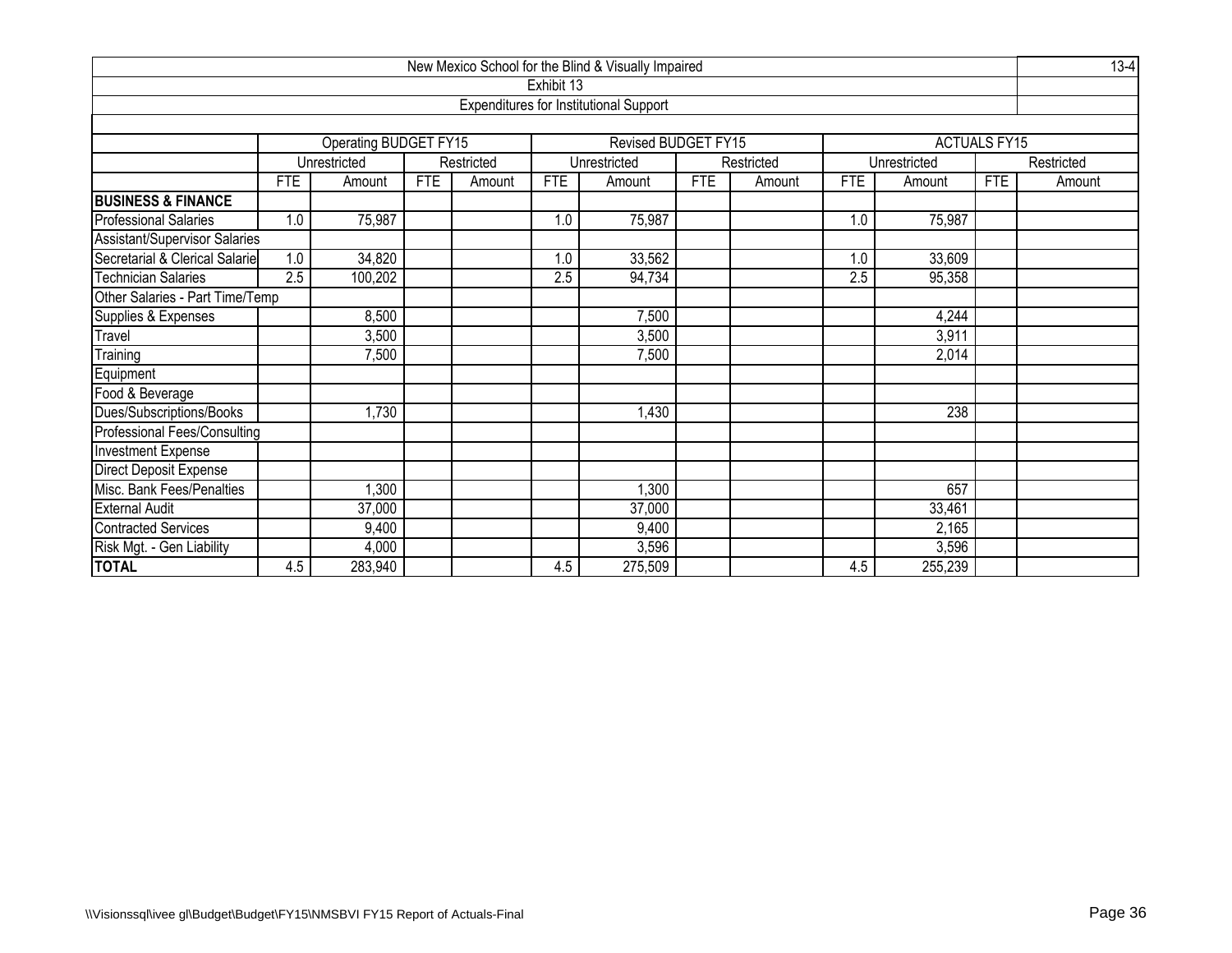New Mexico School for the Blind & Visually Impaired

13-4

Exhibit 13

Expenditures for Institutional Support

| | Operating BUDGET FY15 | | | | Revised BUDGET FY15 | | | | ACTUALS FY15 | | | |
|---|---|---|---|---|---|---|---|---|---|---|---|---|
| | Unrestricted | | Restricted | | Unrestricted | | Restricted | | Unrestricted | | Restricted | |
| | FTE | Amount | FTE | Amount | FTE | Amount | FTE | Amount | FTE | Amount | FTE | Amount |
| **BUSINESS & FINANCE** | | | | | | | | | | | | |
| Professional Salaries | 1.0 | 75,987 | | | 1.0 | 75,987 | | | 1.0 | 75,987 | | |
| Assistant/Supervisor Salaries | | | | | | | | | | | | |
| Secretarial & Clerical Salarie | 1.0 | 34,820 | | | 1.0 | 33,562 | | | 1.0 | 33,609 | | |
| Technician Salaries | 2.5 | 100,202 | | | 2.5 | 94,734 | | | 2.5 | 95,358 | | |
| Other Salaries - Part Time/Temp | | | | | | | | | | | | |
| Supplies & Expenses | | 8,500 | | | | 7,500 | | | | 4,244 | | |
| Travel | | 3,500 | | | | 3,500 | | | | 3,911 | | |
| Training | | 7,500 | | | | 7,500 | | | | 2,014 | | |
| Equipment | | | | | | | | | | | | |
| Food & Beverage | | | | | | | | | | | | |
| Dues/Subscriptions/Books | | 1,730 | | | | 1,430 | | | | 238 | | |
| Professional Fees/Consulting | | | | | | | | | | | | |
| Investment Expense | | | | | | | | | | | | |
| Direct Deposit Expense | | | | | | | | | | | | |
| Misc. Bank Fees/Penalties | | 1,300 | | | | 1,300 | | | | 657 | | |
| External Audit | | 37,000 | | | | 37,000 | | | | 33,461 | | |
| Contracted Services | | 9,400 | | | | 9,400 | | | | 2,165 | | |
| Risk Mgt. - Gen Liability | | 4,000 | | | | 3,596 | | | | 3,596 | | |
| **TOTAL** | 4.5 | 283,940 | | | 4.5 | 275,509 | | | 4.5 | 255,239 | | |

\\Visionssql\ivee gl\Budget\Budget\FY15\NMSBVI FY15 Report of Actuals-Final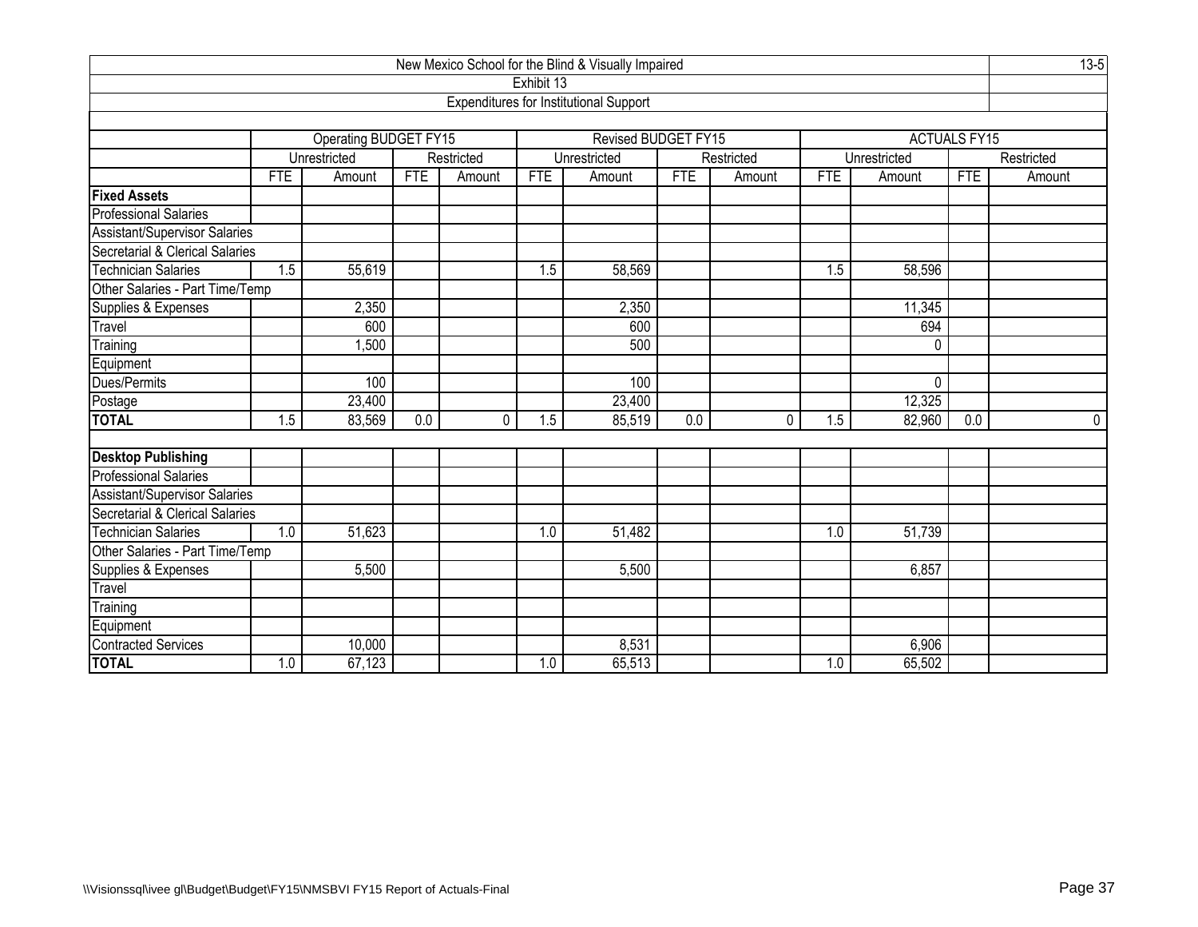# New Mexico School for the Blind & Visually Impaired

13-5

## Exhibit 13

### Expenditures for Institutional Support

| | Operating BUDGET FY15 | | | | Revised BUDGET FY15 | | | | ACTUALS FY15 | | | |
|---|---|---|---|---|---|---|---|---|---|---|---|---|
| | Unrestricted | | Restricted | | Unrestricted | | Restricted | | Unrestricted | | Restricted | |
| | FTE | Amount | FTE | Amount | FTE | Amount | FTE | Amount | FTE | Amount | FTE | Amount |
| **Fixed Assets** | | | | | | | | | | | | |
| Professional Salaries | | | | | | | | | | | | |
| Assistant/Supervisor Salaries | | | | | | | | | | | | |
| Secretarial & Clerical Salaries | | | | | | | | | | | | |
| Technician Salaries | 1.5 | 55,619 | | | 1.5 | 58,569 | | | 1.5 | 58,596 | | |
| Other Salaries - Part Time/Temp | | | | | | | | | | | | |
| Supplies & Expenses | | 2,350 | | | | 2,350 | | | | 11,345 | | |
| Travel | | 600 | | | | 600 | | | | 694 | | |
| Training | | 1,500 | | | | 500 | | | | 0 | | |
| Equipment | | | | | | | | | | | | |
| Dues/Permits | | 100 | | | | 100 | | | | 0 | | |
| Postage | | 23,400 | | | | 23,400 | | | | 12,325 | | |
| **TOTAL** | 1.5 | 83,569 | 0.0 | 0 | 1.5 | 85,519 | 0.0 | 0 | 1.5 | 82,960 | 0.0 | 0 |
| | | | | | | | | | | | | |
| **Desktop Publishing** | | | | | | | | | | | | |
| Professional Salaries | | | | | | | | | | | | |
| Assistant/Supervisor Salaries | | | | | | | | | | | | |
| Secretarial & Clerical Salaries | | | | | | | | | | | | |
| Technician Salaries | 1.0 | 51,623 | | | 1.0 | 51,482 | | | 1.0 | 51,739 | | |
| Other Salaries - Part Time/Temp | | | | | | | | | | | | |
| Supplies & Expenses | | 5,500 | | | | 5,500 | | | | 6,857 | | |
| Travel | | | | | | | | | | | | |
| Training | | | | | | | | | | | | |
| Equipment | | | | | | | | | | | | |
| Contracted Services | | 10,000 | | | | 8,531 | | | | 6,906 | | |
| **TOTAL** | 1.0 | 67,123 | | | 1.0 | 65,513 | | | 1.0 | 65,502 | | |

\\Visionssql\ivee gl\Budget\Budget\FY15\NMSBVI FY15 Report of Actuals-Final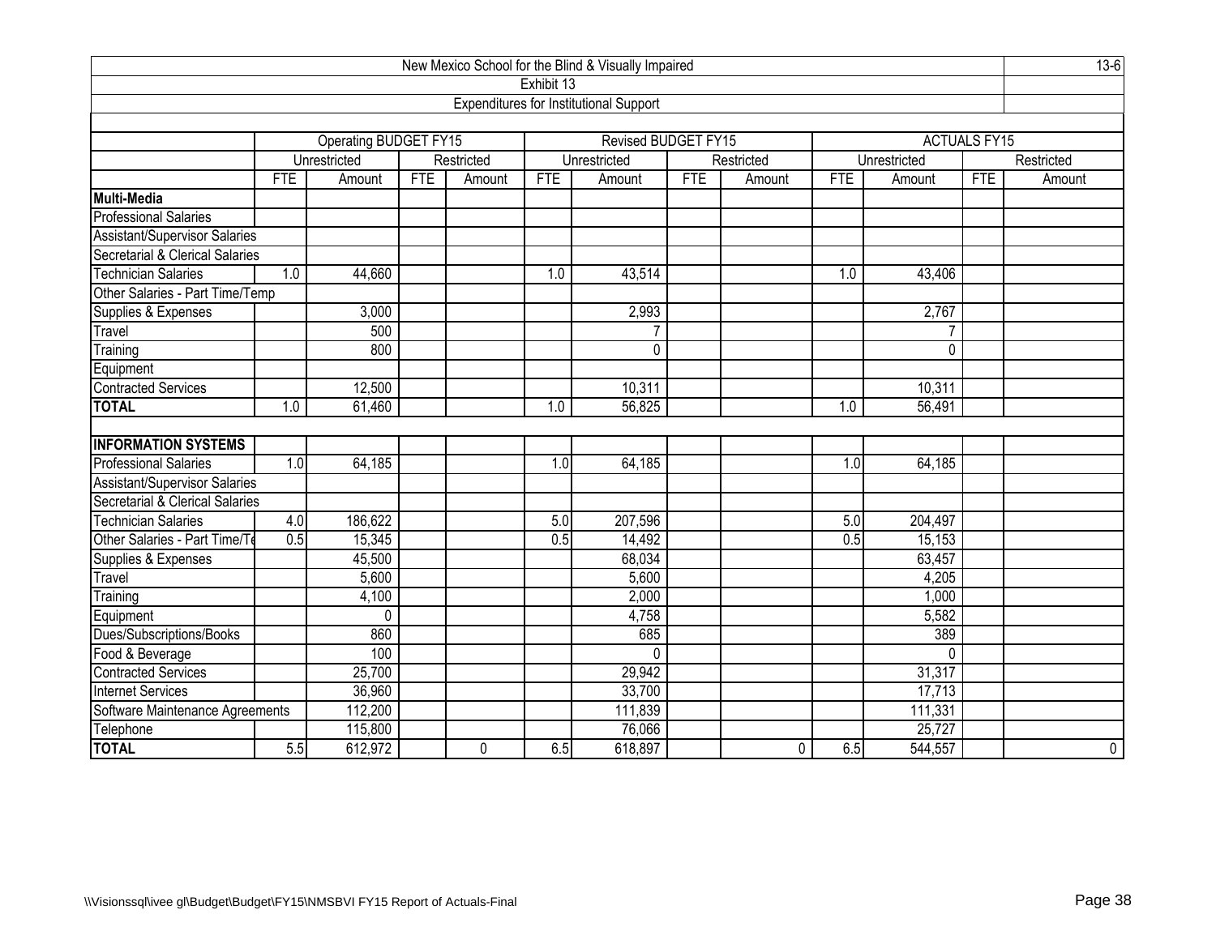New Mexico School for the Blind & Visually Impaired

13-6

Exhibit 13

Expenditures for Institutional Support

| | Operating BUDGET FY15 | | | | Revised BUDGET FY15 | | | | ACTUALS FY15 | | | |
|---|---|---|---|---|---|---|---|---|---|---|---|---|
| | Unrestricted | | Restricted | | Unrestricted | | Restricted | | Unrestricted | | Restricted | |
| | FTE | Amount | FTE | Amount | FTE | Amount | FTE | Amount | FTE | Amount | FTE | Amount |
| **Multi-Media** | | | | | | | | | | | | |
| Professional Salaries | | | | | | | | | | | | |
| Assistant/Supervisor Salaries | | | | | | | | | | | | |
| Secretarial & Clerical Salaries | | | | | | | | | | | | |
| Technician Salaries | 1.0 | 44,660 | | | 1.0 | 43,514 | | | 1.0 | 43,406 | | |
| Other Salaries - Part Time/Temp | | | | | | | | | | | | |
| Supplies & Expenses | | 3,000 | | | | 2,993 | | | | 2,767 | | |
| Travel | | 500 | | | | 7 | | | | 7 | | |
| Training | | 800 | | | | 0 | | | | 0 | | |
| Equipment | | | | | | | | | | | | |
| Contracted Services | | 12,500 | | | | 10,311 | | | | 10,311 | | |
| **TOTAL** | 1.0 | 61,460 | | | 1.0 | 56,825 | | | 1.0 | 56,491 | | |
| | | | | | | | | | | | | |
| **INFORMATION SYSTEMS** | | | | | | | | | | | | |
| Professional Salaries | 1.0 | 64,185 | | | 1.0 | 64,185 | | | 1.0 | 64,185 | | |
| Assistant/Supervisor Salaries | | | | | | | | | | | | |
| Secretarial & Clerical Salaries | | | | | | | | | | | | |
| Technician Salaries | 4.0 | 186,622 | | | 5.0 | 207,596 | | | 5.0 | 204,497 | | |
| Other Salaries - Part Time/Te | 0.5 | 15,345 | | | 0.5 | 14,492 | | | 0.5 | 15,153 | | |
| Supplies & Expenses | | 45,500 | | | | 68,034 | | | | 63,457 | | |
| Travel | | 5,600 | | | | 5,600 | | | | 4,205 | | |
| Training | | 4,100 | | | | 2,000 | | | | 1,000 | | |
| Equipment | | 0 | | | | 4,758 | | | | 5,582 | | |
| Dues/Subscriptions/Books | | 860 | | | | 685 | | | | 389 | | |
| Food & Beverage | | 100 | | | | 0 | | | | 0 | | |
| Contracted Services | | 25,700 | | | | 29,942 | | | | 31,317 | | |
| Internet Services | | 36,960 | | | | 33,700 | | | | 17,713 | | |
| Software Maintenance Agreements | | 112,200 | | | | 111,839 | | | | 111,331 | | |
| Telephone | | 115,800 | | | | 76,066 | | | | 25,727 | | |
| **TOTAL** | 5.5 | 612,972 | | 0 | 6.5 | 618,897 | | 0 | 6.5 | 544,557 | | 0 |

\\Visionssql\ivee gl\Budget\Budget\FY15\NMSBVI FY15 Report of Actuals-Final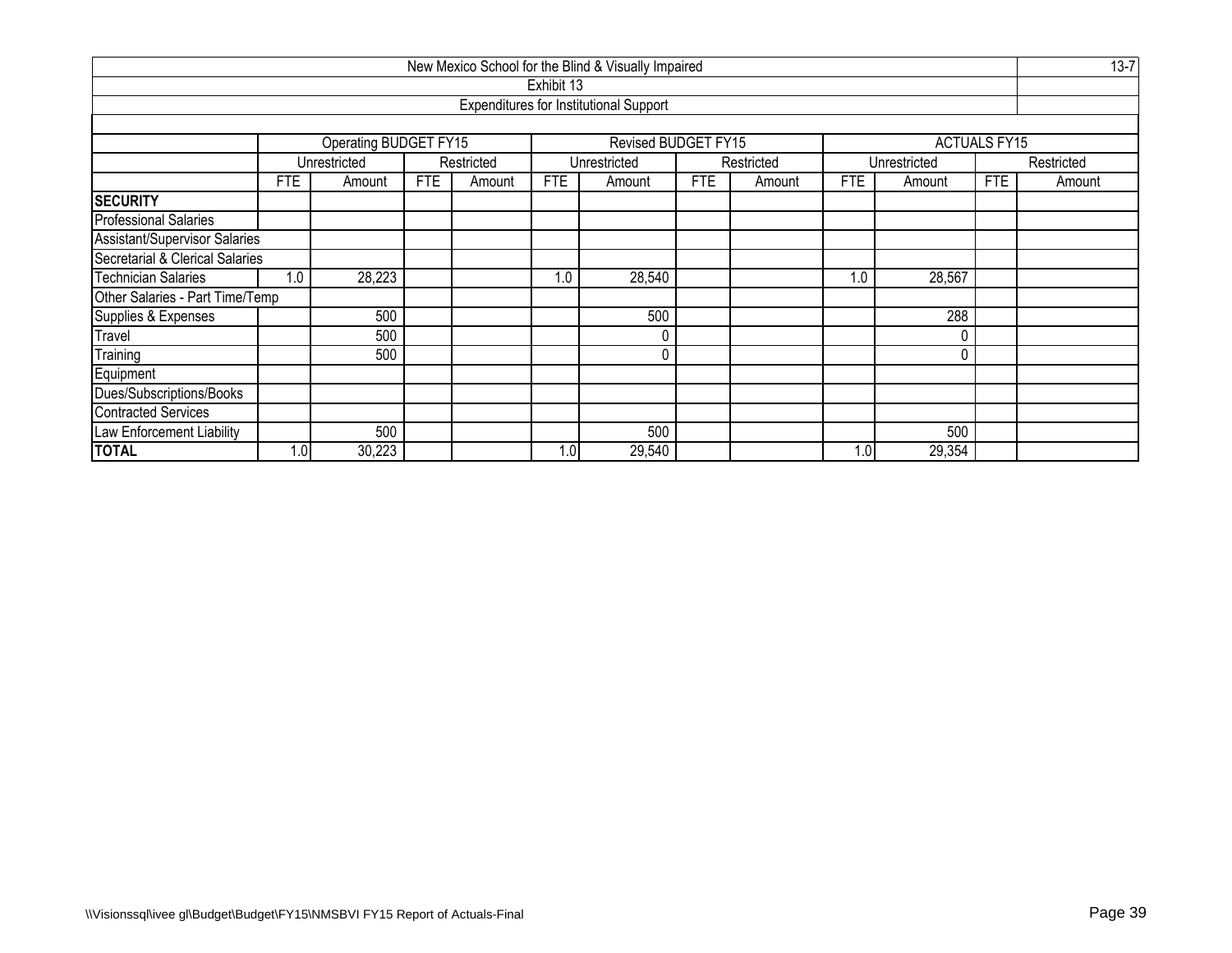New Mexico School for the Blind & Visually Impaired

13-7

Exhibit 13

Expenditures for Institutional Support

| | Operating BUDGET FY15 | | | | Revised BUDGET FY15 | | | | ACTUALS FY15 | | | |
|---|---|---|---|---|---|---|---|---|---|---|---|---|
| | Unrestricted | | Restricted | | Unrestricted | | Restricted | | Unrestricted | | Restricted | |
| | FTE | Amount | FTE | Amount | FTE | Amount | FTE | Amount | FTE | Amount | FTE | Amount |
| **SECURITY** | | | | | | | | | | | | |
| Professional Salaries | | | | | | | | | | | | |
| Assistant/Supervisor Salaries | | | | | | | | | | | | |
| Secretarial & Clerical Salaries | | | | | | | | | | | | |
| Technician Salaries | 1.0 | 28,223 | | | 1.0 | 28,540 | | | 1.0 | 28,567 | | |
| Other Salaries - Part Time/Temp | | | | | | | | | | | | |
| Supplies & Expenses | | 500 | | | | 500 | | | | 288 | | |
| Travel | | 500 | | | | 0 | | | | 0 | | |
| Training | | 500 | | | | 0 | | | | 0 | | |
| Equipment | | | | | | | | | | | | |
| Dues/Subscriptions/Books | | | | | | | | | | | | |
| Contracted Services | | | | | | | | | | | | |
| Law Enforcement Liability | | 500 | | | | 500 | | | | 500 | | |
| **TOTAL** | 1.0 | 30,223 | | | 1.0 | 29,540 | | | 1.0 | 29,354 | | |

\\Visionssql\ivee gl\Budget\Budget\FY15\NMSBVI FY15 Report of Actuals-Final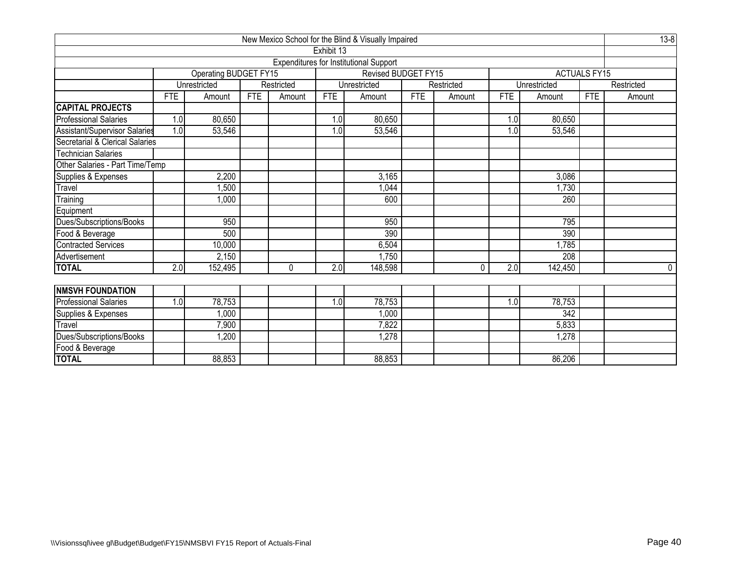New Mexico School for the Blind & Visually Impaired

13-8

Exhibit 13

Expenditures for Institutional Support

| | Operating BUDGET FY15 | | | | Revised BUDGET FY15 | | | | ACTUALS FY15 | | | |
|---|---|---|---|---|---|---|---|---|---|---|---|---|
| | Unrestricted | | Restricted | | Unrestricted | | Restricted | | Unrestricted | | Restricted | |
| | FTE | Amount | FTE | Amount | FTE | Amount | FTE | Amount | FTE | Amount | FTE | Amount |
| **CAPITAL PROJECTS** | | | | | | | | | | | | |
| Professional Salaries | 1.0 | 80,650 | | | 1.0 | 80,650 | | | 1.0 | 80,650 | | |
| Assistant/Supervisor Salaries | 1.0 | 53,546 | | | 1.0 | 53,546 | | | 1.0 | 53,546 | | |
| Secretarial & Clerical Salaries | | | | | | | | | | | | |
| Technician Salaries | | | | | | | | | | | | |
| Other Salaries - Part Time/Temp | | | | | | | | | | | | |
| Supplies & Expenses | | 2,200 | | | | 3,165 | | | | 3,086 | | |
| Travel | | 1,500 | | | | 1,044 | | | | 1,730 | | |
| Training | | 1,000 | | | | 600 | | | | 260 | | |
| Equipment | | | | | | | | | | | | |
| Dues/Subscriptions/Books | | 950 | | | | 950 | | | | 795 | | |
| Food & Beverage | | 500 | | | | 390 | | | | 390 | | |
| Contracted Services | | 10,000 | | | | 6,504 | | | | 1,785 | | |
| Advertisement | | 2,150 | | | | 1,750 | | | | 208 | | |
| **TOTAL** | 2.0 | 152,495 | | 0 | 2.0 | 148,598 | | 0 | 2.0 | 142,450 | | 0 |
| | | | | | | | | | | | | |
| **NMSVH FOUNDATION** | | | | | | | | | | | | |
| Professional Salaries | 1.0 | 78,753 | | | 1.0 | 78,753 | | | 1.0 | 78,753 | | |
| Supplies & Expenses | | 1,000 | | | | 1,000 | | | | 342 | | |
| Travel | | 7,900 | | | | 7,822 | | | | 5,833 | | |
| Dues/Subscriptions/Books | | 1,200 | | | | 1,278 | | | | 1,278 | | |
| Food & Beverage | | | | | | | | | | | | |
| **TOTAL** | | 88,853 | | | | 88,853 | | | | 86,206 | | |

\\Visionssql\ivee gl\Budget\Budget\FY15\NMSBVI FY15 Report of Actuals-Final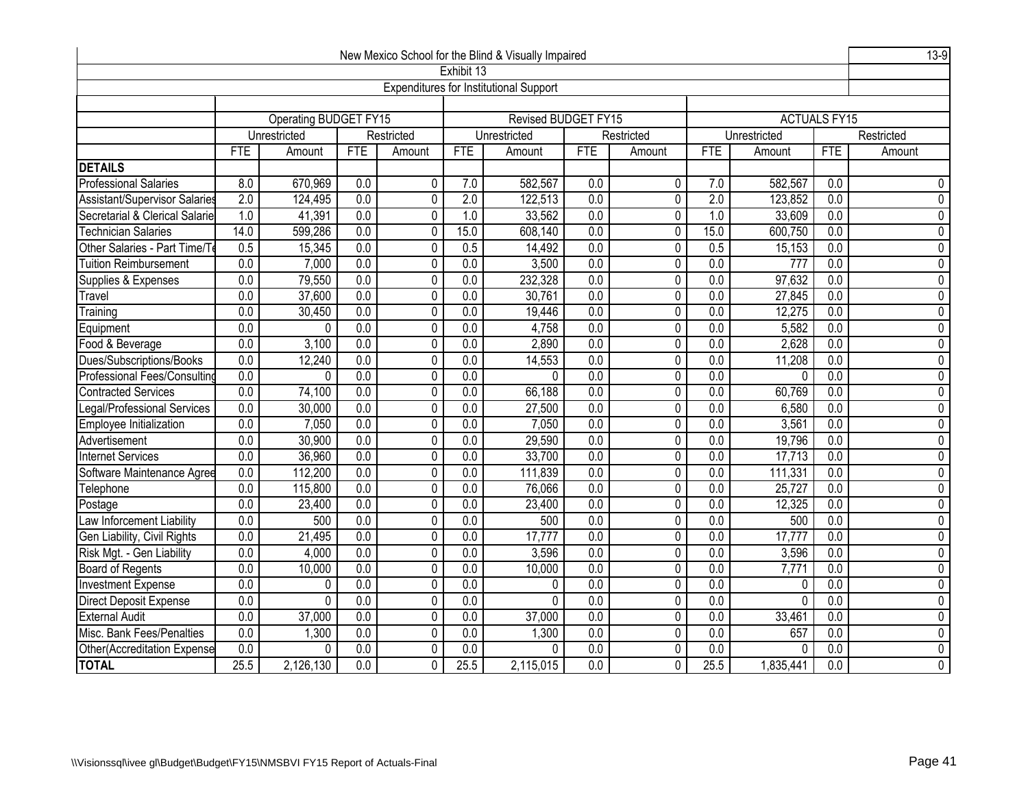New Mexico School for the Blind & Visually Impaired

13-9

Exhibit 13

Expenditures for Institutional Support

| | Operating BUDGET FY15 | | | | Revised BUDGET FY15 | | | | ACTUALS FY15 | | | |
|---|---|---|---|---|---|---|---|---|---|---|---|---|
| | Unrestricted | | Restricted | | Unrestricted | | Restricted | | Unrestricted | | Restricted | |
| | FTE | Amount | FTE | Amount | FTE | Amount | FTE | Amount | FTE | Amount | FTE | Amount |
| **DETAILS** | | | | | | | | | | | | |
| Professional Salaries | 8.0 | 670,969 | 0.0 | 0 | 7.0 | 582,567 | 0.0 | 0 | 7.0 | 582,567 | 0.0 | 0 |
| Assistant/Supervisor Salaries | 2.0 | 124,495 | 0.0 | 0 | 2.0 | 122,513 | 0.0 | 0 | 2.0 | 123,852 | 0.0 | 0 |
| Secretarial & Clerical Salarie | 1.0 | 41,391 | 0.0 | 0 | 1.0 | 33,562 | 0.0 | 0 | 1.0 | 33,609 | 0.0 | 0 |
| Technician Salaries | 14.0 | 599,286 | 0.0 | 0 | 15.0 | 608,140 | 0.0 | 0 | 15.0 | 600,750 | 0.0 | 0 |
| Other Salaries - Part Time/Te | 0.5 | 15,345 | 0.0 | 0 | 0.5 | 14,492 | 0.0 | 0 | 0.5 | 15,153 | 0.0 | 0 |
| Tuition Reimbursement | 0.0 | 7,000 | 0.0 | 0 | 0.0 | 3,500 | 0.0 | 0 | 0.0 | 777 | 0.0 | 0 |
| Supplies & Expenses | 0.0 | 79,550 | 0.0 | 0 | 0.0 | 232,328 | 0.0 | 0 | 0.0 | 97,632 | 0.0 | 0 |
| Travel | 0.0 | 37,600 | 0.0 | 0 | 0.0 | 30,761 | 0.0 | 0 | 0.0 | 27,845 | 0.0 | 0 |
| Training | 0.0 | 30,450 | 0.0 | 0 | 0.0 | 19,446 | 0.0 | 0 | 0.0 | 12,275 | 0.0 | 0 |
| Equipment | 0.0 | 0 | 0.0 | 0 | 0.0 | 4,758 | 0.0 | 0 | 0.0 | 5,582 | 0.0 | 0 |
| Food & Beverage | 0.0 | 3,100 | 0.0 | 0 | 0.0 | 2,890 | 0.0 | 0 | 0.0 | 2,628 | 0.0 | 0 |
| Dues/Subscriptions/Books | 0.0 | 12,240 | 0.0 | 0 | 0.0 | 14,553 | 0.0 | 0 | 0.0 | 11,208 | 0.0 | 0 |
| Professional Fees/Consulting | 0.0 | 0 | 0.0 | 0 | 0.0 | 0 | 0.0 | 0 | 0.0 | 0 | 0.0 | 0 |
| Contracted Services | 0.0 | 74,100 | 0.0 | 0 | 0.0 | 66,188 | 0.0 | 0 | 0.0 | 60,769 | 0.0 | 0 |
| Legal/Professional Services | 0.0 | 30,000 | 0.0 | 0 | 0.0 | 27,500 | 0.0 | 0 | 0.0 | 6,580 | 0.0 | 0 |
| Employee Initialization | 0.0 | 7,050 | 0.0 | 0 | 0.0 | 7,050 | 0.0 | 0 | 0.0 | 3,561 | 0.0 | 0 |
| Advertisement | 0.0 | 30,900 | 0.0 | 0 | 0.0 | 29,590 | 0.0 | 0 | 0.0 | 19,796 | 0.0 | 0 |
| Internet Services | 0.0 | 36,960 | 0.0 | 0 | 0.0 | 33,700 | 0.0 | 0 | 0.0 | 17,713 | 0.0 | 0 |
| Software Maintenance Agree | 0.0 | 112,200 | 0.0 | 0 | 0.0 | 111,839 | 0.0 | 0 | 0.0 | 111,331 | 0.0 | 0 |
| Telephone | 0.0 | 115,800 | 0.0 | 0 | 0.0 | 76,066 | 0.0 | 0 | 0.0 | 25,727 | 0.0 | 0 |
| Postage | 0.0 | 23,400 | 0.0 | 0 | 0.0 | 23,400 | 0.0 | 0 | 0.0 | 12,325 | 0.0 | 0 |
| Law Inforcement Liability | 0.0 | 500 | 0.0 | 0 | 0.0 | 500 | 0.0 | 0 | 0.0 | 500 | 0.0 | 0 |
| Gen Liability, Civil Rights | 0.0 | 21,495 | 0.0 | 0 | 0.0 | 17,777 | 0.0 | 0 | 0.0 | 17,777 | 0.0 | 0 |
| Risk Mgt. - Gen Liability | 0.0 | 4,000 | 0.0 | 0 | 0.0 | 3,596 | 0.0 | 0 | 0.0 | 3,596 | 0.0 | 0 |
| Board of Regents | 0.0 | 10,000 | 0.0 | 0 | 0.0 | 10,000 | 0.0 | 0 | 0.0 | 7,771 | 0.0 | 0 |
| Investment Expense | 0.0 | 0 | 0.0 | 0 | 0.0 | 0 | 0.0 | 0 | 0.0 | 0 | 0.0 | 0 |
| Direct Deposit Expense | 0.0 | 0 | 0.0 | 0 | 0.0 | 0 | 0.0 | 0 | 0.0 | 0 | 0.0 | 0 |
| External Audit | 0.0 | 37,000 | 0.0 | 0 | 0.0 | 37,000 | 0.0 | 0 | 0.0 | 33,461 | 0.0 | 0 |
| Misc. Bank Fees/Penalties | 0.0 | 1,300 | 0.0 | 0 | 0.0 | 1,300 | 0.0 | 0 | 0.0 | 657 | 0.0 | 0 |
| Other(Accreditation Expense | 0.0 | 0 | 0.0 | 0 | 0.0 | 0 | 0.0 | 0 | 0.0 | 0 | 0.0 | 0 |
| **TOTAL** | 25.5 | 2,126,130 | 0.0 | 0 | 25.5 | 2,115,015 | 0.0 | 0 | 25.5 | 1,835,441 | 0.0 | 0 |

\\Visionssql\ivee gl\Budget\Budget\FY15\NMSBVI FY15 Report of Actuals-Final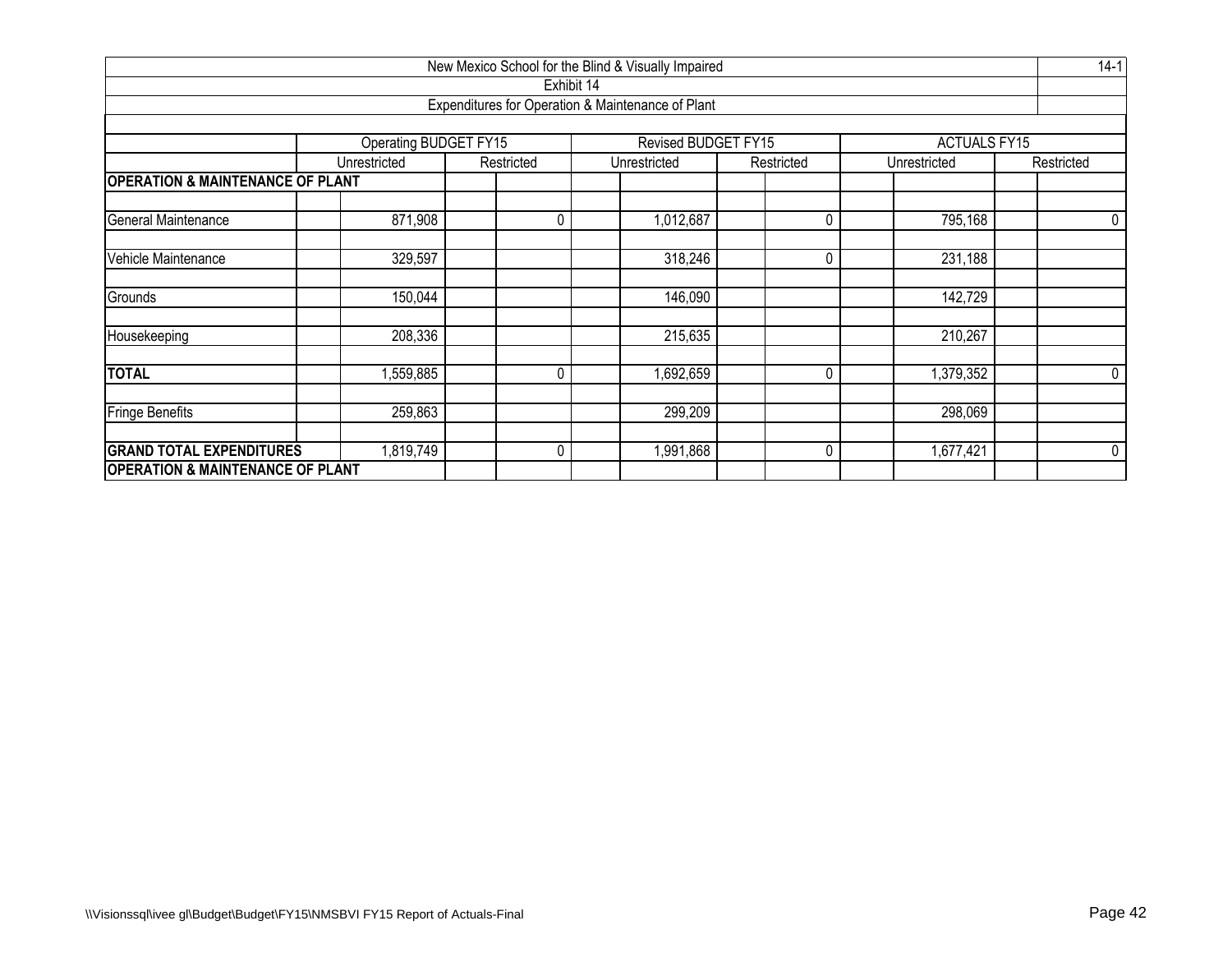New Mexico School for the Blind & Visually Impaired

Exhibit 14

Expenditures for Operation & Maintenance of Plant

| | Operating BUDGET FY15 | | Revised BUDGET FY15 | | ACTUALS FY15 | |
|---|---|---|---|---|---|---|
| | Unrestricted | Restricted | Unrestricted | Restricted | Unrestricted | Restricted |
| **OPERATION & MAINTENANCE OF PLANT** | | | | | | |
| General Maintenance | 871,908 | 0 | 1,012,687 | 0 | 795,168 | 0 |
| Vehicle Maintenance | 329,597 | | 318,246 | 0 | 231,188 | |
| Grounds | 150,044 | | 146,090 | | 142,729 | |
| Housekeeping | 208,336 | | 215,635 | | 210,267 | |
| **TOTAL** | 1,559,885 | 0 | 1,692,659 | 0 | 1,379,352 | 0 |
| Fringe Benefits | 259,863 | | 299,209 | | 298,069 | |
| **GRAND TOTAL EXPENDITURES** | 1,819,749 | 0 | 1,991,868 | 0 | 1,677,421 | 0 |
| **OPERATION & MAINTENANCE OF PLANT** | | | | | | |

\\Visionssql\ivee gl\Budget\Budget\FY15\NMSBVI FY15 Report of Actuals-Final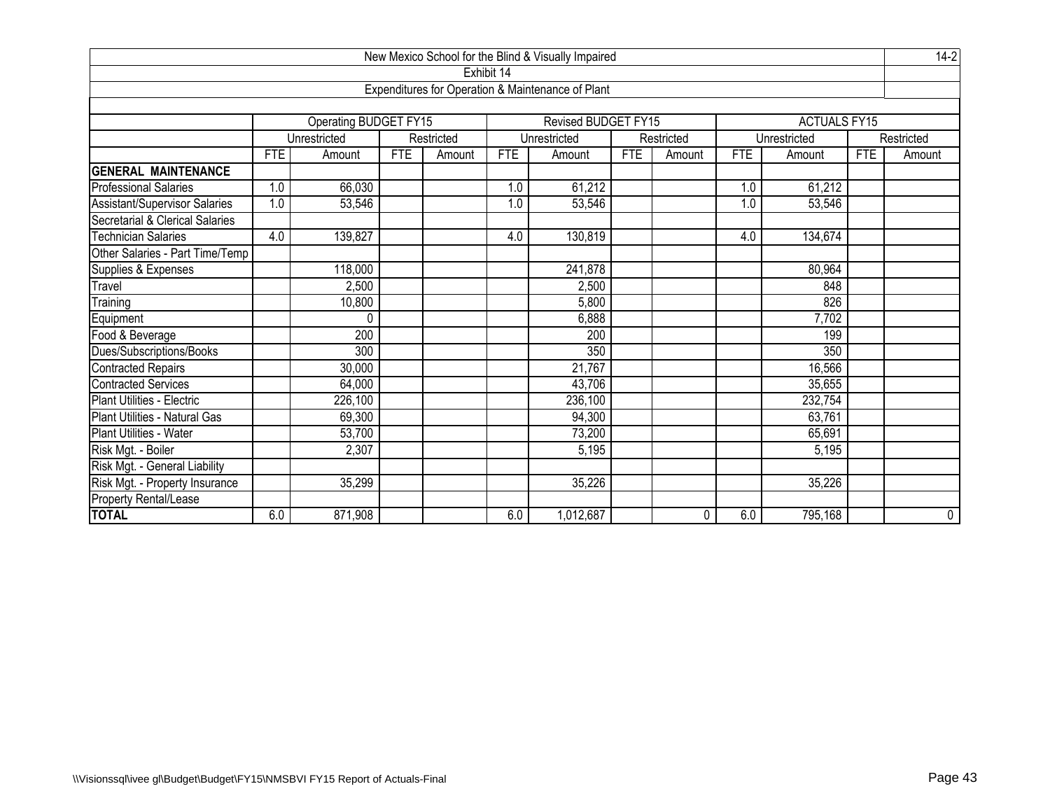New Mexico School for the Blind & Visually Impaired

Exhibit 14

Expenditures for Operation & Maintenance of Plant

14-2

| | Operating BUDGET FY15 | | | | Revised BUDGET FY15 | | | | ACTUALS FY15 | | | |
|---|---|---|---|---|---|---|---|---|---|---|---|---|
| | Unrestricted | | Restricted | | Unrestricted | | Restricted | | Unrestricted | | Restricted | |
| | FTE | Amount | FTE | Amount | FTE | Amount | FTE | Amount | FTE | Amount | FTE | Amount |
| **GENERAL MAINTENANCE** | | | | | | | | | | | | |
| Professional Salaries | 1.0 | 66,030 | | | 1.0 | 61,212 | | | 1.0 | 61,212 | | |
| Assistant/Supervisor Salaries | 1.0 | 53,546 | | | 1.0 | 53,546 | | | 1.0 | 53,546 | | |
| Secretarial & Clerical Salaries | | | | | | | | | | | | |
| Technician Salaries | 4.0 | 139,827 | | | 4.0 | 130,819 | | | 4.0 | 134,674 | | |
| Other Salaries - Part Time/Temp | | | | | | | | | | | | |
| Supplies & Expenses | | 118,000 | | | | 241,878 | | | | 80,964 | | |
| Travel | | 2,500 | | | | 2,500 | | | | 848 | | |
| Training | | 10,800 | | | | 5,800 | | | | 826 | | |
| Equipment | | 0 | | | | 6,888 | | | | 7,702 | | |
| Food & Beverage | | 200 | | | | 200 | | | | 199 | | |
| Dues/Subscriptions/Books | | 300 | | | | 350 | | | | 350 | | |
| Contracted Repairs | | 30,000 | | | | 21,767 | | | | 16,566 | | |
| Contracted Services | | 64,000 | | | | 43,706 | | | | 35,655 | | |
| Plant Utilities - Electric | | 226,100 | | | | 236,100 | | | | 232,754 | | |
| Plant Utilities - Natural Gas | | 69,300 | | | | 94,300 | | | | 63,761 | | |
| Plant Utilities - Water | | 53,700 | | | | 73,200 | | | | 65,691 | | |
| Risk Mgt. - Boiler | | 2,307 | | | | 5,195 | | | | 5,195 | | |
| Risk Mgt. - General Liability | | | | | | | | | | | | |
| Risk Mgt. - Property Insurance | | 35,299 | | | | 35,226 | | | | 35,226 | | |
| Property Rental/Lease | | | | | | | | | | | | |
| **TOTAL** | 6.0 | 871,908 | | | 6.0 | 1,012,687 | | 0 | 6.0 | 795,168 | | 0 |

\\Visionssql\ivee gl\Budget\Budget\FY15\NMSBVI FY15 Report of Actuals-Final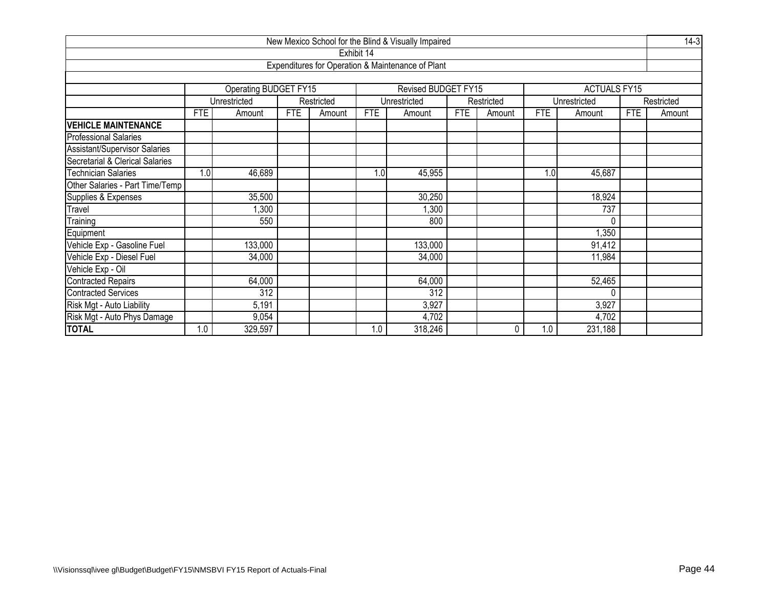New Mexico School for the Blind & Visually Impaired

14-3

Exhibit 14

Expenditures for Operation & Maintenance of Plant

| | Operating BUDGET FY15 | | | | Revised BUDGET FY15 | | | | ACTUALS FY15 | | | |
|---|---|---|---|---|---|---|---|---|---|---|---|---|
| | Unrestricted | | Restricted | | Unrestricted | | Restricted | | Unrestricted | | Restricted | |
| | FTE | Amount | FTE | Amount | FTE | Amount | FTE | Amount | FTE | Amount | FTE | Amount |
| **VEHICLE MAINTENANCE** | | | | | | | | | | | | |
| Professional Salaries | | | | | | | | | | | | |
| Assistant/Supervisor Salaries | | | | | | | | | | | | |
| Secretarial & Clerical Salaries | | | | | | | | | | | | |
| Technician Salaries | 1.0 | 46,689 | | | 1.0 | 45,955 | | | 1.0 | 45,687 | | |
| Other Salaries - Part Time/Temp | | | | | | | | | | | | |
| Supplies & Expenses | | 35,500 | | | | 30,250 | | | | 18,924 | | |
| Travel | | 1,300 | | | | 1,300 | | | | 737 | | |
| Training | | 550 | | | | 800 | | | | 0 | | |
| Equipment | | | | | | | | | | 1,350 | | |
| Vehicle Exp - Gasoline Fuel | | 133,000 | | | | 133,000 | | | | 91,412 | | |
| Vehicle Exp - Diesel Fuel | | 34,000 | | | | 34,000 | | | | 11,984 | | |
| Vehicle Exp - Oil | | | | | | | | | | | | |
| Contracted Repairs | | 64,000 | | | | 64,000 | | | | 52,465 | | |
| Contracted Services | | 312 | | | | 312 | | | | 0 | | |
| Risk Mgt - Auto Liability | | 5,191 | | | | 3,927 | | | | 3,927 | | |
| Risk Mgt - Auto Phys Damage | | 9,054 | | | | 4,702 | | | | 4,702 | | |
| **TOTAL** | 1.0 | 329,597 | | | 1.0 | 318,246 | | 0 | 1.0 | 231,188 | | |

\\Visionssql\ivee gl\Budget\Budget\FY15\NMSBVI FY15 Report of Actuals-Final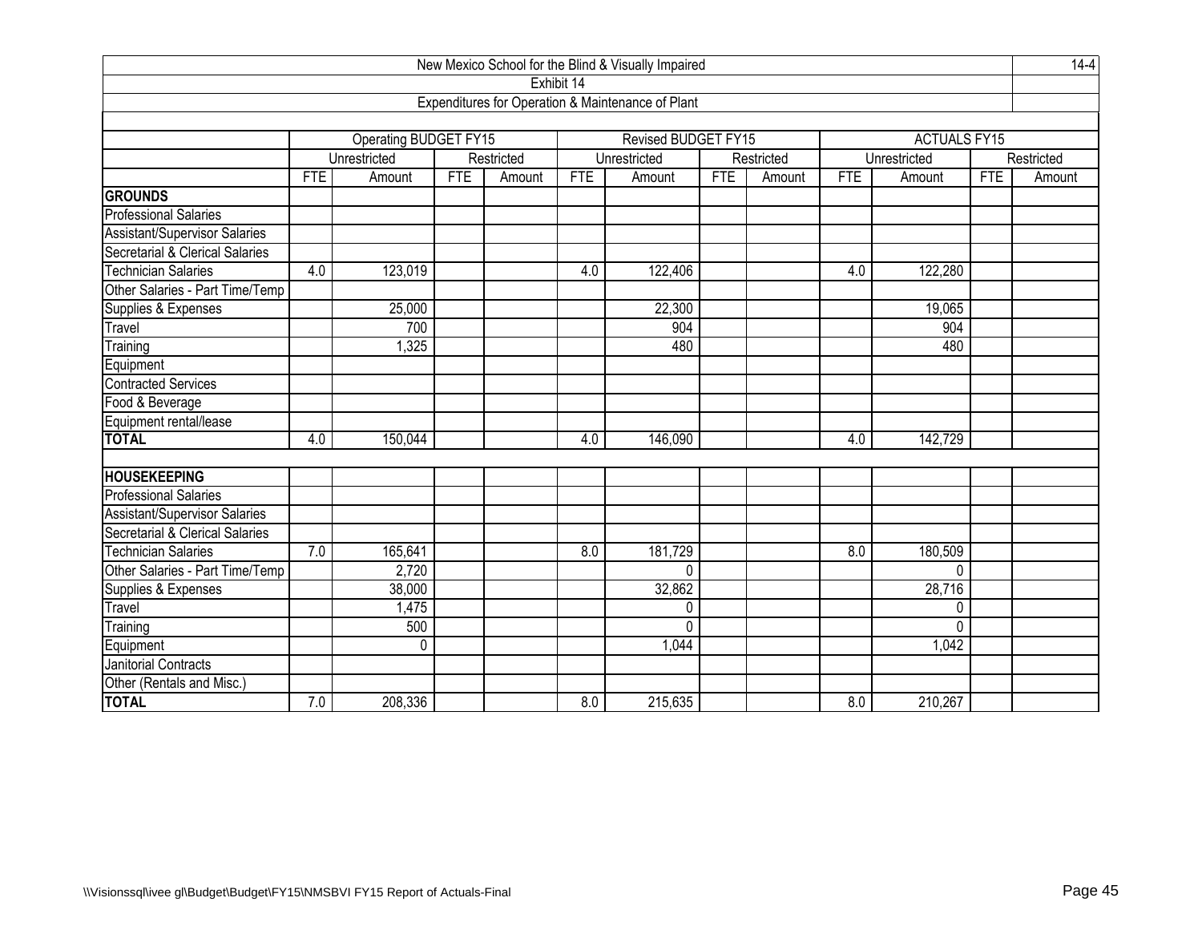New Mexico School for the Blind & Visually Impaired

Exhibit 14

Expenditures for Operation & Maintenance of Plant

14-4

| | Operating BUDGET FY15 | | | | Revised BUDGET FY15 | | | | ACTUALS FY15 | | | |
|---|---|---|---|---|---|---|---|---|---|---|---|---|
| | Unrestricted | | Restricted | | Unrestricted | | Restricted | | Unrestricted | | Restricted | |
| | FTE | Amount | FTE | Amount | FTE | Amount | FTE | Amount | FTE | Amount | FTE | Amount |
| **GROUNDS** | | | | | | | | | | | | |
| Professional Salaries | | | | | | | | | | | | |
| Assistant/Supervisor Salaries | | | | | | | | | | | | |
| Secretarial & Clerical Salaries | | | | | | | | | | | | |
| Technician Salaries | 4.0 | 123,019 | | | 4.0 | 122,406 | | | 4.0 | 122,280 | | |
| Other Salaries - Part Time/Temp | | | | | | | | | | | | |
| Supplies & Expenses | | 25,000 | | | | 22,300 | | | | 19,065 | | |
| Travel | | 700 | | | | 904 | | | | 904 | | |
| Training | | 1,325 | | | | 480 | | | | 480 | | |
| Equipment | | | | | | | | | | | | |
| Contracted Services | | | | | | | | | | | | |
| Food & Beverage | | | | | | | | | | | | |
| Equipment rental/lease | | | | | | | | | | | | |
| **TOTAL** | 4.0 | 150,044 | | | 4.0 | 146,090 | | | 4.0 | 142,729 | | |
| | | | | | | | | | | | | |
| **HOUSEKEEPING** | | | | | | | | | | | | |
| Professional Salaries | | | | | | | | | | | | |
| Assistant/Supervisor Salaries | | | | | | | | | | | | |
| Secretarial & Clerical Salaries | | | | | | | | | | | | |
| Technician Salaries | 7.0 | 165,641 | | | 8.0 | 181,729 | | | 8.0 | 180,509 | | |
| Other Salaries - Part Time/Temp | | 2,720 | | | | 0 | | | | 0 | | |
| Supplies & Expenses | | 38,000 | | | | 32,862 | | | | 28,716 | | |
| Travel | | 1,475 | | | | 0 | | | | 0 | | |
| Training | | 500 | | | | 0 | | | | 0 | | |
| Equipment | | 0 | | | | 1,044 | | | | 1,042 | | |
| Janitorial Contracts | | | | | | | | | | | | |
| Other (Rentals and Misc.) | | | | | | | | | | | | |
| **TOTAL** | 7.0 | 208,336 | | | 8.0 | 215,635 | | | 8.0 | 210,267 | | |

\\Visionssql\ivee gl\Budget\Budget\FY15\NMSBVI FY15 Report of Actuals-Final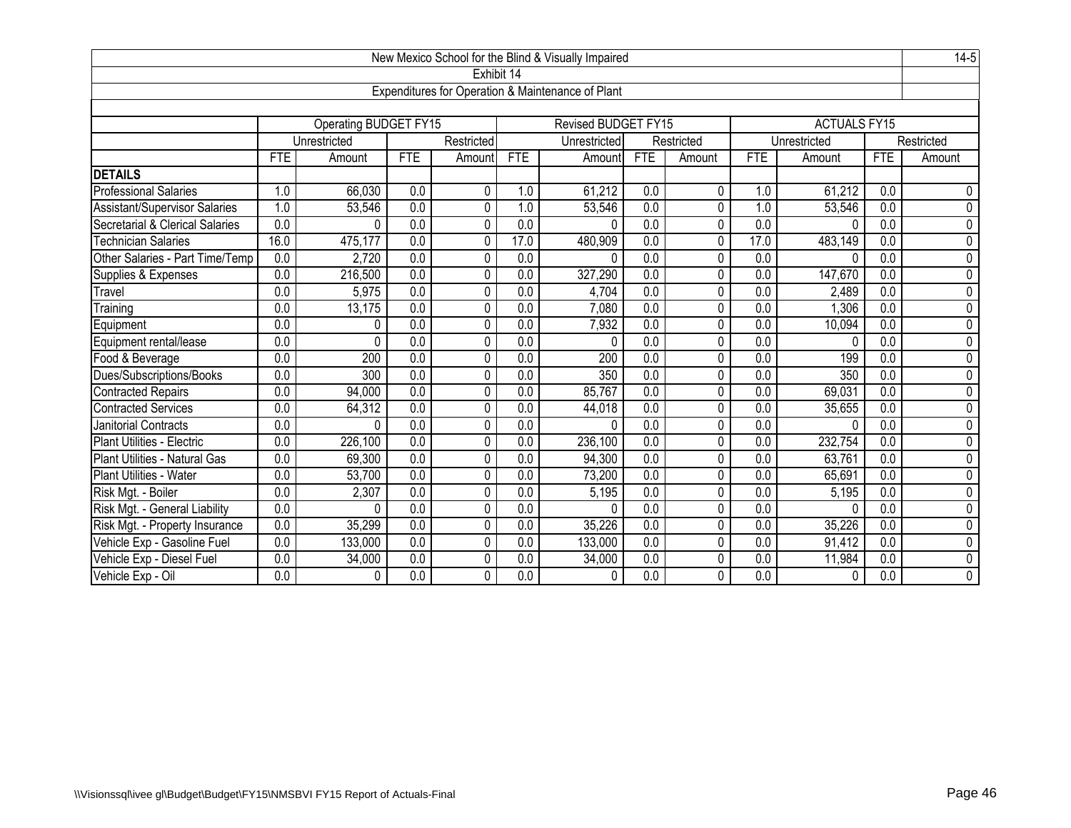# New Mexico School for the Blind & Visually Impaired

## Exhibit 14

### Expenditures for Operation & Maintenance of Plant

| | Operating BUDGET FY15 | | | | Revised BUDGET FY15 | | | | ACTUALS FY15 | | | |
|---|---|---|---|---|---|---|---|---|---|---|---|---|
| | Unrestricted | | Restricted | | Unrestricted | | Restricted | | Unrestricted | | Restricted | |
| | FTE | Amount | FTE | Amount | FTE | Amount | FTE | Amount | FTE | Amount | FTE | Amount |
| **DETAILS** | | | | | | | | | | | | |
| Professional Salaries | 1.0 | 66,030 | 0.0 | 0 | 1.0 | 61,212 | 0.0 | 0 | 1.0 | 61,212 | 0.0 | 0 |
| Assistant/Supervisor Salaries | 1.0 | 53,546 | 0.0 | 0 | 1.0 | 53,546 | 0.0 | 0 | 1.0 | 53,546 | 0.0 | 0 |
| Secretarial & Clerical Salaries | 0.0 | 0 | 0.0 | 0 | 0.0 | 0 | 0.0 | 0 | 0.0 | 0 | 0.0 | 0 |
| Technician Salaries | 16.0 | 475,177 | 0.0 | 0 | 17.0 | 480,909 | 0.0 | 0 | 17.0 | 483,149 | 0.0 | 0 |
| Other Salaries - Part Time/Temp | 0.0 | 2,720 | 0.0 | 0 | 0.0 | 0 | 0.0 | 0 | 0.0 | 0 | 0.0 | 0 |
| Supplies & Expenses | 0.0 | 216,500 | 0.0 | 0 | 0.0 | 327,290 | 0.0 | 0 | 0.0 | 147,670 | 0.0 | 0 |
| Travel | 0.0 | 5,975 | 0.0 | 0 | 0.0 | 4,704 | 0.0 | 0 | 0.0 | 2,489 | 0.0 | 0 |
| Training | 0.0 | 13,175 | 0.0 | 0 | 0.0 | 7,080 | 0.0 | 0 | 0.0 | 1,306 | 0.0 | 0 |
| Equipment | 0.0 | 0 | 0.0 | 0 | 0.0 | 7,932 | 0.0 | 0 | 0.0 | 10,094 | 0.0 | 0 |
| Equipment rental/lease | 0.0 | 0 | 0.0 | 0 | 0.0 | 0 | 0.0 | 0 | 0.0 | 0 | 0.0 | 0 |
| Food & Beverage | 0.0 | 200 | 0.0 | 0 | 0.0 | 200 | 0.0 | 0 | 0.0 | 199 | 0.0 | 0 |
| Dues/Subscriptions/Books | 0.0 | 300 | 0.0 | 0 | 0.0 | 350 | 0.0 | 0 | 0.0 | 350 | 0.0 | 0 |
| Contracted Repairs | 0.0 | 94,000 | 0.0 | 0 | 0.0 | 85,767 | 0.0 | 0 | 0.0 | 69,031 | 0.0 | 0 |
| Contracted Services | 0.0 | 64,312 | 0.0 | 0 | 0.0 | 44,018 | 0.0 | 0 | 0.0 | 35,655 | 0.0 | 0 |
| Janitorial Contracts | 0.0 | 0 | 0.0 | 0 | 0.0 | 0 | 0.0 | 0 | 0.0 | 0 | 0.0 | 0 |
| Plant Utilities - Electric | 0.0 | 226,100 | 0.0 | 0 | 0.0 | 236,100 | 0.0 | 0 | 0.0 | 232,754 | 0.0 | 0 |
| Plant Utilities - Natural Gas | 0.0 | 69,300 | 0.0 | 0 | 0.0 | 94,300 | 0.0 | 0 | 0.0 | 63,761 | 0.0 | 0 |
| Plant Utilities - Water | 0.0 | 53,700 | 0.0 | 0 | 0.0 | 73,200 | 0.0 | 0 | 0.0 | 65,691 | 0.0 | 0 |
| Risk Mgt. - Boiler | 0.0 | 2,307 | 0.0 | 0 | 0.0 | 5,195 | 0.0 | 0 | 0.0 | 5,195 | 0.0 | 0 |
| Risk Mgt. - General Liability | 0.0 | 0 | 0.0 | 0 | 0.0 | 0 | 0.0 | 0 | 0.0 | 0 | 0.0 | 0 |
| Risk Mgt. - Property Insurance | 0.0 | 35,299 | 0.0 | 0 | 0.0 | 35,226 | 0.0 | 0 | 0.0 | 35,226 | 0.0 | 0 |
| Vehicle Exp - Gasoline Fuel | 0.0 | 133,000 | 0.0 | 0 | 0.0 | 133,000 | 0.0 | 0 | 0.0 | 91,412 | 0.0 | 0 |
| Vehicle Exp - Diesel Fuel | 0.0 | 34,000 | 0.0 | 0 | 0.0 | 34,000 | 0.0 | 0 | 0.0 | 11,984 | 0.0 | 0 |
| Vehicle Exp - Oil | 0.0 | 0 | 0.0 | 0 | 0.0 | 0 | 0.0 | 0 | 0.0 | 0 | 0.0 | 0 |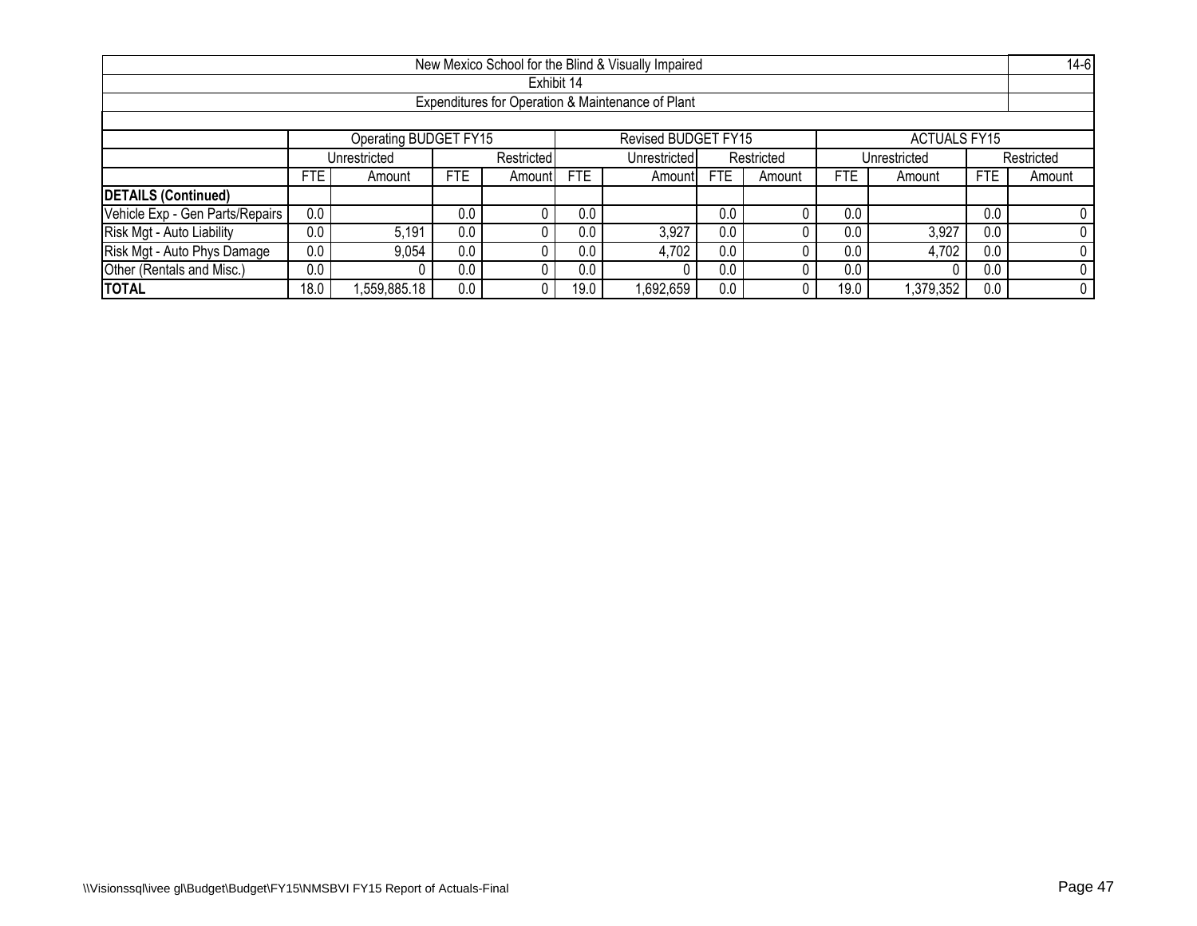New Mexico School for the Blind & Visually Impaired

Exhibit 14

Expenditures for Operation & Maintenance of Plant

| | Operating BUDGET FY15 | | | | Revised BUDGET FY15 | | | | ACTUALS FY15 | | | |
|---|---|---|---|---|---|---|---|---|---|---|---|---|
| | Unrestricted | | Restricted | | Unrestricted | | Restricted | | Unrestricted | | Restricted | |
| | FTE | Amount | FTE | Amount | FTE | Amount | FTE | Amount | FTE | Amount | FTE | Amount |
| **DETAILS (Continued)** | | | | | | | | | | | | |
| Vehicle Exp - Gen Parts/Repairs | 0.0 | | 0.0 | 0 | 0.0 | | 0.0 | 0 | 0.0 | | 0.0 | 0 |
| Risk Mgt - Auto Liability | 0.0 | 5,191 | 0.0 | 0 | 0.0 | 3,927 | 0.0 | 0 | 0.0 | 3,927 | 0.0 | 0 |
| Risk Mgt - Auto Phys Damage | 0.0 | 9,054 | 0.0 | 0 | 0.0 | 4,702 | 0.0 | 0 | 0.0 | 4,702 | 0.0 | 0 |
| Other (Rentals and Misc.) | 0.0 | 0 | 0.0 | 0 | 0.0 | 0 | 0.0 | 0 | 0.0 | 0 | 0.0 | 0 |
| **TOTAL** | 18.0 | 1,559,885.18 | 0.0 | 0 | 19.0 | 1,692,659 | 0.0 | 0 | 19.0 | 1,379,352 | 0.0 | 0 |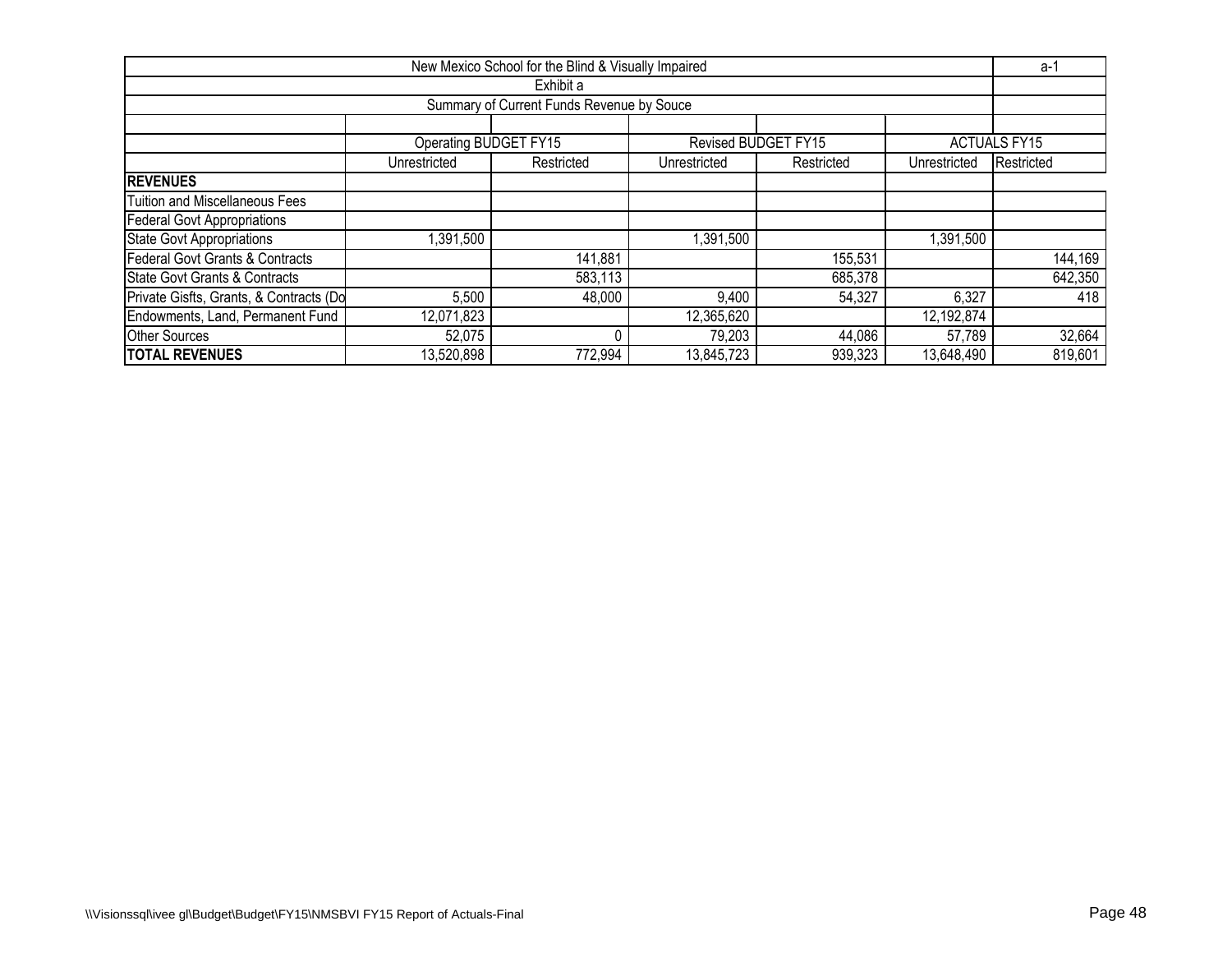| New Mexico School for the Blind & Visually Impaired | | | | | | a-1 |
|---|---|---|---|---|---|---|
| Exhibit a | | | | | | |
| Summary of Current Funds Revenue by Souce | | | | | | |
| | | | | | | |
| | Operating BUDGET FY15 | | Revised BUDGET FY15 | | ACTUALS FY15 | |
| | Unrestricted | Restricted | Unrestricted | Restricted | Unrestricted | Restricted |
| **REVENUES** | | | | | | |
| Tuition and Miscellaneous Fees | | | | | | |
| Federal Govt Appropriations | | | | | | |
| State Govt Appropriations | 1,391,500 | | 1,391,500 | | 1,391,500 | |
| Federal Govt Grants & Contracts | | 141,881 | | 155,531 | | 144,169 |
| State Govt Grants & Contracts | | 583,113 | | 685,378 | | 642,350 |
| Private Gisfts, Grants, & Contracts (Do | 5,500 | 48,000 | 9,400 | 54,327 | 6,327 | 418 |
| Endowments, Land, Permanent Fund | 12,071,823 | | 12,365,620 | | 12,192,874 | |
| Other Sources | 52,075 | 0 | 79,203 | 44,086 | 57,789 | 32,664 |
| **TOTAL REVENUES** | 13,520,898 | 772,994 | 13,845,723 | 939,323 | 13,648,490 | 819,601 |

\\Visionssql\ivee gl\Budget\Budget\FY15\NMSBVI FY15 Report of Actuals-Final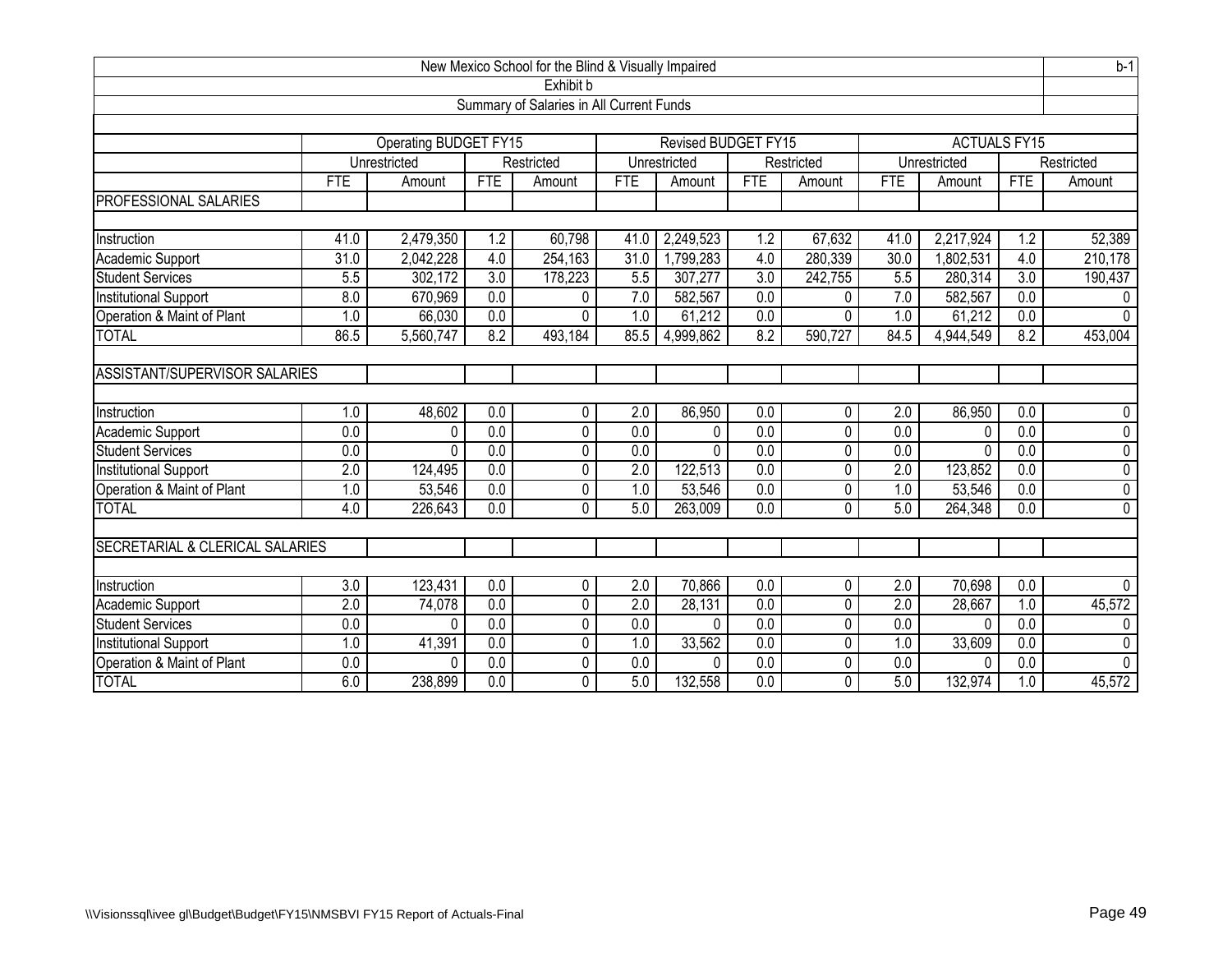New Mexico School for the Blind & Visually Impaired

b-1

Exhibit b

Summary of Salaries in All Current Funds

| | Operating BUDGET FY15 | | | | Revised BUDGET FY15 | | | | ACTUALS FY15 | | | |
|---|---|---|---|---|---|---|---|---|---|---|---|---|
| | Unrestricted | | Restricted | | Unrestricted | | Restricted | | Unrestricted | | Restricted | |
| | FTE | Amount | FTE | Amount | FTE | Amount | FTE | Amount | FTE | Amount | FTE | Amount |
| PROFESSIONAL SALARIES | | | | | | | | | | | | |
| Instruction | 41.0 | 2,479,350 | 1.2 | 60,798 | 41.0 | 2,249,523 | 1.2 | 67,632 | 41.0 | 2,217,924 | 1.2 | 52,389 |
| Academic Support | 31.0 | 2,042,228 | 4.0 | 254,163 | 31.0 | 1,799,283 | 4.0 | 280,339 | 30.0 | 1,802,531 | 4.0 | 210,178 |
| Student Services | 5.5 | 302,172 | 3.0 | 178,223 | 5.5 | 307,277 | 3.0 | 242,755 | 5.5 | 280,314 | 3.0 | 190,437 |
| Institutional Support | 8.0 | 670,969 | 0.0 | 0 | 7.0 | 582,567 | 0.0 | 0 | 7.0 | 582,567 | 0.0 | 0 |
| Operation & Maint of Plant | 1.0 | 66,030 | 0.0 | 0 | 1.0 | 61,212 | 0.0 | 0 | 1.0 | 61,212 | 0.0 | 0 |
| TOTAL | 86.5 | 5,560,747 | 8.2 | 493,184 | 85.5 | 4,999,862 | 8.2 | 590,727 | 84.5 | 4,944,549 | 8.2 | 453,004 |
| ASSISTANT/SUPERVISOR SALARIES | | | | | | | | | | | | |
| Instruction | 1.0 | 48,602 | 0.0 | 0 | 2.0 | 86,950 | 0.0 | 0 | 2.0 | 86,950 | 0.0 | 0 |
| Academic Support | 0.0 | 0 | 0.0 | 0 | 0.0 | 0 | 0.0 | 0 | 0.0 | 0 | 0.0 | 0 |
| Student Services | 0.0 | 0 | 0.0 | 0 | 0.0 | 0 | 0.0 | 0 | 0.0 | 0 | 0.0 | 0 |
| Institutional Support | 2.0 | 124,495 | 0.0 | 0 | 2.0 | 122,513 | 0.0 | 0 | 2.0 | 123,852 | 0.0 | 0 |
| Operation & Maint of Plant | 1.0 | 53,546 | 0.0 | 0 | 1.0 | 53,546 | 0.0 | 0 | 1.0 | 53,546 | 0.0 | 0 |
| TOTAL | 4.0 | 226,643 | 0.0 | 0 | 5.0 | 263,009 | 0.0 | 0 | 5.0 | 264,348 | 0.0 | 0 |
| SECRETARIAL & CLERICAL SALARIES | | | | | | | | | | | | |
| Instruction | 3.0 | 123,431 | 0.0 | 0 | 2.0 | 70,866 | 0.0 | 0 | 2.0 | 70,698 | 0.0 | 0 |
| Academic Support | 2.0 | 74,078 | 0.0 | 0 | 2.0 | 28,131 | 0.0 | 0 | 2.0 | 28,667 | 1.0 | 45,572 |
| Student Services | 0.0 | 0 | 0.0 | 0 | 0.0 | 0 | 0.0 | 0 | 0.0 | 0 | 0.0 | 0 |
| Institutional Support | 1.0 | 41,391 | 0.0 | 0 | 1.0 | 33,562 | 0.0 | 0 | 1.0 | 33,609 | 0.0 | 0 |
| Operation & Maint of Plant | 0.0 | 0 | 0.0 | 0 | 0.0 | 0 | 0.0 | 0 | 0.0 | 0 | 0.0 | 0 |
| TOTAL | 6.0 | 238,899 | 0.0 | 0 | 5.0 | 132,558 | 0.0 | 0 | 5.0 | 132,974 | 1.0 | 45,572 |

\\Visionssql\ivee gl\Budget\Budget\FY15\NMSBVI FY15 Report of Actuals-Final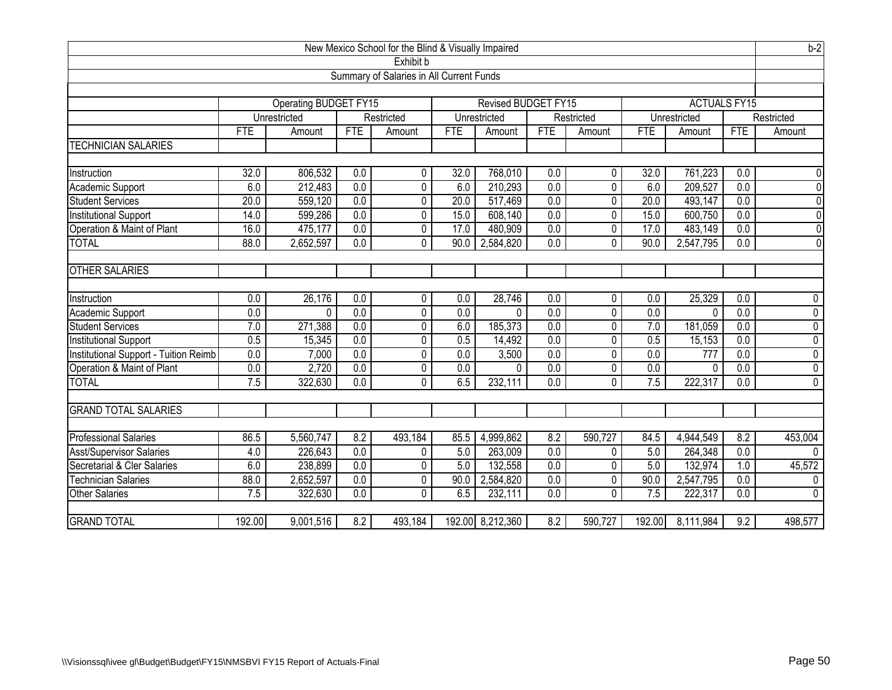# New Mexico School for the Blind & Visually Impaired

b-2

## Exhibit b

### Summary of Salaries in All Current Funds

| | Operating BUDGET FY15 | | | | Revised BUDGET FY15 | | | | ACTUALS FY15 | | | |
|---|---|---|---|---|---|---|---|---|---|---|---|---|
| | Unrestricted | | Restricted | | Unrestricted | | Restricted | | Unrestricted | | Restricted | |
| | FTE | Amount | FTE | Amount | FTE | Amount | FTE | Amount | FTE | Amount | FTE | Amount |
| TECHNICIAN SALARIES | | | | | | | | | | | | |
| Instruction | 32.0 | 806,532 | 0.0 | 0 | 32.0 | 768,010 | 0.0 | 0 | 32.0 | 761,223 | 0.0 | 0 |
| Academic Support | 6.0 | 212,483 | 0.0 | 0 | 6.0 | 210,293 | 0.0 | 0 | 6.0 | 209,527 | 0.0 | 0 |
| Student Services | 20.0 | 559,120 | 0.0 | 0 | 20.0 | 517,469 | 0.0 | 0 | 20.0 | 493,147 | 0.0 | 0 |
| Institutional Support | 14.0 | 599,286 | 0.0 | 0 | 15.0 | 608,140 | 0.0 | 0 | 15.0 | 600,750 | 0.0 | 0 |
| Operation & Maint of Plant | 16.0 | 475,177 | 0.0 | 0 | 17.0 | 480,909 | 0.0 | 0 | 17.0 | 483,149 | 0.0 | 0 |
| TOTAL | 88.0 | 2,652,597 | 0.0 | 0 | 90.0 | 2,584,820 | 0.0 | 0 | 90.0 | 2,547,795 | 0.0 | 0 |
| OTHER SALARIES | | | | | | | | | | | | |
| Instruction | 0.0 | 26,176 | 0.0 | 0 | 0.0 | 28,746 | 0.0 | 0 | 0.0 | 25,329 | 0.0 | 0 |
| Academic Support | 0.0 | 0 | 0.0 | 0 | 0.0 | 0 | 0.0 | 0 | 0.0 | 0 | 0.0 | 0 |
| Student Services | 7.0 | 271,388 | 0.0 | 0 | 6.0 | 185,373 | 0.0 | 0 | 7.0 | 181,059 | 0.0 | 0 |
| Institutional Support | 0.5 | 15,345 | 0.0 | 0 | 0.5 | 14,492 | 0.0 | 0 | 0.5 | 15,153 | 0.0 | 0 |
| Institutional Support - Tuition Reimb | 0.0 | 7,000 | 0.0 | 0 | 0.0 | 3,500 | 0.0 | 0 | 0.0 | 777 | 0.0 | 0 |
| Operation & Maint of Plant | 0.0 | 2,720 | 0.0 | 0 | 0.0 | 0 | 0.0 | 0 | 0.0 | 0 | 0.0 | 0 |
| TOTAL | 7.5 | 322,630 | 0.0 | 0 | 6.5 | 232,111 | 0.0 | 0 | 7.5 | 222,317 | 0.0 | 0 |
| GRAND TOTAL SALARIES | | | | | | | | | | | | |
| Professional Salaries | 86.5 | 5,560,747 | 8.2 | 493,184 | 85.5 | 4,999,862 | 8.2 | 590,727 | 84.5 | 4,944,549 | 8.2 | 453,004 |
| Asst/Supervisor Salaries | 4.0 | 226,643 | 0.0 | 0 | 5.0 | 263,009 | 0.0 | 0 | 5.0 | 264,348 | 0.0 | 0 |
| Secretarial & Cler Salaries | 6.0 | 238,899 | 0.0 | 0 | 5.0 | 132,558 | 0.0 | 0 | 5.0 | 132,974 | 1.0 | 45,572 |
| Technician Salaries | 88.0 | 2,652,597 | 0.0 | 0 | 90.0 | 2,584,820 | 0.0 | 0 | 90.0 | 2,547,795 | 0.0 | 0 |
| Other Salaries | 7.5 | 322,630 | 0.0 | 0 | 6.5 | 232,111 | 0.0 | 0 | 7.5 | 222,317 | 0.0 | 0 |
| GRAND TOTAL | 192.00 | 9,001,516 | 8.2 | 493,184 | 192.00 | 8,212,360 | 8.2 | 590,727 | 192.00 | 8,111,984 | 9.2 | 498,577 |

\\Visionssql\ivee gl\Budget\Budget\FY15\NMSBVI FY15 Report of Actuals-Final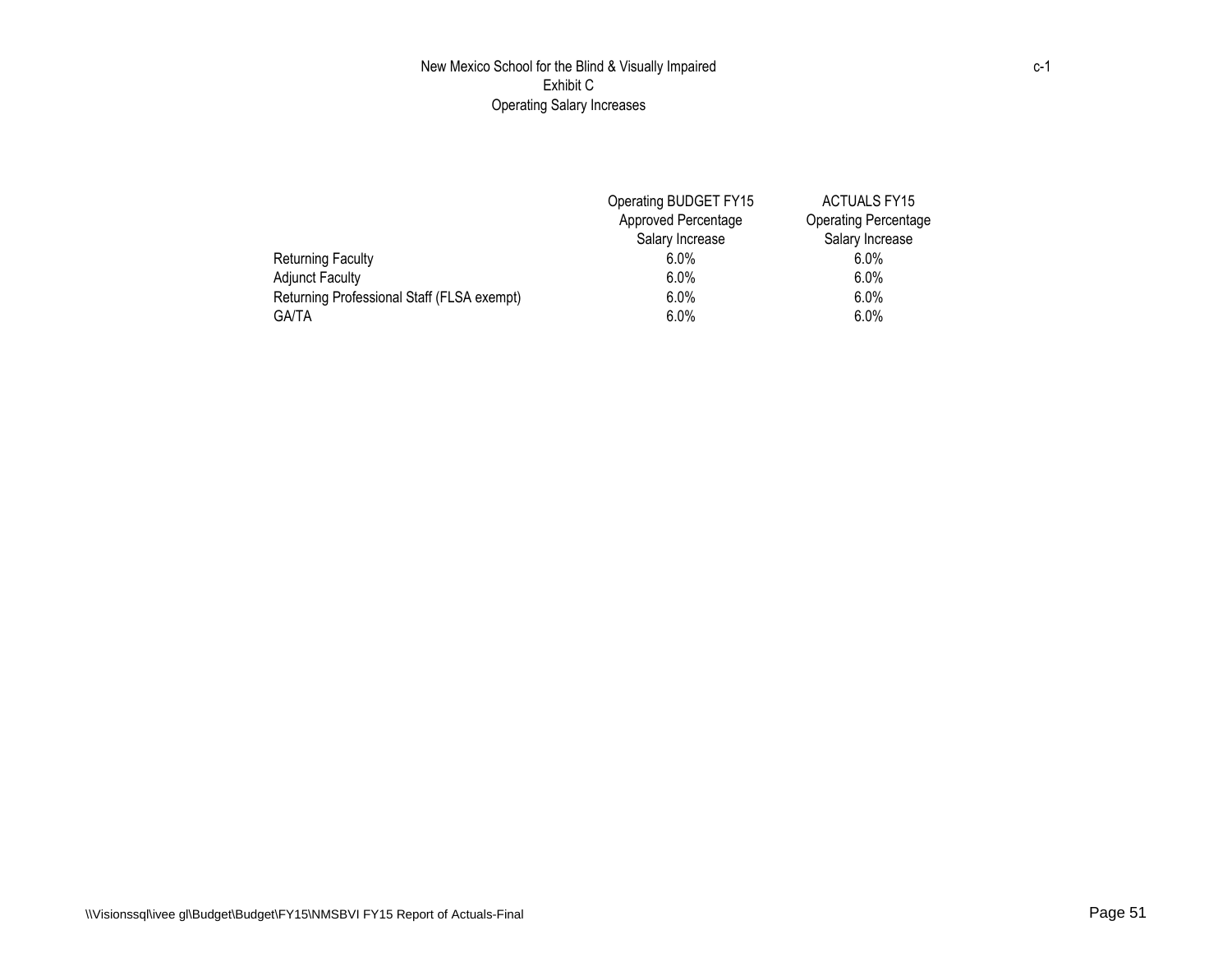# New Mexico School for the Blind & Visually Impaired

## Exhibit C

### Operating Salary Increases

c-1

| | Operating BUDGET FY15 Approved Percentage Salary Increase | ACTUALS FY15 Operating Percentage Salary Increase |
|---|---|---|
| Returning Faculty | 6.0% | 6.0% |
| Adjunct Faculty | 6.0% | 6.0% |
| Returning Professional Staff (FLSA exempt) | 6.0% | 6.0% |
| GA/TA | 6.0% | 6.0% |

\\Visionssql\ivee gl\Budget\Budget\FY15\NMSBVI FY15 Report of Actuals-Final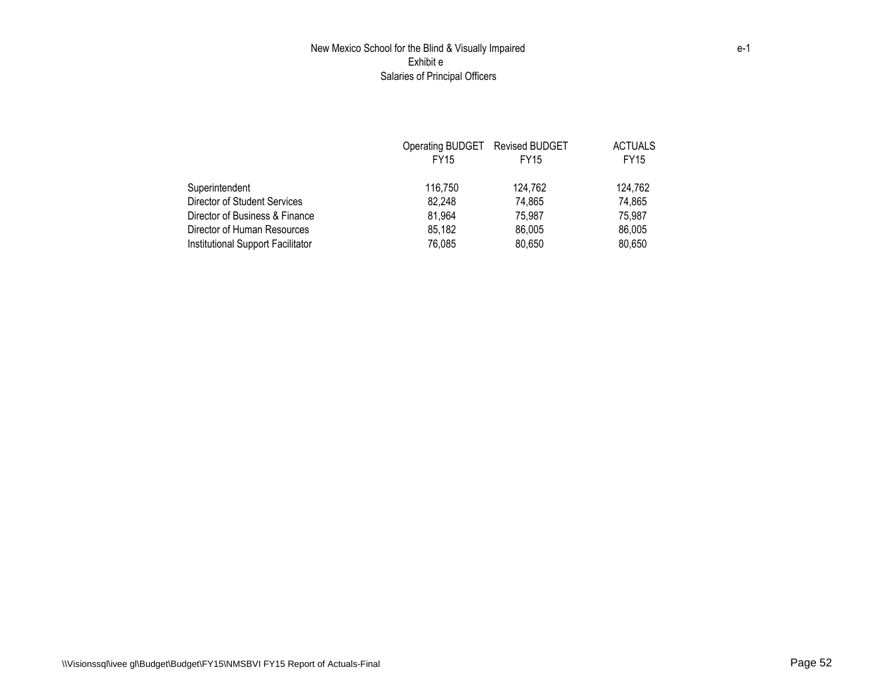New Mexico School for the Blind & Visually Impaired

e-1

Exhibit e

Salaries of Principal Officers

| | Operating BUDGET FY15 | Revised BUDGET FY15 | ACTUALS FY15 |
|---|---|---|---|
| Superintendent | 116,750 | 124,762 | 124,762 |
| Director of Student Services | 82,248 | 74,865 | 74,865 |
| Director of Business & Finance | 81,964 | 75,987 | 75,987 |
| Director of Human Resources | 85,182 | 86,005 | 86,005 |
| Institutional Support Facilitator | 76,085 | 80,650 | 80,650 |

\\Visionssql\ivee gl\Budget\Budget\FY15\NMSBVI FY15 Report of Actuals-Final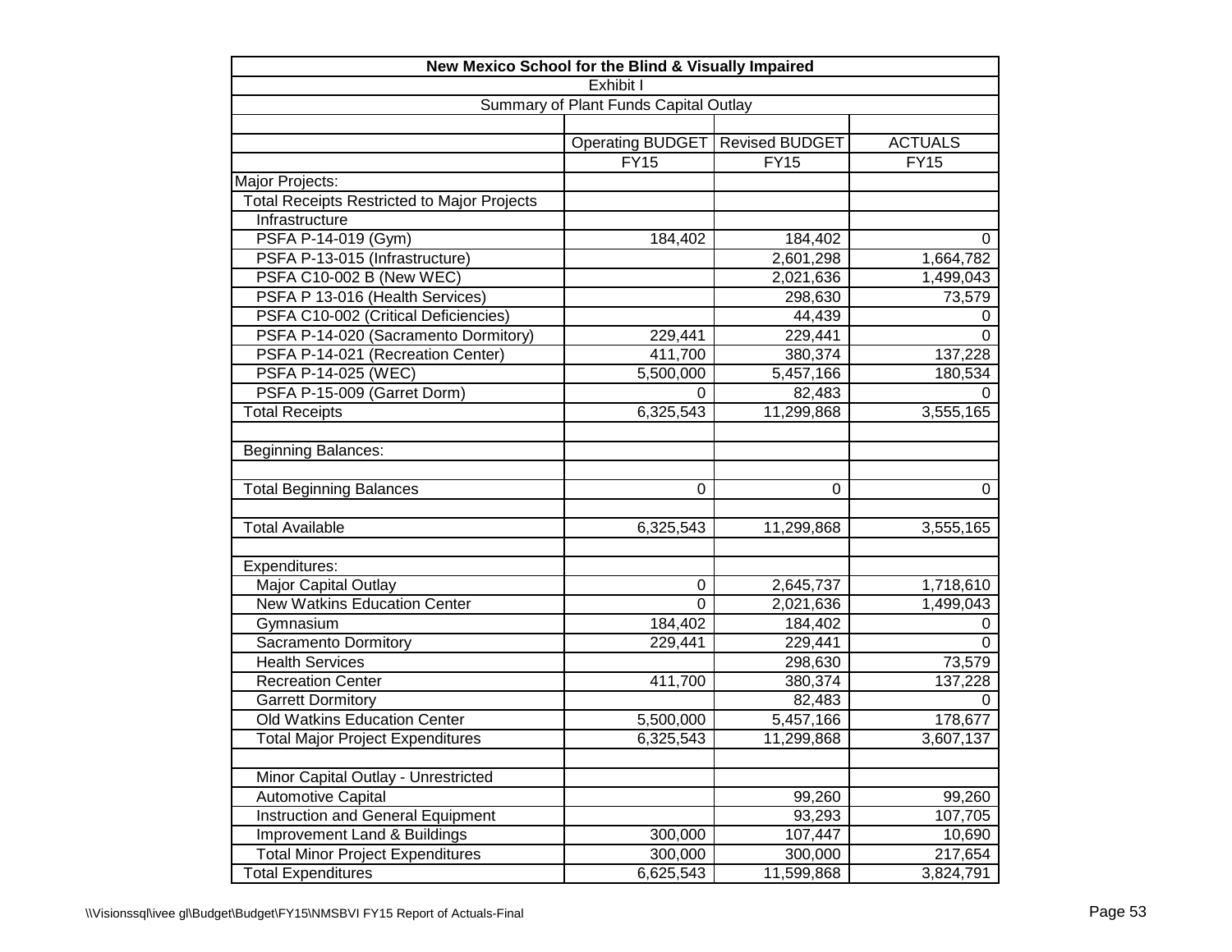| New Mexico School for the Blind & Visually Impaired | | | |
|---|---|---|---|
| Exhibit I | | | |
| Summary of Plant Funds Capital Outlay | | | |
| | | | |
| | Operating BUDGET | Revised BUDGET | ACTUALS |
| | FY15 | FY15 | FY15 |
| Major Projects: | | | |
| Total Receipts Restricted to Major Projects | | | |
| Infrastructure | | | |
| PSFA P-14-019 (Gym) | 184,402 | 184,402 | 0 |
| PSFA P-13-015 (Infrastructure) | | 2,601,298 | 1,664,782 |
| PSFA C10-002 B (New WEC) | | 2,021,636 | 1,499,043 |
| PSFA P 13-016 (Health Services) | | 298,630 | 73,579 |
| PSFA C10-002 (Critical Deficiencies) | | 44,439 | 0 |
| PSFA P-14-020 (Sacramento Dormitory) | 229,441 | 229,441 | 0 |
| PSFA P-14-021 (Recreation Center) | 411,700 | 380,374 | 137,228 |
| PSFA P-14-025 (WEC) | 5,500,000 | 5,457,166 | 180,534 |
| PSFA P-15-009 (Garret Dorm) | 0 | 82,483 | 0 |
| Total Receipts | 6,325,543 | 11,299,868 | 3,555,165 |
| | | | |
| Beginning Balances: | | | |
| | | | |
| Total Beginning Balances | 0 | 0 | 0 |
| | | | |
| Total Available | 6,325,543 | 11,299,868 | 3,555,165 |
| | | | |
| Expenditures: | | | |
| Major Capital Outlay | 0 | 2,645,737 | 1,718,610 |
| New Watkins Education Center | 0 | 2,021,636 | 1,499,043 |
| Gymnasium | 184,402 | 184,402 | 0 |
| Sacramento Dormitory | 229,441 | 229,441 | 0 |
| Health Services | | 298,630 | 73,579 |
| Recreation Center | 411,700 | 380,374 | 137,228 |
| Garrett Dormitory | | 82,483 | 0 |
| Old Watkins Education Center | 5,500,000 | 5,457,166 | 178,677 |
| Total Major Project Expenditures | 6,325,543 | 11,299,868 | 3,607,137 |
| | | | |
| Minor Capital Outlay - Unrestricted | | | |
| Automotive Capital | | 99,260 | 99,260 |
| Instruction and General Equipment | | 93,293 | 107,705 |
| Improvement Land & Buildings | 300,000 | 107,447 | 10,690 |
| Total Minor Project Expenditures | 300,000 | 300,000 | 217,654 |
| Total Expenditures | 6,625,543 | 11,599,868 | 3,824,791 |

\\Visionssql\ivee gl\Budget\Budget\FY15\NMSBVI FY15 Report of Actuals-Final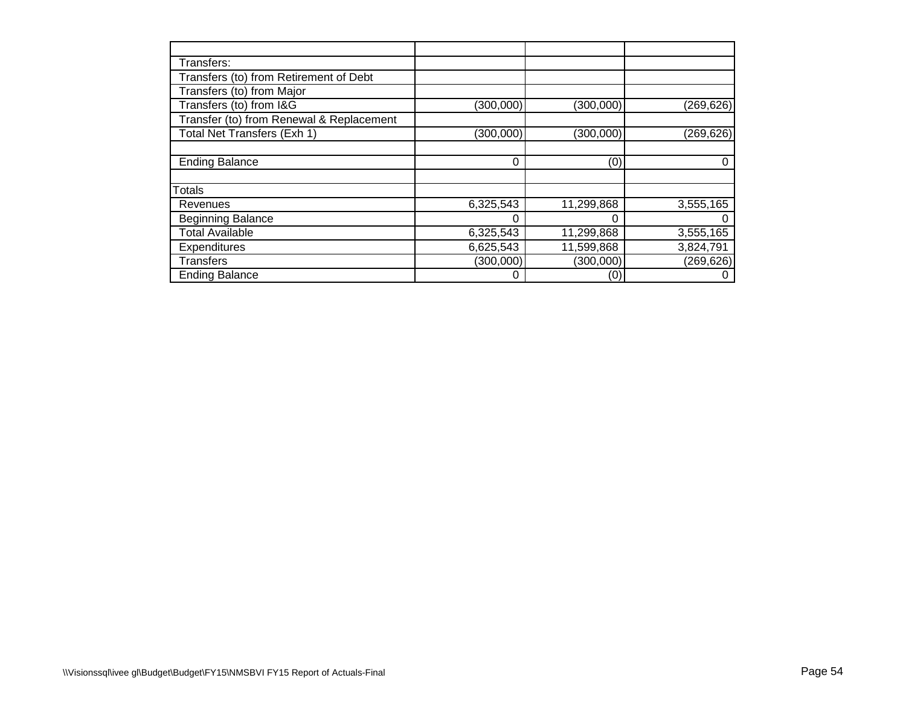| | | | |
|---|---|---|---|
| Transfers: | | | |
| Transfers (to) from Retirement of Debt | | | |
| Transfers (to) from Major | | | |
| Transfers (to) from I&G | (300,000) | (300,000) | (269,626) |
| Transfer (to) from Renewal & Replacement | | | |
| Total Net Transfers (Exh 1) | (300,000) | (300,000) | (269,626) |
| | | | |
| Ending Balance | 0 | (0) | 0 |
| | | | |
| Totals | | | |
| Revenues | 6,325,543 | 11,299,868 | 3,555,165 |
| Beginning Balance | 0 | 0 | 0 |
| Total Available | 6,325,543 | 11,299,868 | 3,555,165 |
| Expenditures | 6,625,543 | 11,599,868 | 3,824,791 |
| Transfers | (300,000) | (300,000) | (269,626) |
| Ending Balance | 0 | (0) | 0 |

\\Visionssql\ivee gl\Budget\Budget\FY15\NMSBVI FY15 Report of Actuals-Final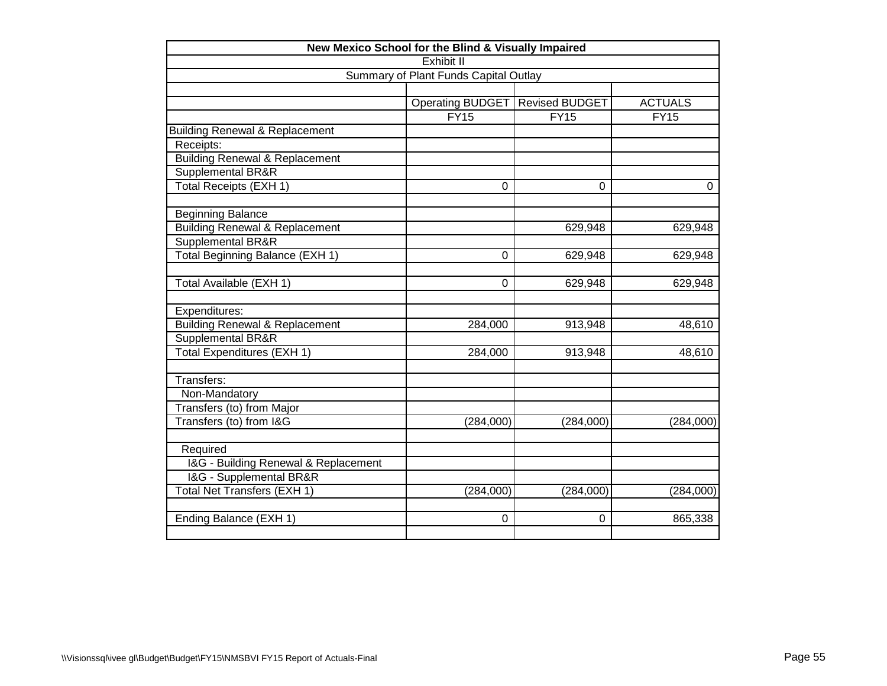## New Mexico School for the Blind & Visually Impaired

Exhibit II

Summary of Plant Funds Capital Outlay

| | Operating BUDGET FY15 | Revised BUDGET FY15 | ACTUALS FY15 |
|---|---|---|---|
| Building Renewal & Replacement | | | |
| Receipts: | | | |
| Building Renewal & Replacement | | | |
| Supplemental BR&R | | | |
| Total Receipts (EXH 1) | 0 | 0 | 0 |
| | | | |
| Beginning Balance | | | |
| Building Renewal & Replacement | | 629,948 | 629,948 |
| Supplemental BR&R | | | |
| Total Beginning Balance (EXH 1) | 0 | 629,948 | 629,948 |
| | | | |
| Total Available (EXH 1) | 0 | 629,948 | 629,948 |
| | | | |
| Expenditures: | | | |
| Building Renewal & Replacement | 284,000 | 913,948 | 48,610 |
| Supplemental BR&R | | | |
| Total Expenditures (EXH 1) | 284,000 | 913,948 | 48,610 |
| | | | |
| Transfers: | | | |
| Non-Mandatory | | | |
| Transfers (to) from Major | | | |
| Transfers (to) from I&G | (284,000) | (284,000) | (284,000) |
| | | | |
| Required | | | |
| I&G - Building Renewal & Replacement | | | |
| I&G - Supplemental BR&R | | | |
| Total Net Transfers (EXH 1) | (284,000) | (284,000) | (284,000) |
| | | | |
| Ending Balance (EXH 1) | 0 | 0 | 865,338 |

\\Visionssql\ivee gl\Budget\Budget\FY15\NMSBVI FY15 Report of Actuals-Final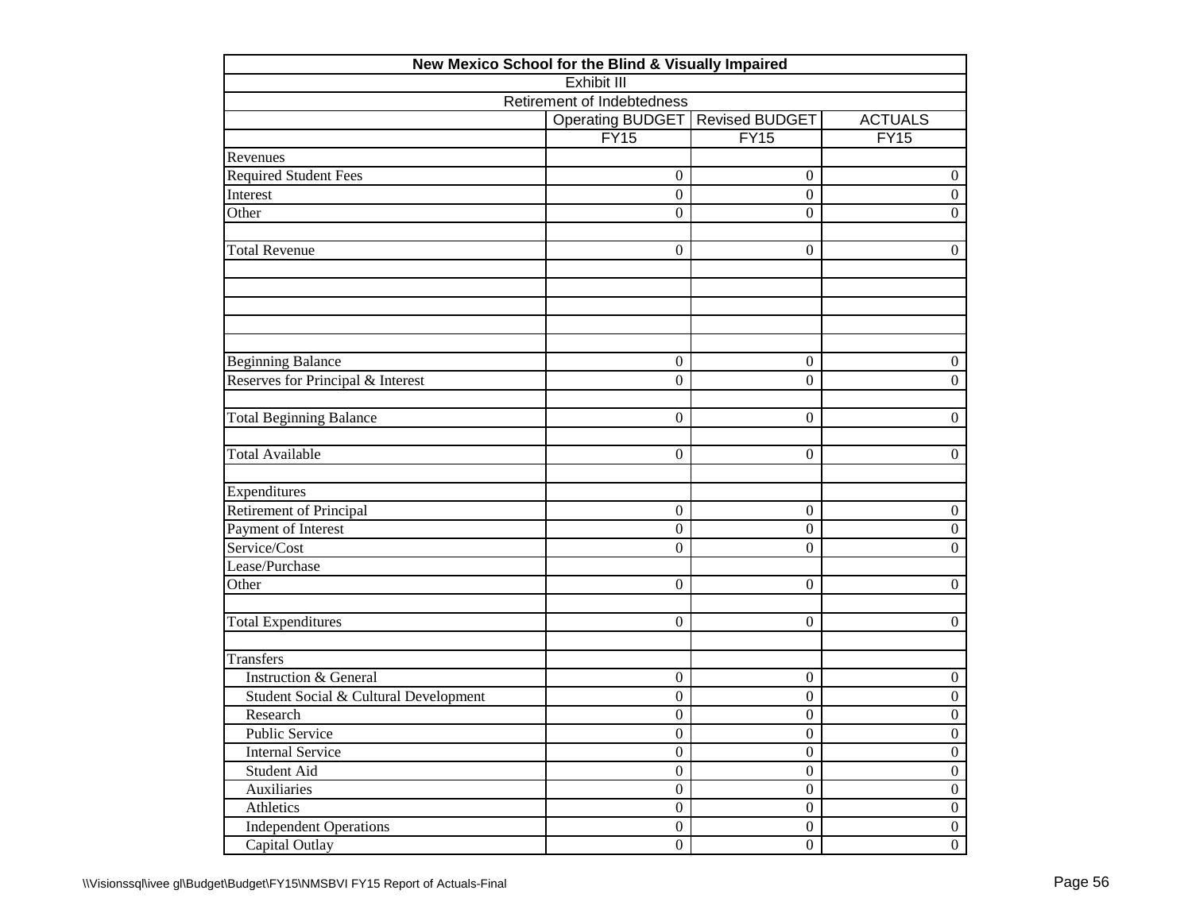| New Mexico School for the Blind & Visually Impaired | | | |
|---|---|---|---|
| Exhibit III | | | |
| Retirement of Indebtedness | | | |
| | Operating BUDGET | Revised BUDGET | ACTUALS |
| | FY15 | FY15 | FY15 |
| Revenues | | | |
| Required Student Fees | 0 | 0 | 0 |
| Interest | 0 | 0 | 0 |
| Other | 0 | 0 | 0 |
| | | | |
| Total Revenue | 0 | 0 | 0 |
| | | | |
| | | | |
| | | | |
| | | | |
| | | | |
| Beginning Balance | 0 | 0 | 0 |
| Reserves for Principal & Interest | 0 | 0 | 0 |
| | | | |
| Total Beginning Balance | 0 | 0 | 0 |
| | | | |
| Total Available | 0 | 0 | 0 |
| | | | |
| Expenditures | | | |
| Retirement of Principal | 0 | 0 | 0 |
| Payment of Interest | 0 | 0 | 0 |
| Service/Cost | 0 | 0 | 0 |
| Lease/Purchase | | | |
| Other | 0 | 0 | 0 |
| | | | |
| Total Expenditures | 0 | 0 | 0 |
| | | | |
| Transfers | | | |
| Instruction & General | 0 | 0 | 0 |
| Student Social & Cultural Development | 0 | 0 | 0 |
| Research | 0 | 0 | 0 |
| Public Service | 0 | 0 | 0 |
| Internal Service | 0 | 0 | 0 |
| Student Aid | 0 | 0 | 0 |
| Auxiliaries | 0 | 0 | 0 |
| Athletics | 0 | 0 | 0 |
| Independent Operations | 0 | 0 | 0 |
| Capital Outlay | 0 | 0 | 0 |

\\Visionssql\ivee gl\Budget\Budget\FY15\NMSBVI FY15 Report of Actuals-Final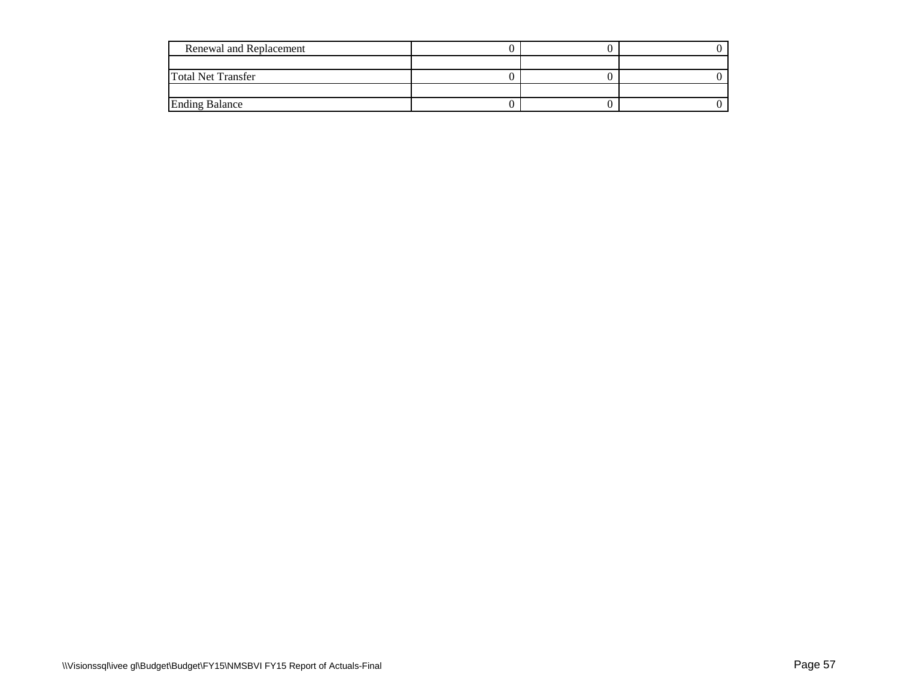| | | | |
|---|---|---|---|
| Renewal and Replacement | 0 | 0 | 0 |
| | | | |
| Total Net Transfer | 0 | 0 | 0 |
| | | | |
| Ending Balance | 0 | 0 | 0 |

\\Visionssql\ivee gl\Budget\Budget\FY15\NMSBVI FY15 Report of Actuals-Final